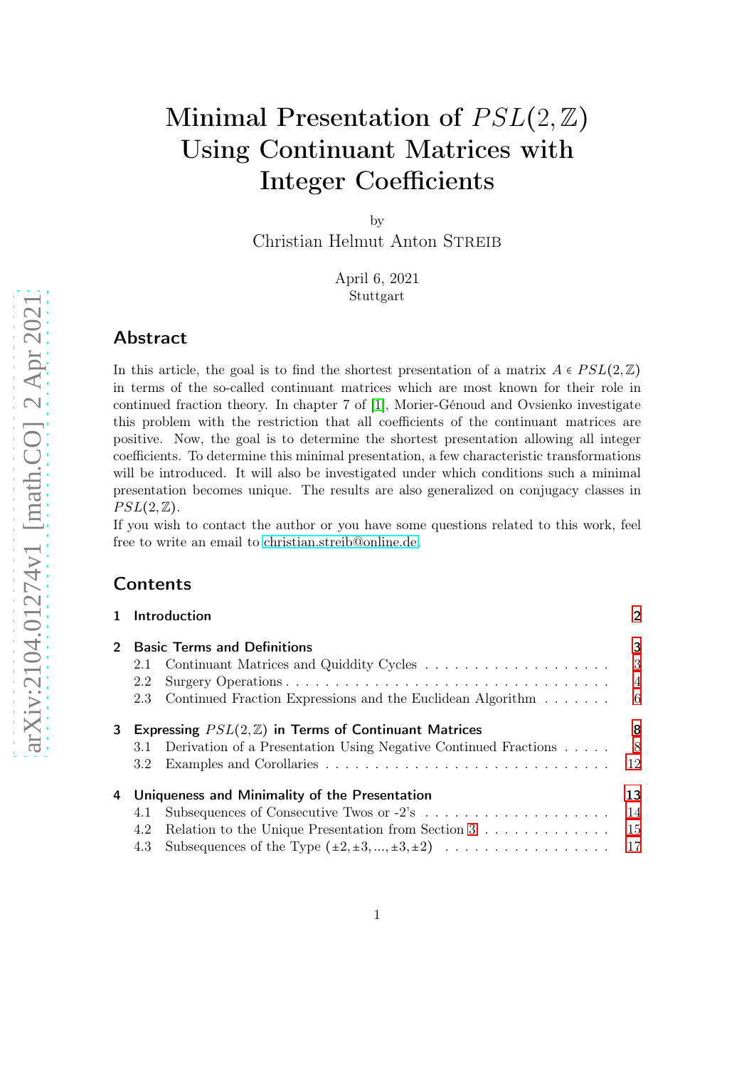# Minimal Presentation of $PSL(2, \mathbb{Z})$ Using Continuant Matrices with Integer Coefficients

by

Christian Helmut Anton Streib

April 6, 2021
Stuttgart

## Abstract

In this article, the goal is to find the shortest presentation of a matrix $A \in PSL(2, \mathbb{Z})$ in terms of the so-called continuant matrices which are most known for their role in continued fraction theory. In chapter 7 of [1], Morier-Génoud and Ovsienko investigate this problem with the restriction that all coefficients of the continuant matrices are positive. Now, the goal is to determine the shortest presentation allowing all integer coefficients. To determine this minimal presentation, a few characteristic transformations will be introduced. It will also be investigated under which conditions such a minimal presentation becomes unique. The results are also generalized on conjugacy classes in $PSL(2, \mathbb{Z})$.

If you wish to contact the author or you have some questions related to this work, feel free to write an email to christian.streib@online.de.

## Contents

1 Introduction 2

2 Basic Terms and Definitions 3
- 2.1 Continuant Matrices and Quiddity Cycles 3
- 2.2 Surgery Operations 4
- 2.3 Continued Fraction Expressions and the Euclidean Algorithm 6

3 Expressing $PSL(2, \mathbb{Z})$ in Terms of Continuant Matrices 8
- 3.1 Derivation of a Presentation Using Negative Continued Fractions 8
- 3.2 Examples and Corollaries 12

4 Uniqueness and Minimality of the Presentation 13
- 4.1 Subsequences of Consecutive Twos or -2's 14
- 4.2 Relation to the Unique Presentation from Section 3 15
- 4.3 Subsequences of the Type $(\pm 2, \pm 3, ..., \pm 3, \pm 2)$ 17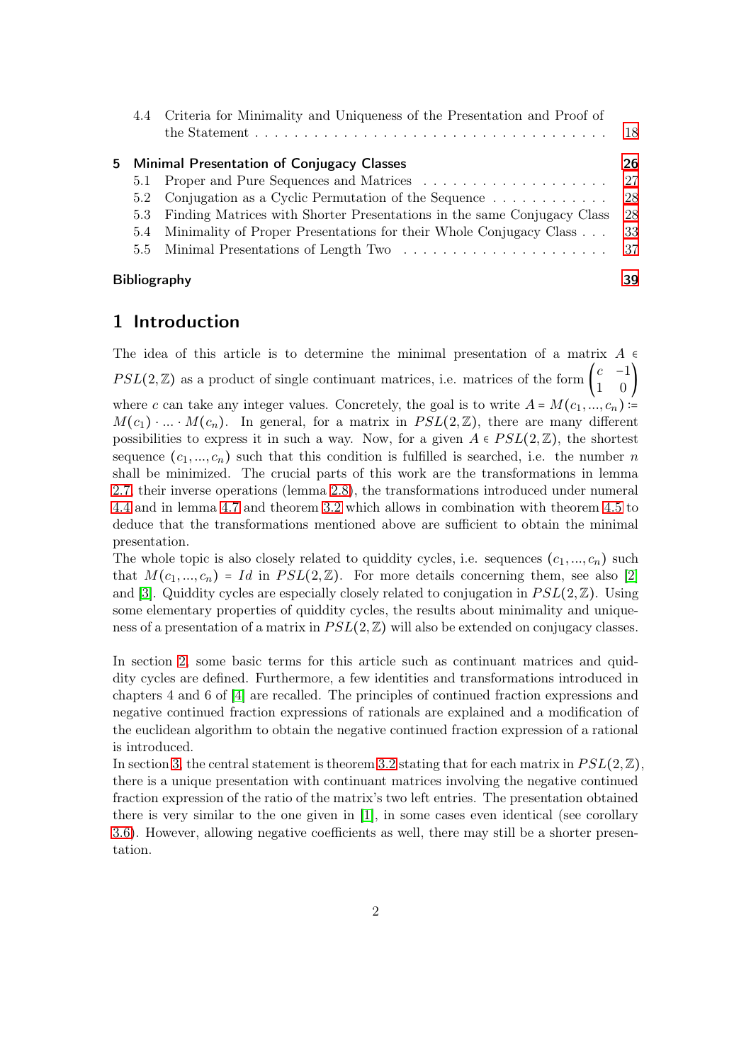4.4 Criteria for Minimality and Uniqueness of the Presentation and Proof of the Statement . . . . . . . . . . . . . . . . . . . . . . . . . . . . . . . . . . . 18

**5 Minimal Presentation of Conjugacy Classes** **26**

5.1 Proper and Pure Sequences and Matrices . . . . . . . . . . . . . . . . . . . 27

5.2 Conjugation as a Cyclic Permutation of the Sequence . . . . . . . . . . . . 28

5.3 Finding Matrices with Shorter Presentations in the same Conjugacy Class 28

5.4 Minimality of Proper Presentations for their Whole Conjugacy Class . . . 33

5.5 Minimal Presentations of Length Two . . . . . . . . . . . . . . . . . . . . . 37

**Bibliography** **39**

# 1 Introduction

The idea of this article is to determine the minimal presentation of a matrix $A \in PSL(2,\mathbb{Z})$ as a product of single continuant matrices, i.e. matrices of the form $\begin{pmatrix} c & -1 \\ 1 & 0 \end{pmatrix}$ where $c$ can take any integer values. Concretely, the goal is to write $A = M(c_1, ..., c_n) := M(c_1) \cdot ... \cdot M(c_n)$. In general, for a matrix in $PSL(2,\mathbb{Z})$, there are many different possibilities to express it in such a way. Now, for a given $A \in PSL(2,\mathbb{Z})$, the shortest sequence $(c_1, ..., c_n)$ such that this condition is fulfilled is searched, i.e. the number $n$ shall be minimized. The crucial parts of this work are the transformations in lemma 2.7, their inverse operations (lemma 2.8), the transformations introduced under numeral 4.4 and in lemma 4.7 and theorem 3.2 which allows in combination with theorem 4.5 to deduce that the transformations mentioned above are sufficient to obtain the minimal presentation.

The whole topic is also closely related to quiddity cycles, i.e. sequences $(c_1, ..., c_n)$ such that $M(c_1, ..., c_n) = Id$ in $PSL(2,\mathbb{Z})$. For more details concerning them, see also [2] and [3]. Quiddity cycles are especially closely related to conjugation in $PSL(2,\mathbb{Z})$. Using some elementary properties of quiddity cycles, the results about minimality and uniqueness of a presentation of a matrix in $PSL(2,\mathbb{Z})$ will also be extended on conjugacy classes.

In section 2, some basic terms for this article such as continuant matrices and quiddity cycles are defined. Furthermore, a few identities and transformations introduced in chapters 4 and 6 of [4] are recalled. The principles of continued fraction expressions and negative continued fraction expressions of rationals are explained and a modification of the euclidean algorithm to obtain the negative continued fraction expression of a rational is introduced.

In section 3, the central statement is theorem 3.2 stating that for each matrix in $PSL(2,\mathbb{Z})$, there is a unique presentation with continuant matrices involving the negative continued fraction expression of the ratio of the matrix's two left entries. The presentation obtained there is very similar to the one given in [1], in some cases even identical (see corollary 3.6). However, allowing negative coefficients as well, there may still be a shorter presentation.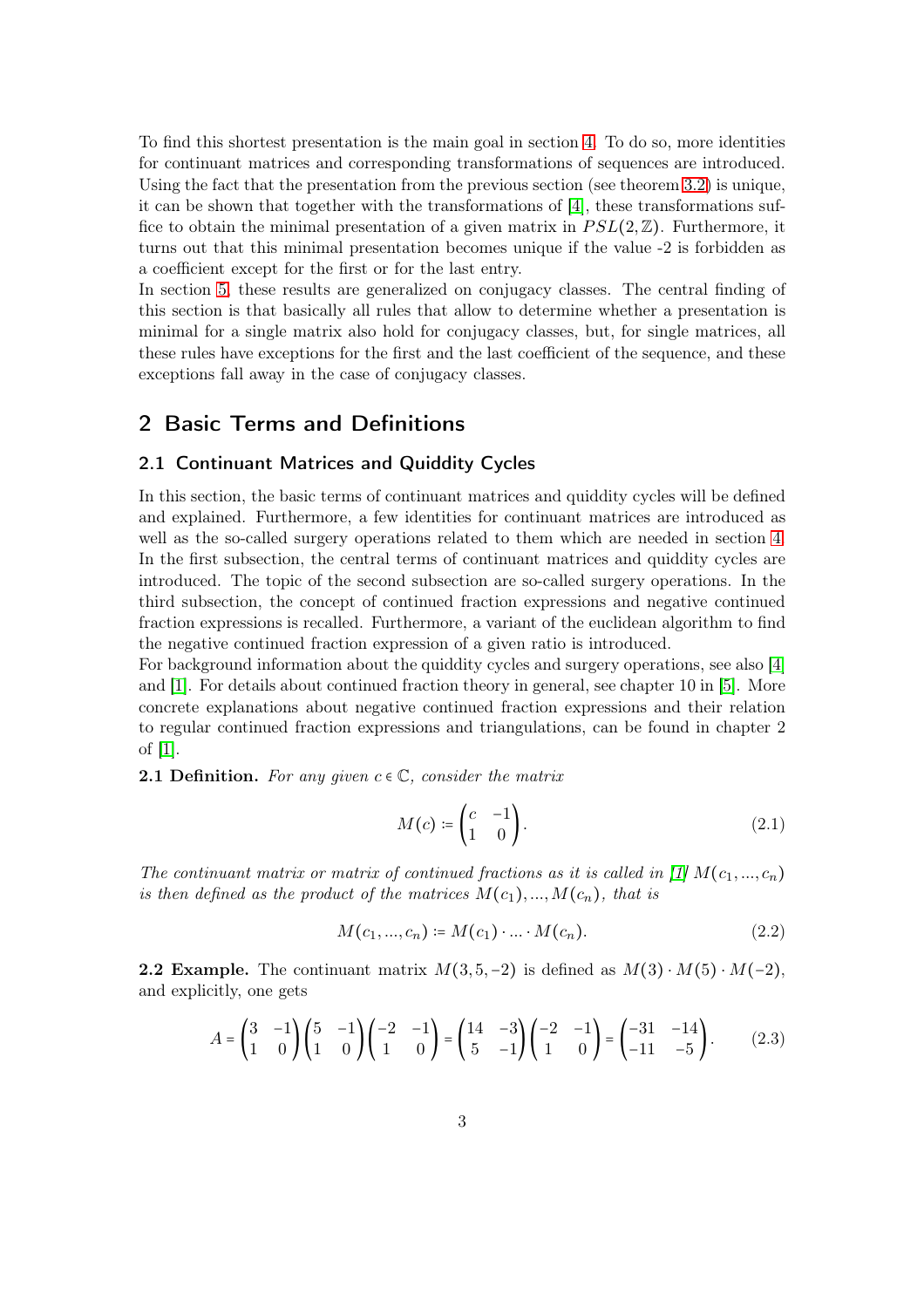To find this shortest presentation is the main goal in section 4. To do so, more identities for continuant matrices and corresponding transformations of sequences are introduced. Using the fact that the presentation from the previous section (see theorem 3.2) is unique, it can be shown that together with the transformations of [4], these transformations suffice to obtain the minimal presentation of a given matrix in $PSL(2,\mathbb{Z})$. Furthermore, it turns out that this minimal presentation becomes unique if the value -2 is forbidden as a coefficient except for the first or for the last entry.
In section 5, these results are generalized on conjugacy classes. The central finding of this section is that basically all rules that allow to determine whether a presentation is minimal for a single matrix also hold for conjugacy classes, but, for single matrices, all these rules have exceptions for the first and the last coefficient of the sequence, and these exceptions fall away in the case of conjugacy classes.

## 2 Basic Terms and Definitions

### 2.1 Continuant Matrices and Quiddity Cycles

In this section, the basic terms of continuant matrices and quiddity cycles will be defined and explained. Furthermore, a few identities for continuant matrices are introduced as well as the so-called surgery operations related to them which are needed in section 4. In the first subsection, the central terms of continuant matrices and quiddity cycles are introduced. The topic of the second subsection are so-called surgery operations. In the third subsection, the concept of continued fraction expressions and negative continued fraction expressions is recalled. Furthermore, a variant of the euclidean algorithm to find the negative continued fraction expression of a given ratio is introduced.
For background information about the quiddity cycles and surgery operations, see also [4] and [1]. For details about continued fraction theory in general, see chapter 10 in [5]. More concrete explanations about negative continued fraction expressions and their relation to regular continued fraction expressions and triangulations, can be found in chapter 2 of [1].

**2.1 Definition.** *For any given $c \in \mathbb{C}$, consider the matrix*

$$M(c) := \begin{pmatrix} c & -1 \\ 1 & 0 \end{pmatrix}. \tag{2.1}$$

*The continuant matrix or matrix of continued fractions as it is called in [1] $M(c_1, ..., c_n)$ is then defined as the product of the matrices $M(c_1), ..., M(c_n)$, that is*

$$M(c_1, ..., c_n) := M(c_1) \cdot ... \cdot M(c_n). \tag{2.2}$$

**2.2 Example.** The continuant matrix $M(3, 5, -2)$ is defined as $M(3) \cdot M(5) \cdot M(-2)$, and explicitly, one gets

$$A = \begin{pmatrix} 3 & -1 \\ 1 & 0 \end{pmatrix} \begin{pmatrix} 5 & -1 \\ 1 & 0 \end{pmatrix} \begin{pmatrix} -2 & -1 \\ 1 & 0 \end{pmatrix} = \begin{pmatrix} 14 & -3 \\ 5 & -1 \end{pmatrix} \begin{pmatrix} -2 & -1 \\ 1 & 0 \end{pmatrix} = \begin{pmatrix} -31 & -14 \\ -11 & -5 \end{pmatrix}. \tag{2.3}$$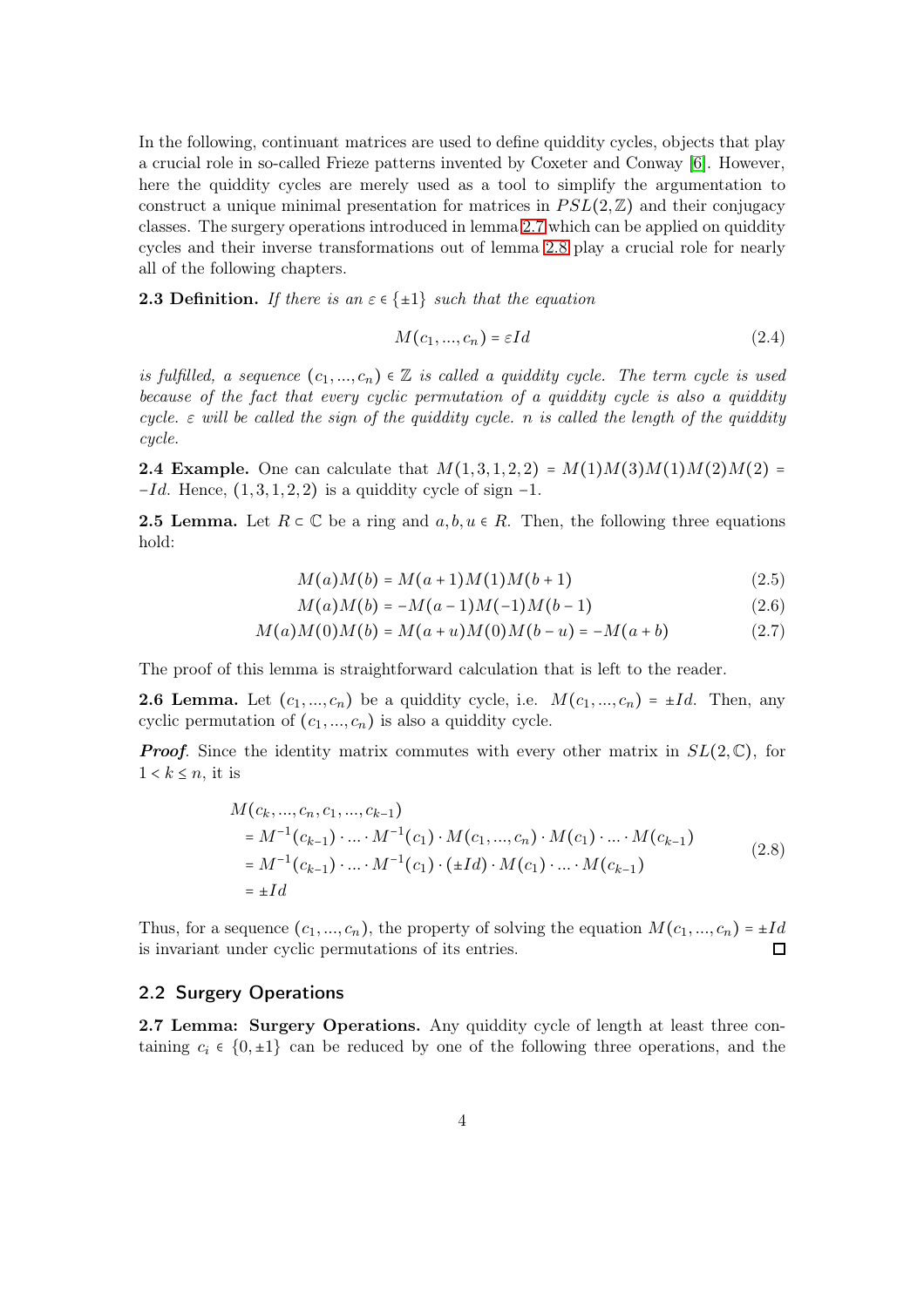In the following, continuant matrices are used to define quiddity cycles, objects that play a crucial role in so-called Frieze patterns invented by Coxeter and Conway [6]. However, here the quiddity cycles are merely used as a tool to simplify the argumentation to construct a unique minimal presentation for matrices in $PSL(2,\mathbb{Z})$ and their conjugacy classes. The surgery operations introduced in lemma 2.7 which can be applied on quiddity cycles and their inverse transformations out of lemma 2.8 play a crucial role for nearly all of the following chapters.

**2.3 Definition.** *If there is an $\varepsilon \in \{\pm 1\}$ such that the equation*

$$M(c_1, ..., c_n) = \varepsilon Id \tag{2.4}$$

*is fulfilled, a sequence $(c_1, ..., c_n) \in \mathbb{Z}$ is called a quiddity cycle. The term cycle is used because of the fact that every cyclic permutation of a quiddity cycle is also a quiddity cycle. $\varepsilon$ will be called the sign of the quiddity cycle. $n$ is called the length of the quiddity cycle.*

**2.4 Example.** One can calculate that $M(1,3,1,2,2) = M(1)M(3)M(1)M(2)M(2) = -Id$. Hence, $(1,3,1,2,2)$ is a quiddity cycle of sign $-1$.

**2.5 Lemma.** Let $R \subset \mathbb{C}$ be a ring and $a, b, u \in R$. Then, the following three equations hold:

$$M(a)M(b) = M(a+1)M(1)M(b+1) \tag{2.5}$$

$$M(a)M(b) = -M(a-1)M(-1)M(b-1) \tag{2.6}$$

$$M(a)M(0)M(b) = M(a+u)M(0)M(b-u) = -M(a+b) \tag{2.7}$$

The proof of this lemma is straightforward calculation that is left to the reader.

**2.6 Lemma.** Let $(c_1, ..., c_n)$ be a quiddity cycle, i.e. $M(c_1, ..., c_n) = \pm Id$. Then, any cyclic permutation of $(c_1, ..., c_n)$ is also a quiddity cycle.

***Proof.*** Since the identity matrix commutes with every other matrix in $SL(2,\mathbb{C})$, for $1 < k \leq n$, it is

$$\begin{aligned}
&M(c_k, ..., c_n, c_1, ..., c_{k-1}) \\
&= M^{-1}(c_{k-1}) \cdot ... \cdot M^{-1}(c_1) \cdot M(c_1, ..., c_n) \cdot M(c_1) \cdot ... \cdot M(c_{k-1}) \\
&= M^{-1}(c_{k-1}) \cdot ... \cdot M^{-1}(c_1) \cdot (\pm Id) \cdot M(c_1) \cdot ... \cdot M(c_{k-1}) \\
&= \pm Id
\end{aligned} \tag{2.8}$$

Thus, for a sequence $(c_1, ..., c_n)$, the property of solving the equation $M(c_1, ..., c_n) = \pm Id$ is invariant under cyclic permutations of its entries. □

## 2.2 Surgery Operations

**2.7 Lemma: Surgery Operations.** Any quiddity cycle of length at least three containing $c_i \in \{0, \pm 1\}$ can be reduced by one of the following three operations, and the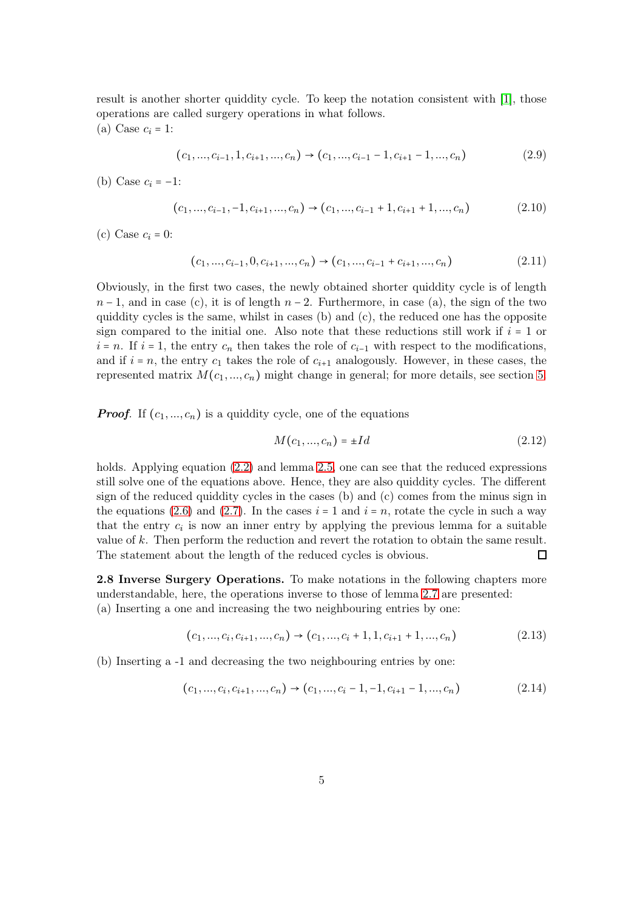result is another shorter quiddity cycle. To keep the notation consistent with [1], those operations are called surgery operations in what follows.

(a) Case $c_i = 1$:

$$(c_1, ..., c_{i-1}, 1, c_{i+1}, ..., c_n) \to (c_1, ..., c_{i-1} - 1, c_{i+1} - 1, ..., c_n) \tag{2.9}$$

(b) Case $c_i = -1$:

$$(c_1, ..., c_{i-1}, -1, c_{i+1}, ..., c_n) \to (c_1, ..., c_{i-1} + 1, c_{i+1} + 1, ..., c_n) \tag{2.10}$$

(c) Case $c_i = 0$:

$$(c_1, ..., c_{i-1}, 0, c_{i+1}, ..., c_n) \to (c_1, ..., c_{i-1} + c_{i+1}, ..., c_n) \tag{2.11}$$

Obviously, in the first two cases, the newly obtained shorter quiddity cycle is of length $n-1$, and in case (c), it is of length $n-2$. Furthermore, in case (a), the sign of the two quiddity cycles is the same, whilst in cases (b) and (c), the reduced one has the opposite sign compared to the initial one. Also note that these reductions still work if $i = 1$ or $i = n$. If $i = 1$, the entry $c_n$ then takes the role of $c_{i-1}$ with respect to the modifications, and if $i = n$, the entry $c_1$ takes the role of $c_{i+1}$ analogously. However, in these cases, the represented matrix $M(c_1, ..., c_n)$ might change in general; for more details, see section 5.

***Proof.*** If $(c_1, ..., c_n)$ is a quiddity cycle, one of the equations

$$M(c_1, ..., c_n) = \pm Id \tag{2.12}$$

holds. Applying equation (2.2) and lemma 2.5, one can see that the reduced expressions still solve one of the equations above. Hence, they are also quiddity cycles. The different sign of the reduced quiddity cycles in the cases (b) and (c) comes from the minus sign in the equations (2.6) and (2.7). In the cases $i = 1$ and $i = n$, rotate the cycle in such a way that the entry $c_i$ is now an inner entry by applying the previous lemma for a suitable value of $k$. Then perform the reduction and revert the rotation to obtain the same result. The statement about the length of the reduced cycles is obvious. □

**2.8 Inverse Surgery Operations.** To make notations in the following chapters more understandable, here, the operations inverse to those of lemma 2.7 are presented:

(a) Inserting a one and increasing the two neighbouring entries by one:

$$(c_1, ..., c_i, c_{i+1}, ..., c_n) \to (c_1, ..., c_i + 1, 1, c_{i+1} + 1, ..., c_n) \tag{2.13}$$

(b) Inserting a -1 and decreasing the two neighbouring entries by one:

$$(c_1, ..., c_i, c_{i+1}, ..., c_n) \to (c_1, ..., c_i - 1, -1, c_{i+1} - 1, ..., c_n) \tag{2.14}$$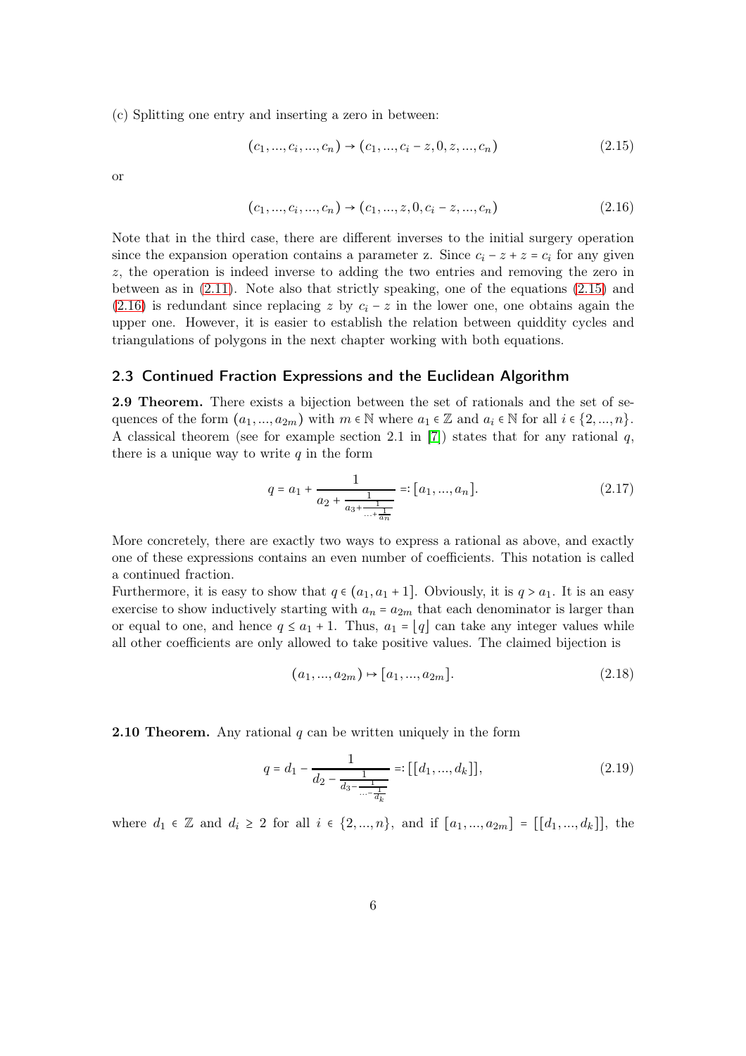(c) Splitting one entry and inserting a zero in between:

$$(c_1, ..., c_i, ..., c_n) \to (c_1, ..., c_i - z, 0, z, ..., c_n) \tag{2.15}$$

or

$$(c_1, ..., c_i, ..., c_n) \to (c_1, ..., z, 0, c_i - z, ..., c_n) \tag{2.16}$$

Note that in the third case, there are different inverses to the initial surgery operation since the expansion operation contains a parameter z. Since $c_i - z + z = c_i$ for any given $z$, the operation is indeed inverse to adding the two entries and removing the zero in between as in (2.11). Note also that strictly speaking, one of the equations (2.15) and (2.16) is redundant since replacing $z$ by $c_i - z$ in the lower one, one obtains again the upper one. However, it is easier to establish the relation between quiddity cycles and triangulations of polygons in the next chapter working with both equations.

## 2.3 Continued Fraction Expressions and the Euclidean Algorithm

**2.9 Theorem.** There exists a bijection between the set of rationals and the set of sequences of the form $(a_1, ..., a_{2m})$ with $m \in \mathbb{N}$ where $a_1 \in \mathbb{Z}$ and $a_i \in \mathbb{N}$ for all $i \in \{2, ..., n\}$. A classical theorem (see for example section 2.1 in [7]) states that for any rational $q$, there is a unique way to write $q$ in the form

$$q = a_1 + \cfrac{1}{a_2 + \cfrac{1}{a_3 + \cfrac{1}{\dots + \cfrac{1}{a_n}}}} =: [a_1, ..., a_n]. \tag{2.17}$$

More concretely, there are exactly two ways to express a rational as above, and exactly one of these expressions contains an even number of coefficients. This notation is called a continued fraction.
Furthermore, it is easy to show that $q \in (a_1, a_1 + 1]$. Obviously, it is $q > a_1$. It is an easy exercise to show inductively starting with $a_n = a_{2m}$ that each denominator is larger than or equal to one, and hence $q \le a_1 + 1$. Thus, $a_1 = \lfloor q \rfloor$ can take any integer values while all other coefficients are only allowed to take positive values. The claimed bijection is

$$(a_1, ..., a_{2m}) \mapsto [a_1, ..., a_{2m}]. \tag{2.18}$$

**2.10 Theorem.** Any rational $q$ can be written uniquely in the form

$$q = d_1 - \cfrac{1}{d_2 - \cfrac{1}{d_3 - \cfrac{1}{\dots - \cfrac{1}{d_k}}}} =: [[d_1, ..., d_k]], \tag{2.19}$$

where $d_1 \in \mathbb{Z}$ and $d_i \ge 2$ for all $i \in \{2, ..., n\}$, and if $[a_1, ..., a_{2m}] = [[d_1, ..., d_k]]$, the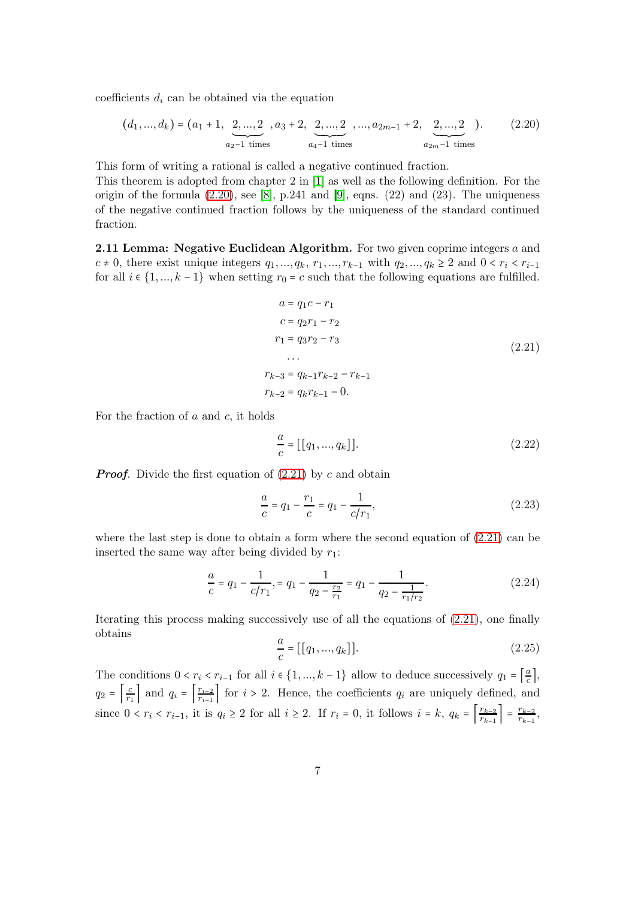coefficients $d_i$ can be obtained via the equation

$$(d_1, ..., d_k) = (a_1 + 1, \underbrace{2, ..., 2}_{a_2-1 \text{ times}}, a_3 + 2, \underbrace{2, ..., 2}_{a_4-1 \text{ times}}, ..., a_{2m-1} + 2, \underbrace{2, ..., 2}_{a_{2m}-1 \text{ times}}). \tag{2.20}$$

This form of writing a rational is called a negative continued fraction.
This theorem is adopted from chapter 2 in [1] as well as the following definition. For the origin of the formula (2.20), see [8], p.241 and [9], eqns. (22) and (23). The uniqueness of the negative continued fraction follows by the uniqueness of the standard continued fraction.

**2.11 Lemma: Negative Euclidean Algorithm.** For two given coprime integers $a$ and $c \neq 0$, there exist unique integers $q_1, ..., q_k$, $r_1, ..., r_{k-1}$ with $q_2, ..., q_k \geq 2$ and $0 < r_i < r_{i-1}$ for all $i \in \{1, ..., k-1\}$ when setting $r_0 = c$ such that the following equations are fulfilled.

$$\begin{aligned}
a &= q_1 c - r_1 \\
c &= q_2 r_1 - r_2 \\
r_1 &= q_3 r_2 - r_3 \\
&\dots \\
r_{k-3} &= q_{k-1} r_{k-2} - r_{k-1} \\
r_{k-2} &= q_k r_{k-1} - 0.
\end{aligned} \tag{2.21}$$

For the fraction of $a$ and $c$, it holds

$$\frac{a}{c} = [[q_1, ..., q_k]]. \tag{2.22}$$

***Proof*.** Divide the first equation of (2.21) by $c$ and obtain

$$\frac{a}{c} = q_1 - \frac{r_1}{c} = q_1 - \frac{1}{c/r_1}, \tag{2.23}$$

where the last step is done to obtain a form where the second equation of (2.21) can be inserted the same way after being divided by $r_1$:

$$\frac{a}{c} = q_1 - \frac{1}{c/r_1}, = q_1 - \frac{1}{q_2 - \frac{r_2}{r_1}} = q_1 - \frac{1}{q_2 - \frac{1}{r_1/r_2}}. \tag{2.24}$$

Iterating this process making successively use of all the equations of (2.21), one finally obtains

$$\frac{a}{c} = [[q_1, ..., q_k]]. \tag{2.25}$$

The conditions $0 < r_i < r_{i-1}$ for all $i \in \{1, ..., k-1\}$ allow to deduce successively $q_1 = \left\lceil \frac{a}{c} \right\rceil$, $q_2 = \left\lceil \frac{c}{r_1} \right\rceil$ and $q_i = \left\lceil \frac{r_{i-2}}{r_{i-1}} \right\rceil$ for $i > 2$. Hence, the coefficients $q_i$ are uniquely defined, and since $0 < r_i < r_{i-1}$, it is $q_i \geq 2$ for all $i \geq 2$. If $r_i = 0$, it follows $i = k$, $q_k = \left\lceil \frac{r_{k-2}}{r_{k-1}} \right\rceil = \frac{r_{k-2}}{r_{k-1}}$,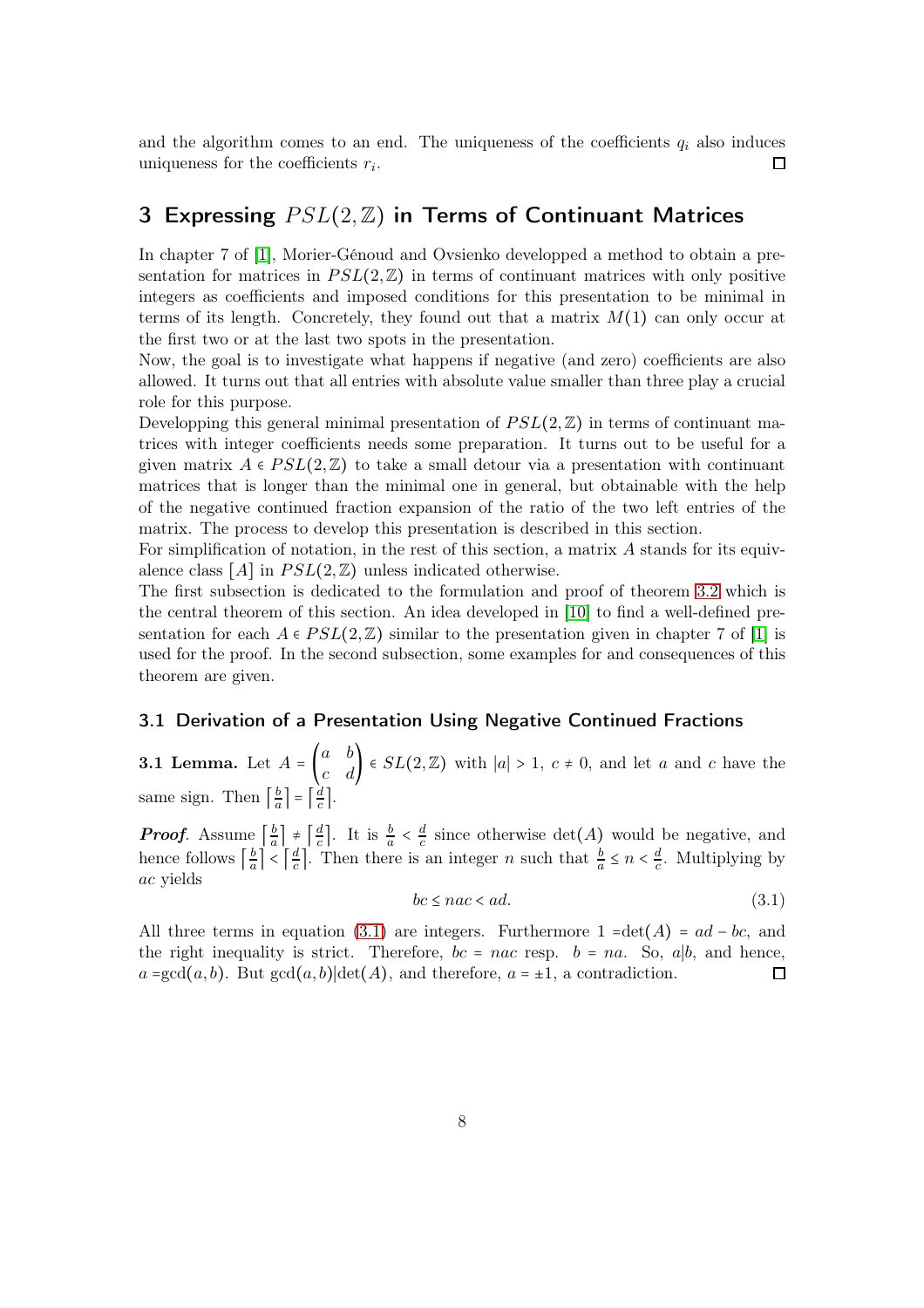and the algorithm comes to an end. The uniqueness of the coefficients $q_i$ also induces uniqueness for the coefficients $r_i$. $\square$

## 3 Expressing $PSL(2,\mathbb{Z})$ in Terms of Continuant Matrices

In chapter 7 of [1], Morier-Génoud and Ovsienko developped a method to obtain a presentation for matrices in $PSL(2,\mathbb{Z})$ in terms of continuant matrices with only positive integers as coefficients and imposed conditions for this presentation to be minimal in terms of its length. Concretely, they found out that a matrix $M(1)$ can only occur at the first two or at the last two spots in the presentation.
Now, the goal is to investigate what happens if negative (and zero) coefficients are also allowed. It turns out that all entries with absolute value smaller than three play a crucial role for this purpose.
Developping this general minimal presentation of $PSL(2,\mathbb{Z})$ in terms of continuant matrices with integer coefficients needs some preparation. It turns out to be useful for a given matrix $A \in PSL(2,\mathbb{Z})$ to take a small detour via a presentation with continuant matrices that is longer than the minimal one in general, but obtainable with the help of the negative continued fraction expansion of the ratio of the two left entries of the matrix. The process to develop this presentation is described in this section.
For simplification of notation, in the rest of this section, a matrix $A$ stands for its equivalence class $[A]$ in $PSL(2,\mathbb{Z})$ unless indicated otherwise.
The first subsection is dedicated to the formulation and proof of theorem 3.2 which is the central theorem of this section. An idea developed in [10] to find a well-defined presentation for each $A \in PSL(2,\mathbb{Z})$ similar to the presentation given in chapter 7 of [1] is used for the proof. In the second subsection, some examples for and consequences of this theorem are given.

### 3.1 Derivation of a Presentation Using Negative Continued Fractions

**3.1 Lemma.** Let $A = \begin{pmatrix} a & b \\ c & d \end{pmatrix} \in SL(2,\mathbb{Z})$ with $|a| > 1$, $c \neq 0$, and let $a$ and $c$ have the same sign. Then $\lceil \frac{b}{a} \rceil = \lceil \frac{d}{c} \rceil$.

***Proof.*** Assume $\lceil \frac{b}{a} \rceil \neq \lceil \frac{d}{c} \rceil$. It is $\frac{b}{a} < \frac{d}{c}$ since otherwise $\det(A)$ would be negative, and hence follows $\lceil \frac{b}{a} \rceil < \lceil \frac{d}{c} \rceil$. Then there is an integer $n$ such that $\frac{b}{a} \leq n < \frac{d}{c}$. Multiplying by $ac$ yields

$$bc \leq nac < ad. \tag{3.1}$$

All three terms in equation (3.1) are integers. Furthermore $1 = \det(A) = ad - bc$, and the right inequality is strict. Therefore, $bc = nac$ resp. $b = na$. So, $a|b$, and hence, $a = \gcd(a,b)$. But $\gcd(a,b)|\det(A)$, and therefore, $a = \pm 1$, a contradiction. $\square$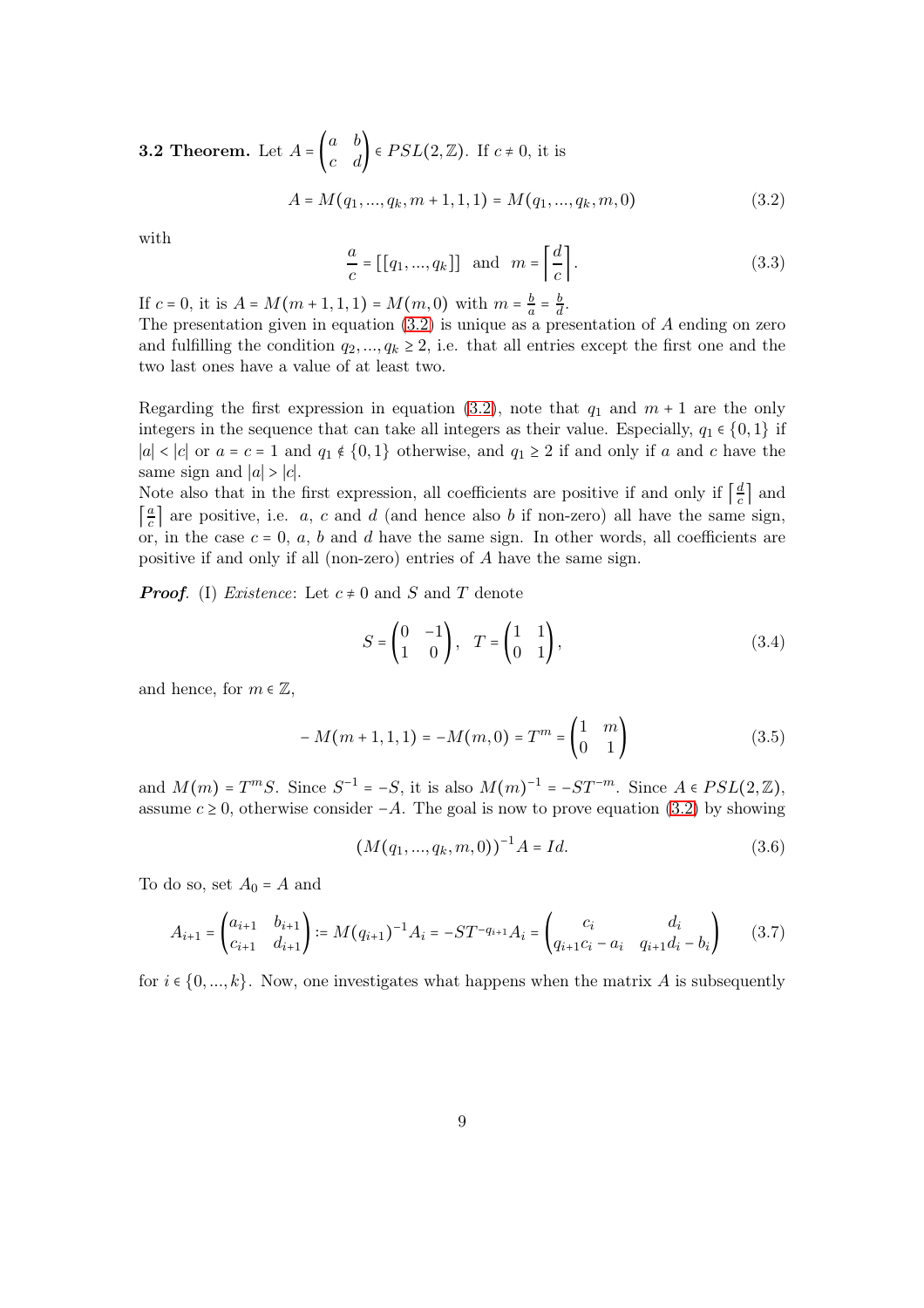**3.2 Theorem.** Let $A = \begin{pmatrix} a & b \\ c & d \end{pmatrix} \in PSL(2,\mathbb{Z})$. If $c \neq 0$, it is

$$A = M(q_1, ..., q_k, m+1, 1, 1) = M(q_1, ..., q_k, m, 0) \tag{3.2}$$

with

$$\frac{a}{c} = [[q_1, ..., q_k]] \quad \text{and} \quad m = \left\lceil \frac{d}{c} \right\rceil . \tag{3.3}$$

If $c = 0$, it is $A = M(m+1, 1, 1) = M(m, 0)$ with $m = \frac{b}{a} = \frac{b}{d}$.
The presentation given in equation (3.2) is unique as a presentation of $A$ ending on zero and fulfilling the condition $q_2, ..., q_k \geq 2$, i.e. that all entries except the first one and the two last ones have a value of at least two.

Regarding the first expression in equation (3.2), note that $q_1$ and $m+1$ are the only integers in the sequence that can take all integers as their value. Especially, $q_1 \in \{0, 1\}$ if $|a| < |c|$ or $a = c = 1$ and $q_1 \notin \{0, 1\}$ otherwise, and $q_1 \geq 2$ if and only if $a$ and $c$ have the same sign and $|a| > |c|$.
Note also that in the first expression, all coefficients are positive if and only if $\left\lceil \frac{d}{c} \right\rceil$ and $\left\lceil \frac{a}{c} \right\rceil$ are positive, i.e. $a$, $c$ and $d$ (and hence also $b$ if non-zero) all have the same sign, or, in the case $c = 0$, $a$, $b$ and $d$ have the same sign. In other words, all coefficients are positive if and only if all (non-zero) entries of $A$ have the same sign.

***Proof.*** (I) *Existence*: Let $c \neq 0$ and $S$ and $T$ denote

$$S = \begin{pmatrix} 0 & -1 \\ 1 & 0 \end{pmatrix}, \quad T = \begin{pmatrix} 1 & 1 \\ 0 & 1 \end{pmatrix}, \tag{3.4}$$

and hence, for $m \in \mathbb{Z}$,

$$-M(m+1, 1, 1) = -M(m, 0) = T^m = \begin{pmatrix} 1 & m \\ 0 & 1 \end{pmatrix} \tag{3.5}$$

and $M(m) = T^m S$. Since $S^{-1} = -S$, it is also $M(m)^{-1} = -ST^{-m}$. Since $A \in PSL(2,\mathbb{Z})$, assume $c \geq 0$, otherwise consider $-A$. The goal is now to prove equation (3.2) by showing

$$(M(q_1, ..., q_k, m, 0))^{-1} A = Id. \tag{3.6}$$

To do so, set $A_0 = A$ and

$$A_{i+1} = \begin{pmatrix} a_{i+1} & b_{i+1} \\ c_{i+1} & d_{i+1} \end{pmatrix} := M(q_{i+1})^{-1} A_i = -ST^{-q_{i+1}} A_i = \begin{pmatrix} c_i & d_i \\ q_{i+1}c_i - a_i & q_{i+1}d_i - b_i \end{pmatrix} \tag{3.7}$$

for $i \in \{0, ..., k\}$. Now, one investigates what happens when the matrix $A$ is subsequently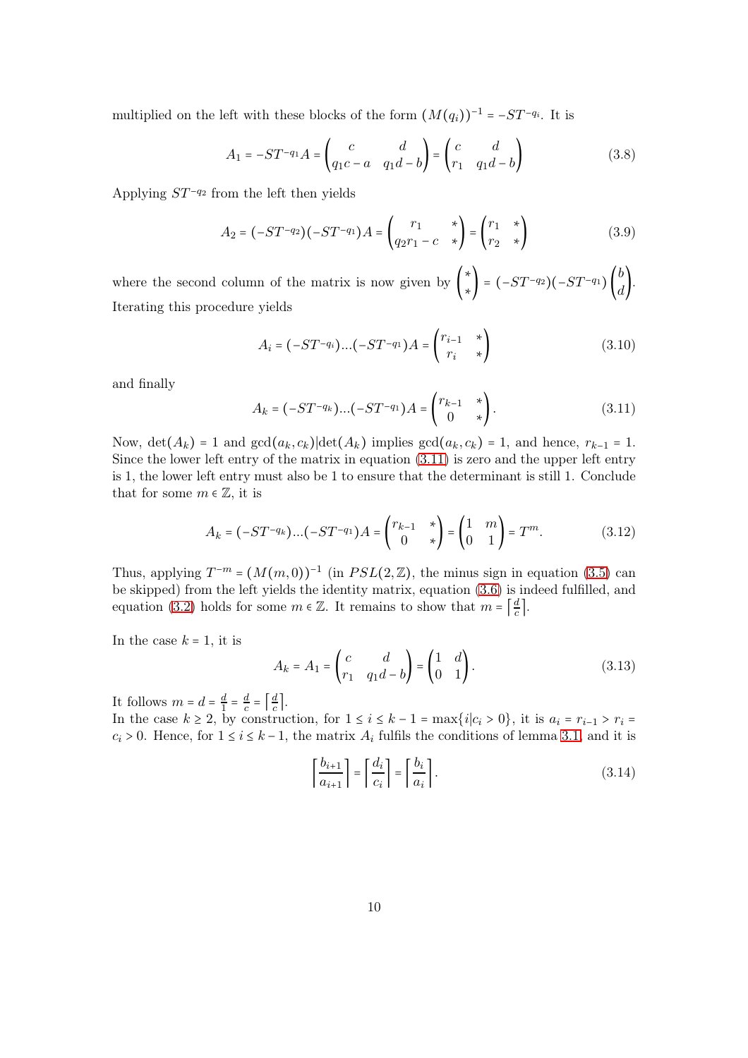multiplied on the left with these blocks of the form $(M(q_i))^{-1} = -ST^{-q_i}$. It is

$$A_1 = -ST^{-q_1}A = \begin{pmatrix} c & d \\ q_1 c - a & q_1 d - b \end{pmatrix} = \begin{pmatrix} c & d \\ r_1 & q_1 d - b \end{pmatrix} \tag{3.8}$$

Applying $ST^{-q_2}$ from the left then yields

$$A_2 = (-ST^{-q_2})(-ST^{-q_1})A = \begin{pmatrix} r_1 & * \\ q_2 r_1 - c & * \end{pmatrix} = \begin{pmatrix} r_1 & * \\ r_2 & * \end{pmatrix} \tag{3.9}$$

where the second column of the matrix is now given by $\begin{pmatrix} * \\ * \end{pmatrix} = (-ST^{-q_2})(-ST^{-q_1}) \begin{pmatrix} b \\ d \end{pmatrix}$. Iterating this procedure yields

$$A_i = (-ST^{-q_i})...(-ST^{-q_1})A = \begin{pmatrix} r_{i-1} & * \\ r_i & * \end{pmatrix} \tag{3.10}$$

and finally

$$A_k = (-ST^{-q_k})...(-ST^{-q_1})A = \begin{pmatrix} r_{k-1} & * \\ 0 & * \end{pmatrix}. \tag{3.11}$$

Now, $\det(A_k) = 1$ and $\gcd(a_k, c_k) | \det(A_k)$ implies $\gcd(a_k, c_k) = 1$, and hence, $r_{k-1} = 1$. Since the lower left entry of the matrix in equation (3.11) is zero and the upper left entry is 1, the lower left entry must also be 1 to ensure that the determinant is still 1. Conclude that for some $m \in \mathbb{Z}$, it is

$$A_k = (-ST^{-q_k})...(-ST^{-q_1})A = \begin{pmatrix} r_{k-1} & * \\ 0 & * \end{pmatrix} = \begin{pmatrix} 1 & m \\ 0 & 1 \end{pmatrix} = T^m. \tag{3.12}$$

Thus, applying $T^{-m} = (M(m,0))^{-1}$ (in $PSL(2,\mathbb{Z})$, the minus sign in equation (3.5) can be skipped) from the left yields the identity matrix, equation (3.6) is indeed fulfilled, and equation (3.2) holds for some $m \in \mathbb{Z}$. It remains to show that $m = \left\lceil \frac{d}{c} \right\rceil$.

In the case $k = 1$, it is

$$A_k = A_1 = \begin{pmatrix} c & d \\ r_1 & q_1 d - b \end{pmatrix} = \begin{pmatrix} 1 & d \\ 0 & 1 \end{pmatrix}. \tag{3.13}$$

It follows $m = d = \frac{d}{1} = \frac{d}{c} = \left\lceil \frac{d}{c} \right\rceil$.
In the case $k \geq 2$, by construction, for $1 \leq i \leq k-1 = \max\{i | c_i > 0\}$, it is $a_i = r_{i-1} > r_i = c_i > 0$. Hence, for $1 \leq i \leq k-1$, the matrix $A_i$ fulfils the conditions of lemma 3.1, and it is

$$\left\lceil \frac{b_{i+1}}{a_{i+1}} \right\rceil = \left\lceil \frac{d_i}{c_i} \right\rceil = \left\lceil \frac{b_i}{a_i} \right\rceil. \tag{3.14}$$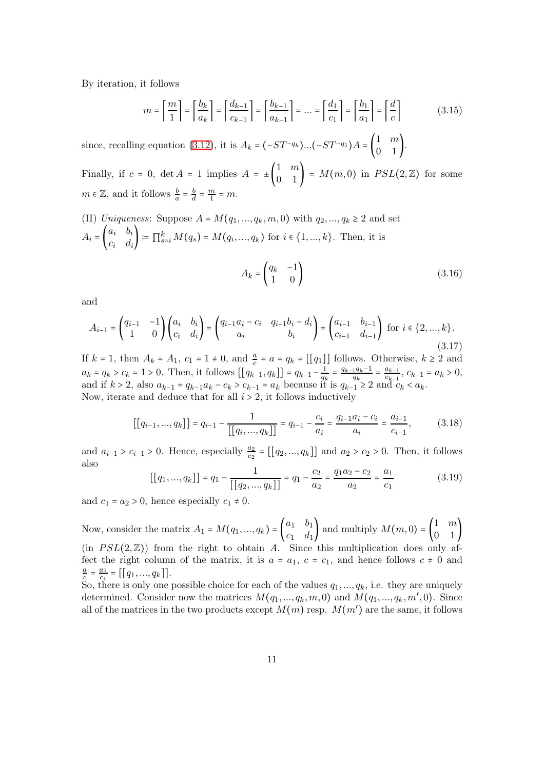By iteration, it follows

$$m = \left\lceil \frac{m}{1} \right\rceil = \left\lceil \frac{b_k}{a_k} \right\rceil = \left\lceil \frac{d_{k-1}}{c_{k-1}} \right\rceil = \left\lceil \frac{b_{k-1}}{a_{k-1}} \right\rceil = \dots = \left\lceil \frac{d_1}{c_1} \right\rceil = \left\lceil \frac{b_1}{a_1} \right\rceil = \left\lceil \frac{d}{c} \right\rceil \tag{3.15}$$

since, recalling equation (3.12), it is $A_k = (-ST^{-q_k})\dots(-ST^{-q_1})A = \begin{pmatrix} 1 & m \\ 0 & 1 \end{pmatrix}$.

Finally, if $c = 0$, $\det A = 1$ implies $A = \pm \begin{pmatrix} 1 & m \\ 0 & 1 \end{pmatrix} = M(m, 0)$ in $PSL(2, \mathbb{Z})$ for some $m \in \mathbb{Z}$, and it follows $\frac{b}{a} = \frac{b}{d} = \frac{m}{1} = m$.

(II) *Uniqueness*: Suppose $A = M(q_1, \dots, q_k, m, 0)$ with $q_2, \dots, q_k \geq 2$ and set $A_i = \begin{pmatrix} a_i & b_i \\ c_i & d_i \end{pmatrix} \coloneqq \prod_{s=i}^k M(q_s) = M(q_i, \dots, q_k)$ for $i \in \{1, \dots, k\}$. Then, it is

$$A_k = \begin{pmatrix} q_k & -1 \\ 1 & 0 \end{pmatrix} \tag{3.16}$$

and

$$A_{i-1} = \begin{pmatrix} q_{i-1} & -1 \\ 1 & 0 \end{pmatrix} \begin{pmatrix} a_i & b_i \\ c_i & d_i \end{pmatrix} = \begin{pmatrix} q_{i-1}a_i - c_i & q_{i-1}b_i - d_i \\ a_i & b_i \end{pmatrix} = \begin{pmatrix} a_{i-1} & b_{i-1} \\ c_{i-1} & d_{i-1} \end{pmatrix} \text{ for } i \in \{2, \dots, k\}. \tag{3.17}$$

If $k = 1$, then $A_k = A_1$, $c_1 = 1 \neq 0$, and $\frac{a}{c} = a = q_k = [[q_1]]$ follows. Otherwise, $k \geq 2$ and $a_k = q_k > c_k = 1 > 0$. Then, it follows $[[q_{k-1}, q_k]] = q_{k-1} - \frac{1}{q_k} = \frac{q_{k-1}q_k - 1}{q_k} = \frac{a_{k-1}}{c_{k-1}}$, $c_{k-1} = a_k > 0$, and if $k > 2$, also $a_{k-1} = q_{k-1}a_k - c_k > c_{k-1} = a_k$ because it is $q_{k-1} \geq 2$ and $c_k < a_k$. Now, iterate and deduce that for all $i > 2$, it follows inductively

$$[[q_{i-1}, \dots, q_k]] = q_{i-1} - \frac{1}{[[q_i, \dots, q_k]]} = q_{i-1} - \frac{c_i}{a_i} = \frac{q_{i-1}a_i - c_i}{a_i} = \frac{a_{i-1}}{c_{i-1}}, \tag{3.18}$$

and $a_{i-1} > c_{i-1} > 0$. Hence, especially $\frac{a_2}{c_2} = [[q_2, \dots, q_k]]$ and $a_2 > c_2 > 0$. Then, it follows also

$$[[q_1, \dots, q_k]] = q_1 - \frac{1}{[[q_2, \dots, q_k]]} = q_1 - \frac{c_2}{a_2} = \frac{q_1 a_2 - c_2}{a_2} = \frac{a_1}{c_1} \tag{3.19}$$

and $c_1 = a_2 > 0$, hence especially $c_1 \neq 0$.

Now, consider the matrix $A_1 = M(q_1, \dots, q_k) = \begin{pmatrix} a_1 & b_1 \\ c_1 & d_1 \end{pmatrix}$ and multiply $M(m, 0) = \begin{pmatrix} 1 & m \\ 0 & 1 \end{pmatrix}$ (in $PSL(2, \mathbb{Z})$) from the right to obtain $A$. Since this multiplication does only affect the right column of the matrix, it is $a = a_1$, $c = c_1$, and hence follows $c \neq 0$ and $\frac{a}{c} = \frac{a_1}{c_1} = [[q_1, \dots, q_k]]$.
So, there is only one possible choice for each of the values $q_1, \dots, q_k$, i.e. they are uniquely determined. Consider now the matrices $M(q_1, \dots, q_k, m, 0)$ and $M(q_1, \dots, q_k, m', 0)$. Since all of the matrices in the two products except $M(m)$ resp. $M(m')$ are the same, it follows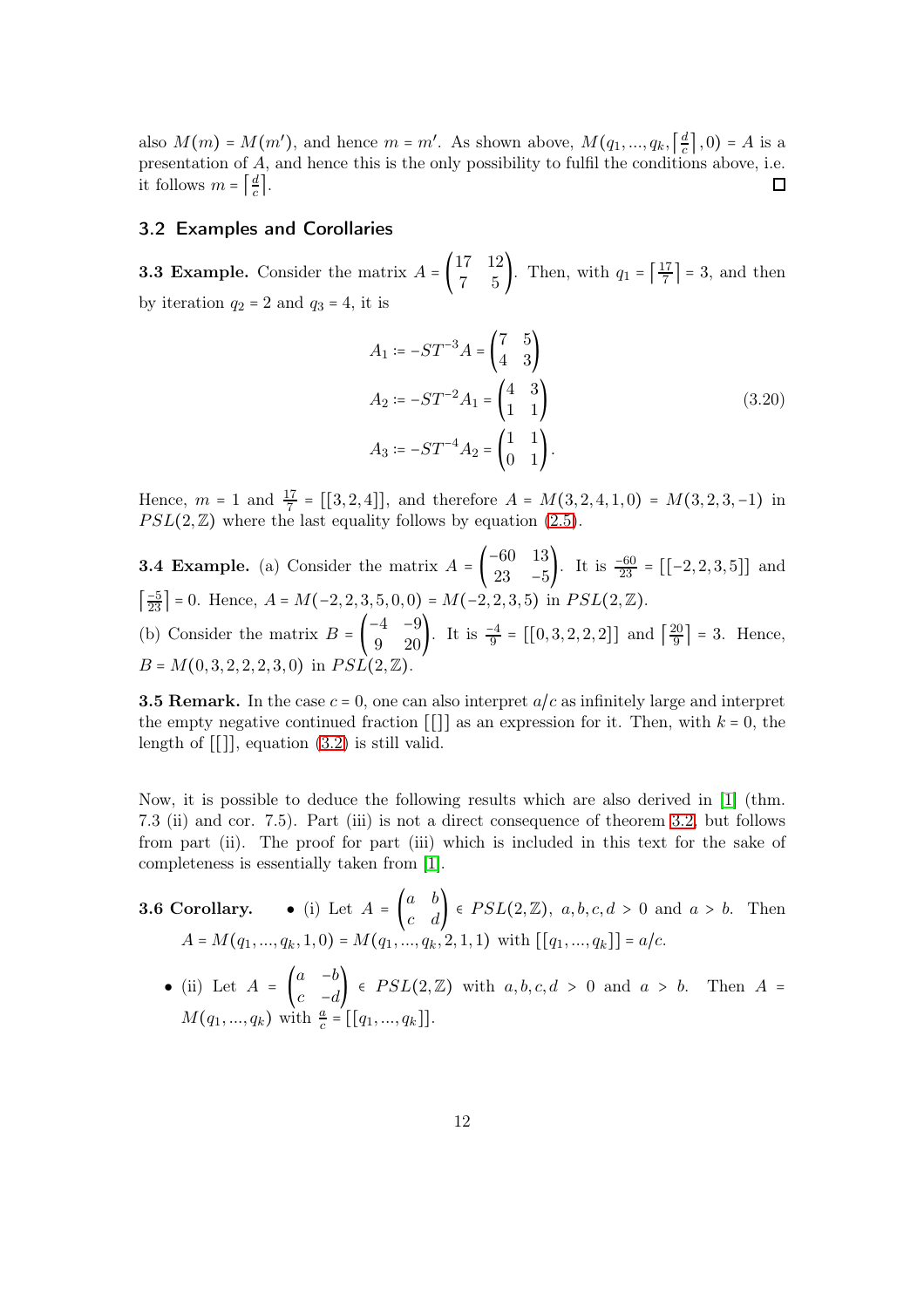also $M(m) = M(m')$, and hence $m = m'$. As shown above, $M(q_1, ..., q_k, \lceil \frac{d}{c} \rceil, 0) = A$ is a presentation of $A$, and hence this is the only possibility to fulfil the conditions above, i.e. it follows $m = \lceil \frac{d}{c} \rceil$. $\square$

## 3.2 Examples and Corollaries

**3.3 Example.** Consider the matrix $A = \begin{pmatrix} 17 & 12 \\ 7 & 5 \end{pmatrix}$. Then, with $q_1 = \lceil \frac{17}{7} \rceil = 3$, and then by iteration $q_2 = 2$ and $q_3 = 4$, it is

$$
\begin{aligned}
A_1 &:= -ST^{-3}A = \begin{pmatrix} 7 & 5 \\ 4 & 3 \end{pmatrix} \\
A_2 &:= -ST^{-2}A_1 = \begin{pmatrix} 4 & 3 \\ 1 & 1 \end{pmatrix} \\
A_3 &:= -ST^{-4}A_2 = \begin{pmatrix} 1 & 1 \\ 0 & 1 \end{pmatrix}.
\end{aligned}
\tag{3.20}
$$

Hence, $m = 1$ and $\frac{17}{7} = [[3, 2, 4]]$, and therefore $A = M(3, 2, 4, 1, 0) = M(3, 2, 3, -1)$ in $PSL(2, \mathbb{Z})$ where the last equality follows by equation (2.5).

**3.4 Example.** (a) Consider the matrix $A = \begin{pmatrix} -60 & 13 \\ 23 & -5 \end{pmatrix}$. It is $\frac{-60}{23} = [[-2, 2, 3, 5]]$ and $\lceil \frac{-5}{23} \rceil = 0$. Hence, $A = M(-2, 2, 3, 5, 0, 0) = M(-2, 2, 3, 5)$ in $PSL(2, \mathbb{Z})$.
(b) Consider the matrix $B = \begin{pmatrix} -4 & -9 \\ 9 & 20 \end{pmatrix}$. It is $\frac{-4}{9} = [[0, 3, 2, 2, 2]]$ and $\lceil \frac{20}{9} \rceil = 3$. Hence, $B = M(0, 3, 2, 2, 2, 3, 0)$ in $PSL(2, \mathbb{Z})$.

**3.5 Remark.** In the case $c = 0$, one can also interpret $a/c$ as infinitely large and interpret the empty negative continued fraction $[[]]$ as an expression for it. Then, with $k = 0$, the length of $[[]]$, equation (3.2) is still valid.

Now, it is possible to deduce the following results which are also derived in [1] (thm. 7.3 (ii) and cor. 7.5). Part (iii) is not a direct consequence of theorem 3.2, but follows from part (ii). The proof for part (iii) which is included in this text for the sake of completeness is essentially taken from [1].

**3.6 Corollary.**

- (i) Let $A = \begin{pmatrix} a & b \\ c & d \end{pmatrix} \in PSL(2, \mathbb{Z})$, $a, b, c, d > 0$ and $a > b$. Then $A = M(q_1, ..., q_k, 1, 0) = M(q_1, ..., q_k, 2, 1, 1)$ with $[[q_1, ..., q_k]] = a/c$.
- (ii) Let $A = \begin{pmatrix} a & -b \\ c & -d \end{pmatrix} \in PSL(2, \mathbb{Z})$ with $a, b, c, d > 0$ and $a > b$. Then $A = M(q_1, ..., q_k)$ with $\frac{a}{c} = [[q_1, ..., q_k]]$.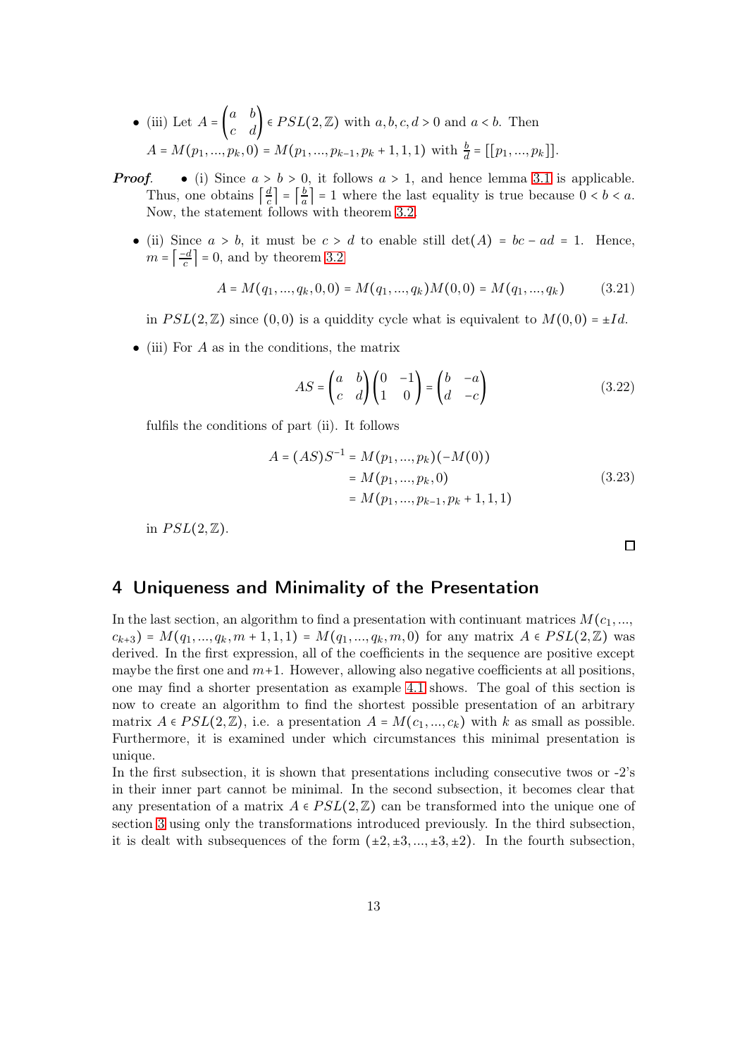- (iii) Let $A = \begin{pmatrix} a & b \\ c & d \end{pmatrix} \in PSL(2,\mathbb{Z})$ with $a,b,c,d > 0$ and $a < b$. Then $A = M(p_1,...,p_k,0) = M(p_1,...,p_{k-1},p_k+1,1,1)$ with $\frac{b}{d} = [[p_1,...,p_k]]$.

***Proof.***

- (i) Since $a > b > 0$, it follows $a > 1$, and hence lemma 3.1 is applicable. Thus, one obtains $\left\lceil \frac{d}{c} \right\rceil = \left\lceil \frac{b}{a} \right\rceil = 1$ where the last equality is true because $0 < b < a$. Now, the statement follows with theorem 3.2.

- (ii) Since $a > b$, it must be $c > d$ to enable still $\det(A) = bc - ad = 1$. Hence, $m = \left\lceil \frac{-d}{c} \right\rceil = 0$, and by theorem 3.2

$$A = M(q_1,...,q_k,0,0) = M(q_1,...,q_k)M(0,0) = M(q_1,...,q_k) \tag{3.21}$$

in $PSL(2,\mathbb{Z})$ since $(0,0)$ is a quiddity cycle what is equivalent to $M(0,0) = \pm Id$.

- (iii) For $A$ as in the conditions, the matrix

$$AS = \begin{pmatrix} a & b \\ c & d \end{pmatrix} \begin{pmatrix} 0 & -1 \\ 1 & 0 \end{pmatrix} = \begin{pmatrix} b & -a \\ d & -c \end{pmatrix} \tag{3.22}$$

fulfils the conditions of part (ii). It follows

$$\begin{aligned} A = (AS)S^{-1} &= M(p_1,...,p_k)(-M(0)) \\ &= M(p_1,...,p_k,0) \\ &= M(p_1,...,p_{k-1},p_k+1,1,1) \end{aligned} \tag{3.23}$$

in $PSL(2,\mathbb{Z})$.

□

# 4 Uniqueness and Minimality of the Presentation

In the last section, an algorithm to find a presentation with continuant matrices $M(c_1,..., c_{k+3}) = M(q_1,...,q_k,m+1,1,1) = M(q_1,...,q_k,m,0)$ for any matrix $A \in PSL(2,\mathbb{Z})$ was derived. In the first expression, all of the coefficients in the sequence are positive except maybe the first one and $m+1$. However, allowing also negative coefficients at all positions, one may find a shorter presentation as example 4.1 shows. The goal of this section is now to create an algorithm to find the shortest possible presentation of an arbitrary matrix $A \in PSL(2,\mathbb{Z})$, i.e. a presentation $A = M(c_1,...,c_k)$ with $k$ as small as possible. Furthermore, it is examined under which circumstances this minimal presentation is unique.

In the first subsection, it is shown that presentations including consecutive twos or -2's in their inner part cannot be minimal. In the second subsection, it becomes clear that any presentation of a matrix $A \in PSL(2,\mathbb{Z})$ can be transformed into the unique one of section 3 using only the transformations introduced previously. In the third subsection, it is dealt with subsequences of the form $(\pm2,\pm3,...,\pm3,\pm2)$. In the fourth subsection,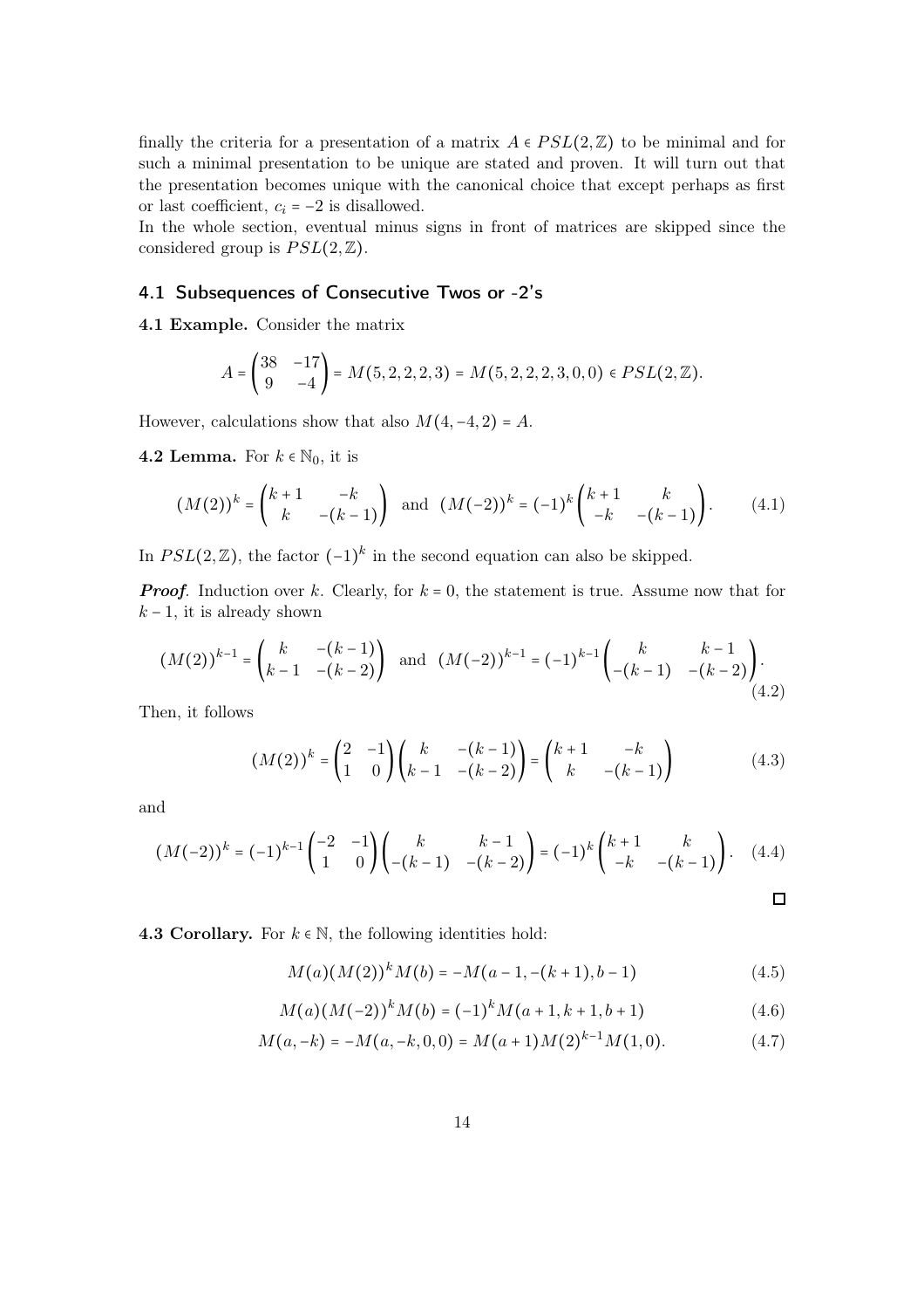finally the criteria for a presentation of a matrix $A \in PSL(2,\mathbb{Z})$ to be minimal and for such a minimal presentation to be unique are stated and proven. It will turn out that the presentation becomes unique with the canonical choice that except perhaps as first or last coefficient, $c_i = -2$ is disallowed.
In the whole section, eventual minus signs in front of matrices are skipped since the considered group is $PSL(2,\mathbb{Z})$.

## 4.1 Subsequences of Consecutive Twos or -2's

**4.1 Example.** Consider the matrix

$$A = \begin{pmatrix} 38 & -17 \\ 9 & -4 \end{pmatrix} = M(5,2,2,2,3) = M(5,2,2,2,3,0,0) \in PSL(2,\mathbb{Z}).$$

However, calculations show that also $M(4,-4,2) = A$.

**4.2 Lemma.** For $k \in \mathbb{N}_0$, it is

$$(M(2))^k = \begin{pmatrix} k+1 & -k \\ k & -(k-1) \end{pmatrix} \text{ and } (M(-2))^k = (-1)^k \begin{pmatrix} k+1 & k \\ -k & -(k-1) \end{pmatrix}. \tag{4.1}$$

In $PSL(2,\mathbb{Z})$, the factor $(-1)^k$ in the second equation can also be skipped.

***Proof.*** Induction over $k$. Clearly, for $k = 0$, the statement is true. Assume now that for $k-1$, it is already shown

$$(M(2))^{k-1} = \begin{pmatrix} k & -(k-1) \\ k-1 & -(k-2) \end{pmatrix} \text{ and } (M(-2))^{k-1} = (-1)^{k-1} \begin{pmatrix} k & k-1 \\ -(k-1) & -(k-2) \end{pmatrix}. \tag{4.2}$$

Then, it follows

$$(M(2))^k = \begin{pmatrix} 2 & -1 \\ 1 & 0 \end{pmatrix} \begin{pmatrix} k & -(k-1) \\ k-1 & -(k-2) \end{pmatrix} = \begin{pmatrix} k+1 & -k \\ k & -(k-1) \end{pmatrix} \tag{4.3}$$

and

$$(M(-2))^k = (-1)^{k-1} \begin{pmatrix} -2 & -1 \\ 1 & 0 \end{pmatrix} \begin{pmatrix} k & k-1 \\ -(k-1) & -(k-2) \end{pmatrix} = (-1)^k \begin{pmatrix} k+1 & k \\ -k & -(k-1) \end{pmatrix}. \tag{4.4}$$

$\square$

**4.3 Corollary.** For $k \in \mathbb{N}$, the following identities hold:

$$M(a)(M(2))^k M(b) = -M(a-1,-(k+1),b-1) \tag{4.5}$$

$$M(a)(M(-2))^k M(b) = (-1)^k M(a+1,k+1,b+1) \tag{4.6}$$

$$M(a,-k) = -M(a,-k,0,0) = M(a+1)M(2)^{k-1}M(1,0). \tag{4.7}$$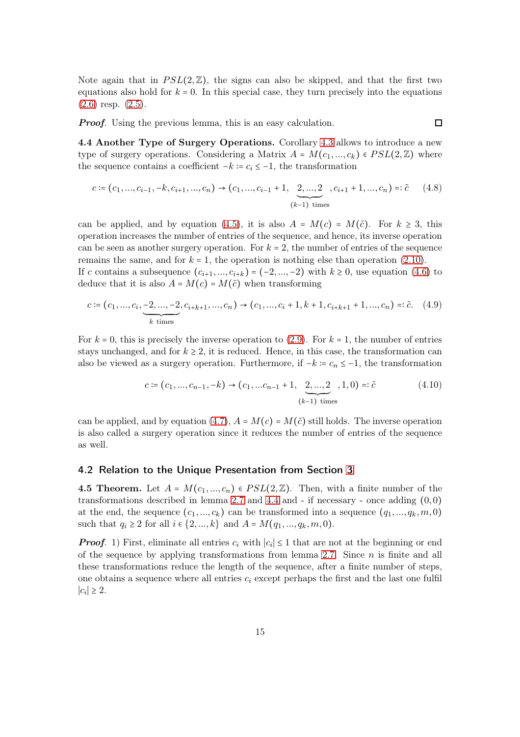Note again that in $PSL(2,\mathbb{Z})$, the signs can also be skipped, and that the first two equations also hold for $k=0$. In this special case, they turn precisely into the equations (2.6) resp. (2.5).

***Proof.*** Using the previous lemma, this is an easy calculation. □

**4.4 Another Type of Surgery Operations.** Corollary 4.3 allows to introduce a new type of surgery operations. Considering a Matrix $A = M(c_1,...,c_k) \in PSL(2,\mathbb{Z})$ where the sequence contains a coefficient $-k := c_i \leq -1$, the transformation

$$c := (c_1,...,c_{i-1},-k,c_{i+1},...,c_n) \to (c_1,...,c_{i-1}+1, \underbrace{2,...,2}_{(k-1)\text{ times}}, c_{i+1}+1,...,c_n) =: \tilde{c} \tag{4.8}$$

can be applied, and by equation (4.5), it is also $A = M(c) = M(\tilde{c})$. For $k \geq 3$, this operation increases the number of entries of the sequence, and hence, its inverse operation can be seen as another surgery operation. For $k=2$, the number of entries of the sequence remains the same, and for $k=1$, the operation is nothing else than operation (2.10).
If $c$ contains a subsequence $(c_{i+1},...,c_{i+k}) = (-2,...,-2)$ with $k \geq 0$, use equation (4.6) to deduce that it is also $A = M(c) = M(\tilde{c})$ when transforming

$$c := (c_1,...,c_i,\underbrace{-2,...,-2}_{k\text{ times}},c_{i+k+1},...,c_n) \to (c_1,...,c_i+1,k+1,c_{i+k+1}+1,...,c_n) =: \tilde{c}. \tag{4.9}$$

For $k=0$, this is precisely the inverse operation to (2.9). For $k=1$, the number of entries stays unchanged, and for $k \geq 2$, it is reduced. Hence, in this case, the transformation can also be viewed as a surgery operation. Furthermore, if $-k := c_n \leq -1$, the transformation

$$c := (c_1,...,c_{n-1},-k) \to (c_1,...c_{n-1}+1, \underbrace{2,...,2}_{(k-1)\text{ times}}, 1, 0) =: \tilde{c} \tag{4.10}$$

can be applied, and by equation (4.7), $A = M(c) = M(\tilde{c})$ still holds. The inverse operation is also called a surgery operation since it reduces the number of entries of the sequence as well.

## 4.2 Relation to the Unique Presentation from Section 3

**4.5 Theorem.** Let $A = M(c_1,...,c_n) \in PSL(2,\mathbb{Z})$. Then, with a finite number of the transformations described in lemma 2.7 and 4.4 and - if necessary - once adding $(0,0)$ at the end, the sequence $(c_1,...,c_k)$ can be transformed into a sequence $(q_1,...,q_k,m,0)$ such that $q_i \geq 2$ for all $i \in \{2,...,k\}$ and $A = M(q_1,...,q_k,m,0)$.

***Proof.*** 1) First, eliminate all entries $c_i$ with $|c_i| \leq 1$ that are not at the beginning or end of the sequence by applying transformations from lemma 2.7. Since $n$ is finite and all these transformations reduce the length of the sequence, after a finite number of steps, one obtains a sequence where all entries $c_i$ except perhaps the first and the last one fulfil $|c_i| \geq 2$.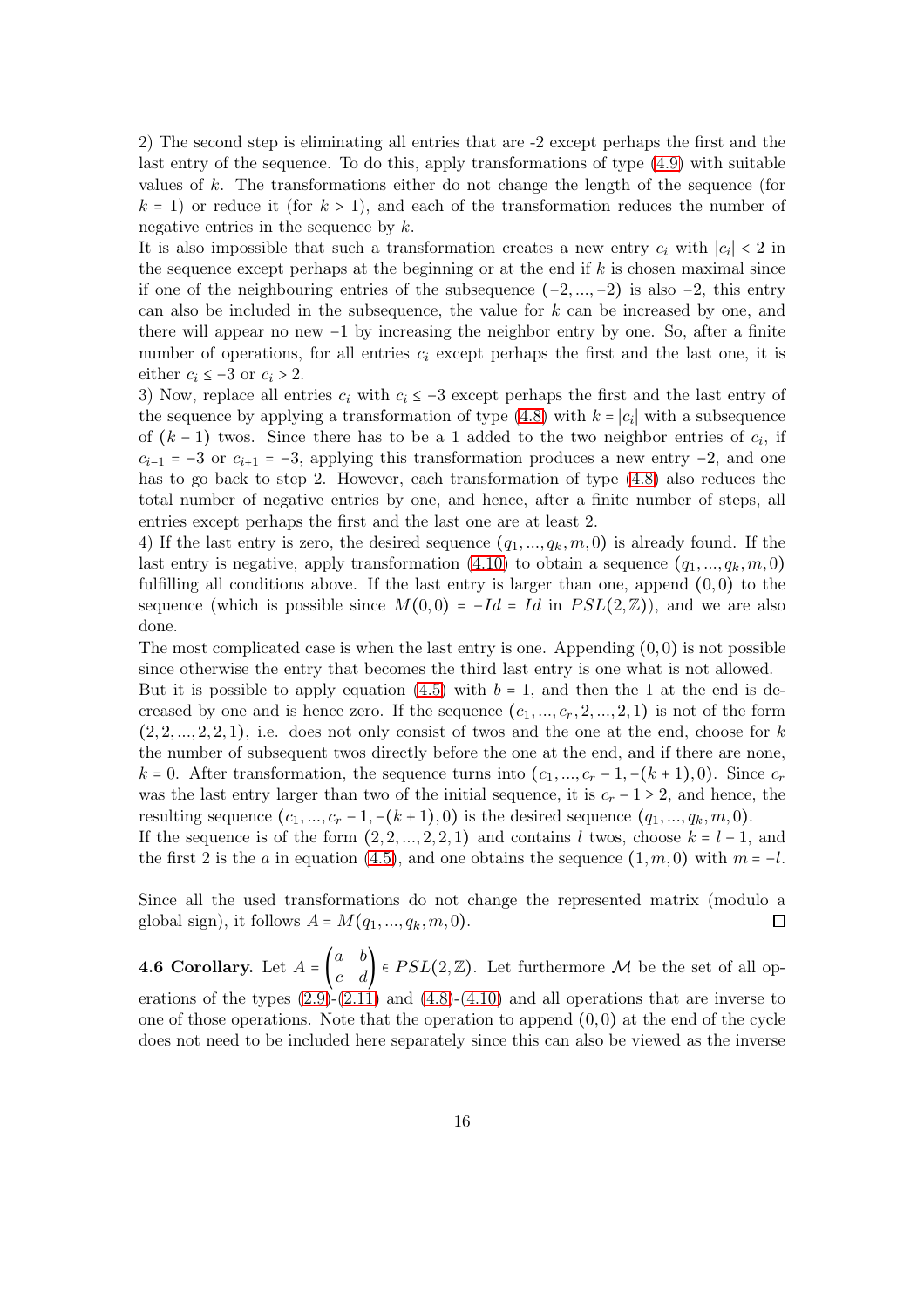2) The second step is eliminating all entries that are -2 except perhaps the first and the last entry of the sequence. To do this, apply transformations of type (4.9) with suitable values of $k$. The transformations either do not change the length of the sequence (for $k = 1$) or reduce it (for $k > 1$), and each of the transformation reduces the number of negative entries in the sequence by $k$.
It is also impossible that such a transformation creates a new entry $c_i$ with $|c_i| < 2$ in the sequence except perhaps at the beginning or at the end if $k$ is chosen maximal since if one of the neighbouring entries of the subsequence $(-2, ..., -2)$ is also $-2$, this entry can also be included in the subsequence, the value for $k$ can be increased by one, and there will appear no new $-1$ by increasing the neighbor entry by one. So, after a finite number of operations, for all entries $c_i$ except perhaps the first and the last one, it is either $c_i \leq -3$ or $c_i > 2$.
3) Now, replace all entries $c_i$ with $c_i \leq -3$ except perhaps the first and the last entry of the sequence by applying a transformation of type (4.8) with $k = |c_i|$ with a subsequence of $(k-1)$ twos. Since there has to be a 1 added to the two neighbor entries of $c_i$, if $c_{i-1} = -3$ or $c_{i+1} = -3$, applying this transformation produces a new entry $-2$, and one has to go back to step 2. However, each transformation of type (4.8) also reduces the total number of negative entries by one, and hence, after a finite number of steps, all entries except perhaps the first and the last one are at least 2.
4) If the last entry is zero, the desired sequence $(q_1, ..., q_k, m, 0)$ is already found. If the last entry is negative, apply transformation (4.10) to obtain a sequence $(q_1, ..., q_k, m, 0)$ fulfilling all conditions above. If the last entry is larger than one, append $(0, 0)$ to the sequence (which is possible since $M(0,0) = -Id = Id$ in $PSL(2, \mathbb{Z})$), and we are also done.
The most complicated case is when the last entry is one. Appending $(0, 0)$ is not possible since otherwise the entry that becomes the third last entry is one what is not allowed.
But it is possible to apply equation (4.5) with $b = 1$, and then the 1 at the end is decreased by one and is hence zero. If the sequence $(c_1, ..., c_r, 2, ..., 2, 1)$ is not of the form $(2, 2, ..., 2, 2, 1)$, i.e. does not only consist of twos and the one at the end, choose for $k$ the number of subsequent twos directly before the one at the end, and if there are none, $k = 0$. After transformation, the sequence turns into $(c_1, ..., c_r - 1, -(k+1), 0)$. Since $c_r$ was the last entry larger than two of the initial sequence, it is $c_r - 1 \geq 2$, and hence, the resulting sequence $(c_1, ..., c_r - 1, -(k+1), 0)$ is the desired sequence $(q_1, ..., q_k, m, 0)$.
If the sequence is of the form $(2, 2, ..., 2, 2, 1)$ and contains $l$ twos, choose $k = l - 1$, and the first 2 is the $a$ in equation (4.5), and one obtains the sequence $(1, m, 0)$ with $m = -l$.

Since all the used transformations do not change the represented matrix (modulo a global sign), it follows $A = M(q_1, ..., q_k, m, 0)$. ◻

**4.6 Corollary.** Let $A = \begin{pmatrix} a & b \\ c & d \end{pmatrix} \in PSL(2, \mathbb{Z})$. Let furthermore $\mathcal{M}$ be the set of all operations of the types (2.9)-(2.11) and (4.8)-(4.10) and all operations that are inverse to one of those operations. Note that the operation to append $(0, 0)$ at the end of the cycle does not need to be included here separately since this can also be viewed as the inverse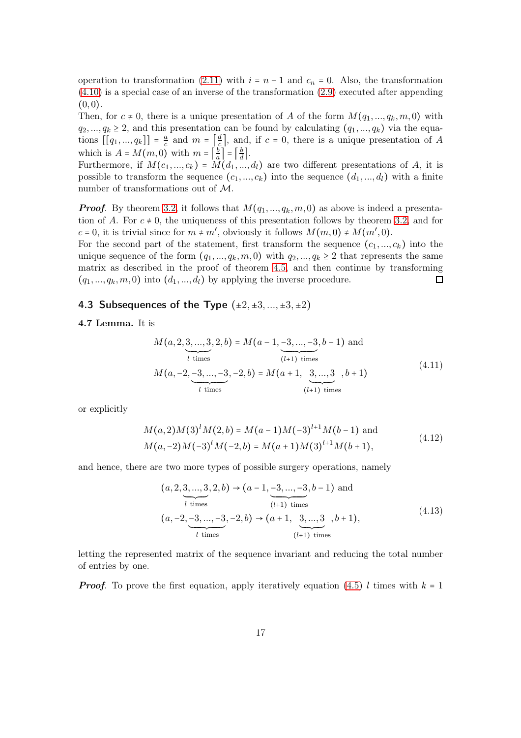operation to transformation (2.11) with $i = n-1$ and $c_n = 0$. Also, the transformation (4.10) is a special case of an inverse of the transformation (2.9) executed after appending $(0,0)$.
Then, for $c \neq 0$, there is a unique presentation of $A$ of the form $M(q_1, ..., q_k, m, 0)$ with $q_2, ..., q_k \geq 2$, and this presentation can be found by calculating $(q_1, ..., q_k)$ via the equations $[[q_1, ..., q_k]] = \frac{a}{c}$ and $m = \left\lceil \frac{d}{c} \right\rceil$, and, if $c = 0$, there is a unique presentation of $A$ which is $A = M(m, 0)$ with $m = \left\lceil \frac{b}{a} \right\rceil = \left\lceil \frac{b}{d} \right\rceil$.
Furthermore, if $M(c_1, ..., c_k) = M(d_1, ..., d_l)$ are two different presentations of $A$, it is possible to transform the sequence $(c_1, ..., c_k)$ into the sequence $(d_1, ..., d_l)$ with a finite number of transformations out of $\mathcal{M}$.

***Proof.*** By theorem 3.2, it follows that $M(q_1, ..., q_k, m, 0)$ as above is indeed a presentation of $A$. For $c \neq 0$, the uniqueness of this presentation follows by theorem 3.2, and for $c = 0$, it is trivial since for $m \neq m'$, obviously it follows $M(m, 0) \neq M(m', 0)$.
For the second part of the statement, first transform the sequence $(c_1, ..., c_k)$ into the unique sequence of the form $(q_1, ..., q_k, m, 0)$ with $q_2, ..., q_k \geq 2$ that represents the same matrix as described in the proof of theorem 4.5, and then continue by transforming $(q_1, ..., q_k, m, 0)$ into $(d_1, ..., d_l)$ by applying the inverse procedure. ☐

## 4.3 Subsequences of the Type $(\pm 2, \pm 3, ..., \pm 3, \pm 2)$

**4.7 Lemma.** It is

$$
\begin{aligned}
M(a, 2, \underbrace{3, ..., 3}_{l \text{ times}}, 2, b) &= M(a-1, \underbrace{-3, ..., -3}_{(l+1) \text{ times}}, b-1) \text{ and} \\
M(a, -2, \underbrace{-3, ..., -3}_{l \text{ times}}, -2, b) &= M(a+1, \underbrace{3, ..., 3}_{(l+1) \text{ times}}, b+1)
\end{aligned}
\tag{4.11}
$$

or explicitly

$$
\begin{aligned}
M(a, 2) M(3)^l M(2, b) &= M(a-1) M(-3)^{l+1} M(b-1) \text{ and} \\
M(a, -2) M(-3)^l M(-2, b) &= M(a+1) M(3)^{l+1} M(b+1),
\end{aligned}
\tag{4.12}
$$

and hence, there are two more types of possible surgery operations, namely

$$
\begin{aligned}
(a, 2, \underbrace{3, ..., 3}_{l \text{ times}}, 2, b) &\to (a-1, \underbrace{-3, ..., -3}_{(l+1) \text{ times}}, b-1) \text{ and} \\
(a, -2, \underbrace{-3, ..., -3}_{l \text{ times}}, -2, b) &\to (a+1, \underbrace{3, ..., 3}_{(l+1) \text{ times}}, b+1),
\end{aligned}
\tag{4.13}
$$

letting the represented matrix of the sequence invariant and reducing the total number of entries by one.

***Proof.*** To prove the first equation, apply iteratively equation (4.5) $l$ times with $k = 1$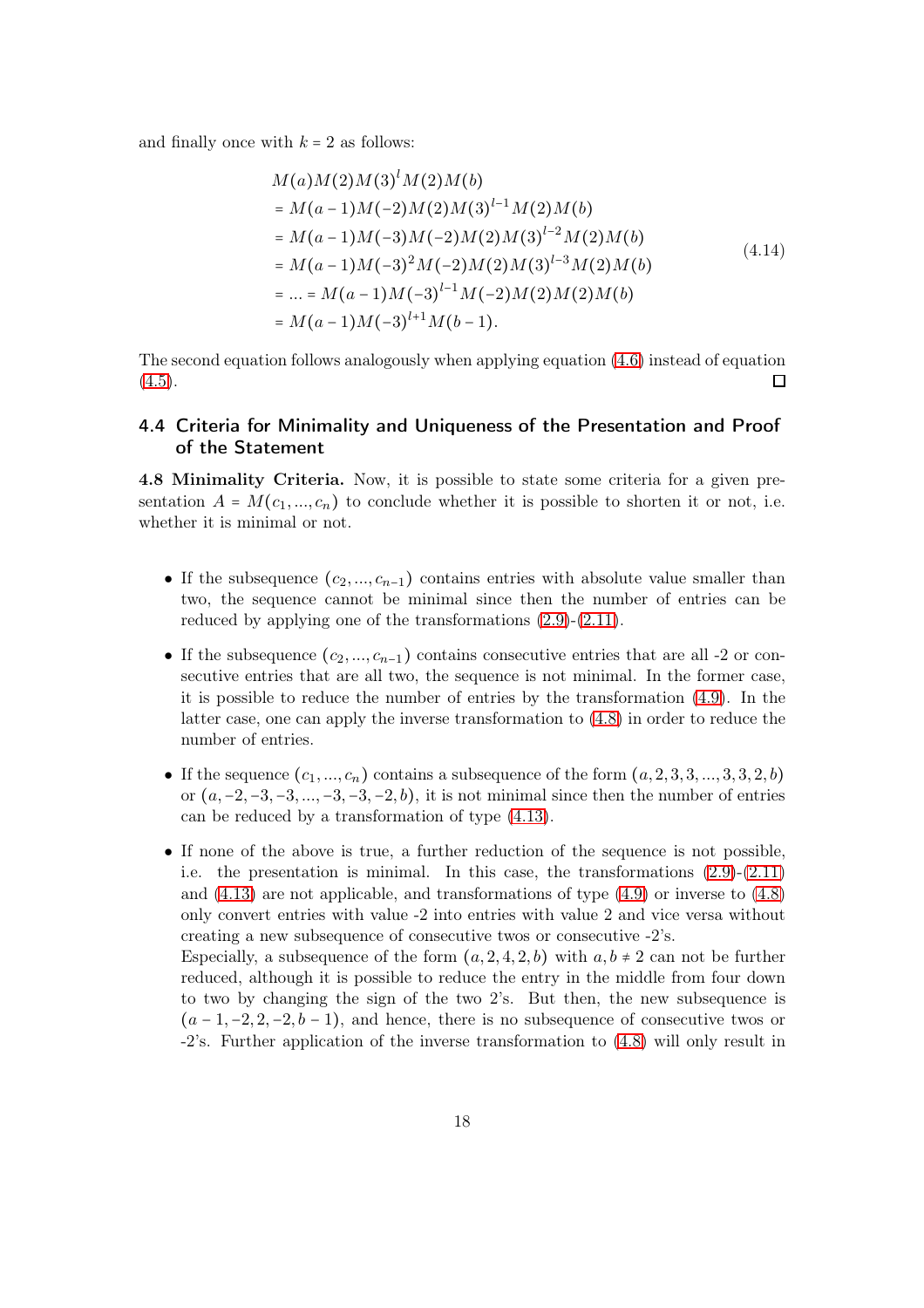and finally once with $k = 2$ as follows:

$$
\begin{aligned}
&M(a)M(2)M(3)^{l}M(2)M(b) \\
&= M(a-1)M(-2)M(2)M(3)^{l-1}M(2)M(b) \\
&= M(a-1)M(-3)M(-2)M(2)M(3)^{l-2}M(2)M(b) \\
&= M(a-1)M(-3)^{2}M(-2)M(2)M(3)^{l-3}M(2)M(b) \\
&= \ldots = M(a-1)M(-3)^{l-1}M(-2)M(2)M(2)M(b) \\
&= M(a-1)M(-3)^{l+1}M(b-1).
\end{aligned}
\tag{4.14}
$$

The second equation follows analogously when applying equation (4.6) instead of equation (4.5). □

## 4.4 Criteria for Minimality and Uniqueness of the Presentation and Proof of the Statement

**4.8 Minimality Criteria.** Now, it is possible to state some criteria for a given presentation $A = M(c_1, ..., c_n)$ to conclude whether it is possible to shorten it or not, i.e. whether it is minimal or not.

- If the subsequence $(c_2, ..., c_{n-1})$ contains entries with absolute value smaller than two, the sequence cannot be minimal since then the number of entries can be reduced by applying one of the transformations (2.9)-(2.11).
- If the subsequence $(c_2, ..., c_{n-1})$ contains consecutive entries that are all -2 or consecutive entries that are all two, the sequence is not minimal. In the former case, it is possible to reduce the number of entries by the transformation (4.9). In the latter case, one can apply the inverse transformation to (4.8) in order to reduce the number of entries.
- If the sequence $(c_1, ..., c_n)$ contains a subsequence of the form $(a, 2, 3, 3, ..., 3, 3, 2, b)$ or $(a, -2, -3, -3, ..., -3, -3, -2, b)$, it is not minimal since then the number of entries can be reduced by a transformation of type (4.13).
- If none of the above is true, a further reduction of the sequence is not possible, i.e. the presentation is minimal. In this case, the transformations (2.9)-(2.11) and (4.13) are not applicable, and transformations of type (4.9) or inverse to (4.8) only convert entries with value -2 into entries with value 2 and vice versa without creating a new subsequence of consecutive twos or consecutive -2's.
  Especially, a subsequence of the form $(a, 2, 4, 2, b)$ with $a, b \neq 2$ can not be further reduced, although it is possible to reduce the entry in the middle from four down to two by changing the sign of the two 2's. But then, the new subsequence is $(a-1, -2, 2, -2, b-1)$, and hence, there is no subsequence of consecutive twos or -2's. Further application of the inverse transformation to (4.8) will only result in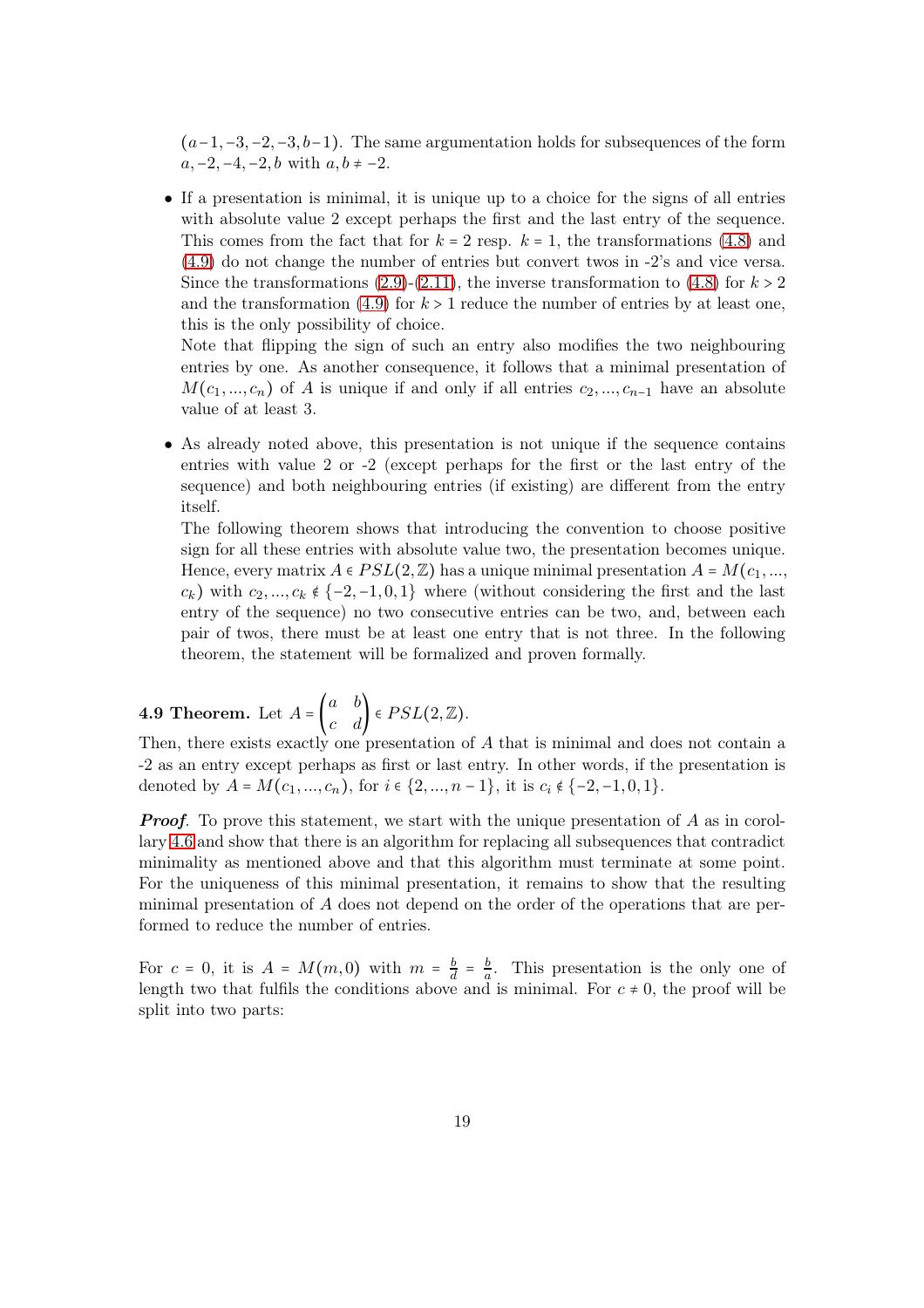$(a-1,-3,-2,-3,b-1)$. The same argumentation holds for subsequences of the form $a,-2,-4,-2,b$ with $a,b \neq -2$.

- If a presentation is minimal, it is unique up to a choice for the signs of all entries with absolute value 2 except perhaps the first and the last entry of the sequence. This comes from the fact that for $k=2$ resp. $k=1$, the transformations (4.8) and (4.9) do not change the number of entries but convert twos in -2's and vice versa. Since the transformations (2.9)-(2.11), the inverse transformation to (4.8) for $k>2$ and the transformation (4.9) for $k>1$ reduce the number of entries by at least one, this is the only possibility of choice.
  Note that flipping the sign of such an entry also modifies the two neighbouring entries by one. As another consequence, it follows that a minimal presentation of $M(c_1,...,c_n)$ of $A$ is unique if and only if all entries $c_2,...,c_{n-1}$ have an absolute value of at least 3.

- As already noted above, this presentation is not unique if the sequence contains entries with value 2 or -2 (except perhaps for the first or the last entry of the sequence) and both neighbouring entries (if existing) are different from the entry itself.
  The following theorem shows that introducing the convention to choose positive sign for all these entries with absolute value two, the presentation becomes unique. Hence, every matrix $A \in PSL(2,\mathbb{Z})$ has a unique minimal presentation $A = M(c_1,...,c_k)$ with $c_2,...,c_k \notin \{-2,-1,0,1\}$ where (without considering the first and the last entry of the sequence) no two consecutive entries can be two, and, between each pair of twos, there must be at least one entry that is not three. In the following theorem, the statement will be formalized and proven formally.

**4.9 Theorem.** Let $A = \begin{pmatrix} a & b \\ c & d \end{pmatrix} \in PSL(2,\mathbb{Z})$.
Then, there exists exactly one presentation of $A$ that is minimal and does not contain a -2 as an entry except perhaps as first or last entry. In other words, if the presentation is denoted by $A = M(c_1,...,c_n)$, for $i \in \{2,...,n-1\}$, it is $c_i \notin \{-2,-1,0,1\}$.

***Proof.*** To prove this statement, we start with the unique presentation of $A$ as in corollary 4.6 and show that there is an algorithm for replacing all subsequences that contradict minimality as mentioned above and that this algorithm must terminate at some point. For the uniqueness of this minimal presentation, it remains to show that the resulting minimal presentation of $A$ does not depend on the order of the operations that are performed to reduce the number of entries.

For $c=0$, it is $A = M(m,0)$ with $m = \frac{b}{d} = \frac{b}{a}$. This presentation is the only one of length two that fulfils the conditions above and is minimal. For $c \neq 0$, the proof will be split into two parts: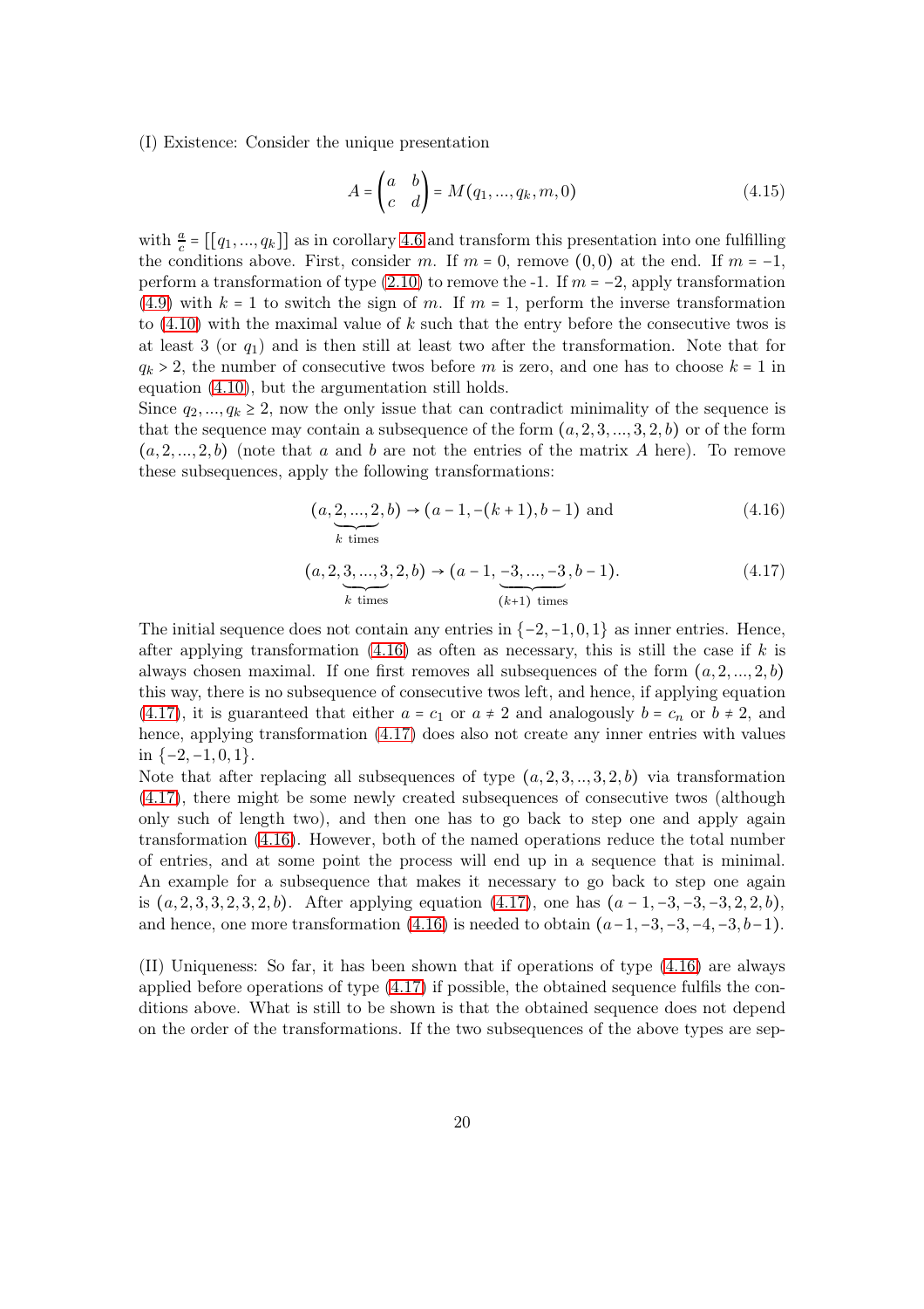(I) Existence: Consider the unique presentation

$$A = \begin{pmatrix} a & b \\ c & d \end{pmatrix} = M(q_1, ..., q_k, m, 0) \tag{4.15}$$

with $\frac{a}{c} = [[q_1, ..., q_k]]$ as in corollary 4.6 and transform this presentation into one fulfilling the conditions above. First, consider $m$. If $m = 0$, remove $(0,0)$ at the end. If $m = -1$, perform a transformation of type (2.10) to remove the -1. If $m = -2$, apply transformation (4.9) with $k = 1$ to switch the sign of $m$. If $m = 1$, perform the inverse transformation to (4.10) with the maximal value of $k$ such that the entry before the consecutive twos is at least 3 (or $q_1$) and is then still at least two after the transformation. Note that for $q_k > 2$, the number of consecutive twos before $m$ is zero, and one has to choose $k = 1$ in equation (4.10), but the argumentation still holds.

Since $q_2, ..., q_k \geq 2$, now the only issue that can contradict minimality of the sequence is that the sequence may contain a subsequence of the form $(a, 2, 3, ..., 3, 2, b)$ or of the form $(a, 2, ..., 2, b)$ (note that $a$ and $b$ are not the entries of the matrix $A$ here). To remove these subsequences, apply the following transformations:

$$(a, \underbrace{2, ..., 2}_{k \text{ times}}, b) \rightarrow (a-1, -(k+1), b-1) \text{ and} \tag{4.16}$$

$$(a, 2, \underbrace{3, ..., 3}_{k \text{ times}}, 2, b) \rightarrow (a-1, \underbrace{-3, ..., -3}_{(k+1) \text{ times}}, b-1). \tag{4.17}$$

The initial sequence does not contain any entries in $\{-2, -1, 0, 1\}$ as inner entries. Hence, after applying transformation (4.16) as often as necessary, this is still the case if $k$ is always chosen maximal. If one first removes all subsequences of the form $(a, 2, ..., 2, b)$ this way, there is no subsequence of consecutive twos left, and hence, if applying equation (4.17), it is guaranteed that either $a = c_1$ or $a \neq 2$ and analogously $b = c_n$ or $b \neq 2$, and hence, applying transformation (4.17) does also not create any inner entries with values in $\{-2, -1, 0, 1\}$.

Note that after replacing all subsequences of type $(a, 2, 3, .., 3, 2, b)$ via transformation (4.17), there might be some newly created subsequences of consecutive twos (although only such of length two), and then one has to go back to step one and apply again transformation (4.16). However, both of the named operations reduce the total number of entries, and at some point the process will end up in a sequence that is minimal. An example for a subsequence that makes it necessary to go back to step one again is $(a, 2, 3, 3, 2, 3, 2, b)$. After applying equation (4.17), one has $(a-1, -3, -3, -3, 2, 2, b)$, and hence, one more transformation (4.16) is needed to obtain $(a-1, -3, -3, -4, -3, b-1)$.

(II) Uniqueness: So far, it has been shown that if operations of type (4.16) are always applied before operations of type (4.17) if possible, the obtained sequence fulfils the conditions above. What is still to be shown is that the obtained sequence does not depend on the order of the transformations. If the two subsequences of the above types are sep-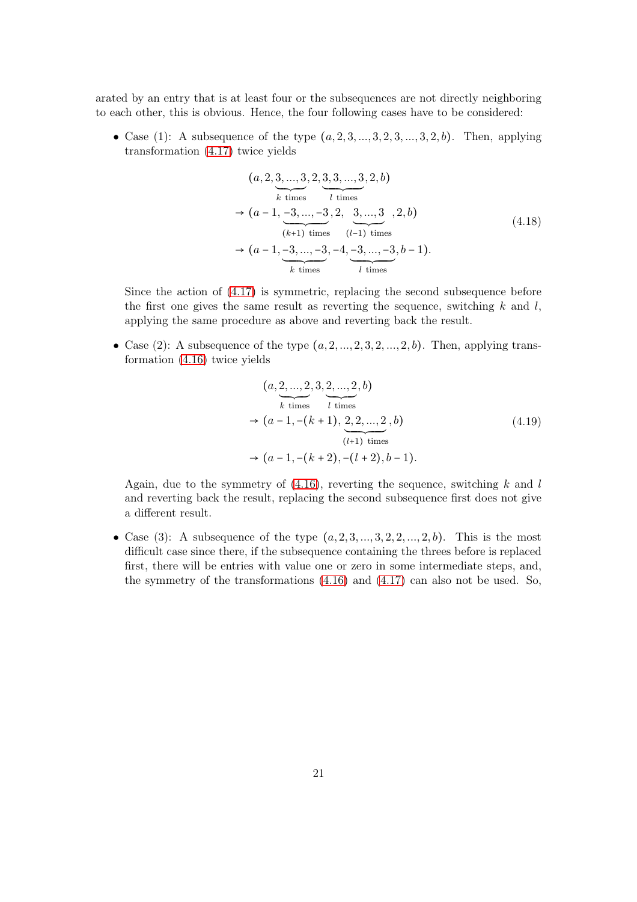arated by an entry that is at least four or the subsequences are not directly neighboring to each other, this is obvious. Hence, the four following cases have to be considered:

- Case (1): A subsequence of the type $(a,2,3,...,3,2,3,...,3,2,b)$. Then, applying transformation (4.17) twice yields

$$
\begin{aligned}
&(a,2,\underbrace{3,...,3}_{k\text{ times}},2,\underbrace{3,3,...,3}_{l\text{ times}},2,b)\\
&\to(a-1,\underbrace{-3,...,-3}_{(k+1)\text{ times}},2,\underbrace{3,...,3}_{(l-1)\text{ times}},2,b)\\
&\to(a-1,\underbrace{-3,...,-3}_{k\text{ times}},-4,\underbrace{-3,...,-3}_{l\text{ times}},b-1).
\end{aligned}
\tag{4.18}
$$

  Since the action of (4.17) is symmetric, replacing the second subsequence before the first one gives the same result as reverting the sequence, switching $k$ and $l$, applying the same procedure as above and reverting back the result.

- Case (2): A subsequence of the type $(a,2,...,2,3,2,...,2,b)$. Then, applying transformation (4.16) twice yields

$$
\begin{aligned}
&(a,\underbrace{2,...,2}_{k\text{ times}},3,\underbrace{2,...,2}_{l\text{ times}},b)\\
&\to(a-1,-(k+1),\underbrace{2,2,...,2}_{(l+1)\text{ times}},b)\\
&\to(a-1,-(k+2),-(l+2),b-1).
\end{aligned}
\tag{4.19}
$$

  Again, due to the symmetry of (4.16), reverting the sequence, switching $k$ and $l$ and reverting back the result, replacing the second subsequence first does not give a different result.

- Case (3): A subsequence of the type $(a,2,3,...,3,2,2,...,2,b)$. This is the most difficult case since there, if the subsequence containing the threes before is replaced first, there will be entries with value one or zero in some intermediate steps, and, the symmetry of the transformations (4.16) and (4.17) can also not be used. So,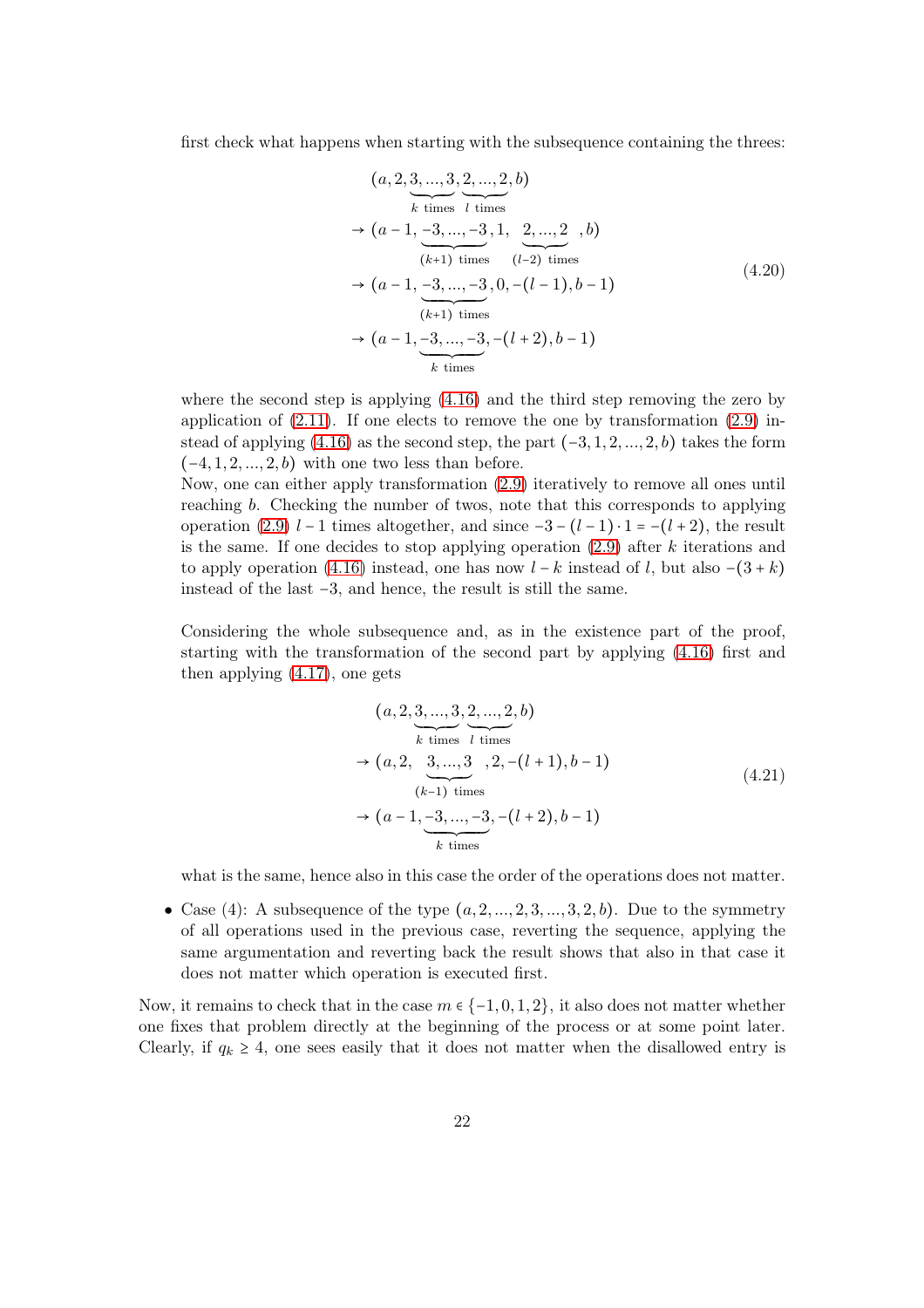first check what happens when starting with the subsequence containing the threes:

$$
\begin{aligned}
&(a, 2, \underbrace{3, ..., 3}_{k \text{ times}}, \underbrace{2, ..., 2}_{l \text{ times}}, b) \\
&\to (a-1, \underbrace{-3, ..., -3}_{(k+1) \text{ times}}, 1, \underbrace{2, ..., 2}_{(l-2) \text{ times}}, b) \\
&\to (a-1, \underbrace{-3, ..., -3}_{(k+1) \text{ times}}, 0, -(l-1), b-1) \\
&\to (a-1, \underbrace{-3, ..., -3}_{k \text{ times}}, -(l+2), b-1)
\end{aligned}
\tag{4.20}
$$

where the second step is applying (4.16) and the third step removing the zero by application of (2.11). If one elects to remove the one by transformation (2.9) instead of applying (4.16) as the second step, the part $(-3, 1, 2, ..., 2, b)$ takes the form $(-4, 1, 2, ..., 2, b)$ with one two less than before.
Now, one can either apply transformation (2.9) iteratively to remove all ones until reaching $b$. Checking the number of twos, note that this corresponds to applying operation (2.9) $l-1$ times altogether, and since $-3-(l-1)\cdot 1 = -(l+2)$, the result is the same. If one decides to stop applying operation (2.9) after $k$ iterations and to apply operation (4.16) instead, one has now $l-k$ instead of $l$, but also $-(3+k)$ instead of the last $-3$, and hence, the result is still the same.

Considering the whole subsequence and, as in the existence part of the proof, starting with the transformation of the second part by applying (4.16) first and then applying (4.17), one gets

$$
\begin{aligned}
&(a, 2, \underbrace{3, ..., 3}_{k \text{ times}}, \underbrace{2, ..., 2}_{l \text{ times}}, b) \\
&\to (a, 2, \underbrace{3, ..., 3}_{(k-1) \text{ times}}, 2, -(l+1), b-1) \\
&\to (a-1, \underbrace{-3, ..., -3}_{k \text{ times}}, -(l+2), b-1)
\end{aligned}
\tag{4.21}
$$

what is the same, hence also in this case the order of the operations does not matter.

- Case (4): A subsequence of the type $(a, 2, ..., 2, 3, ..., 3, 2, b)$. Due to the symmetry of all operations used in the previous case, reverting the sequence, applying the same argumentation and reverting back the result shows that also in that case it does not matter which operation is executed first.

Now, it remains to check that in the case $m \in \{-1, 0, 1, 2\}$, it also does not matter whether one fixes that problem directly at the beginning of the process or at some point later. Clearly, if $q_k \geq 4$, one sees easily that it does not matter when the disallowed entry is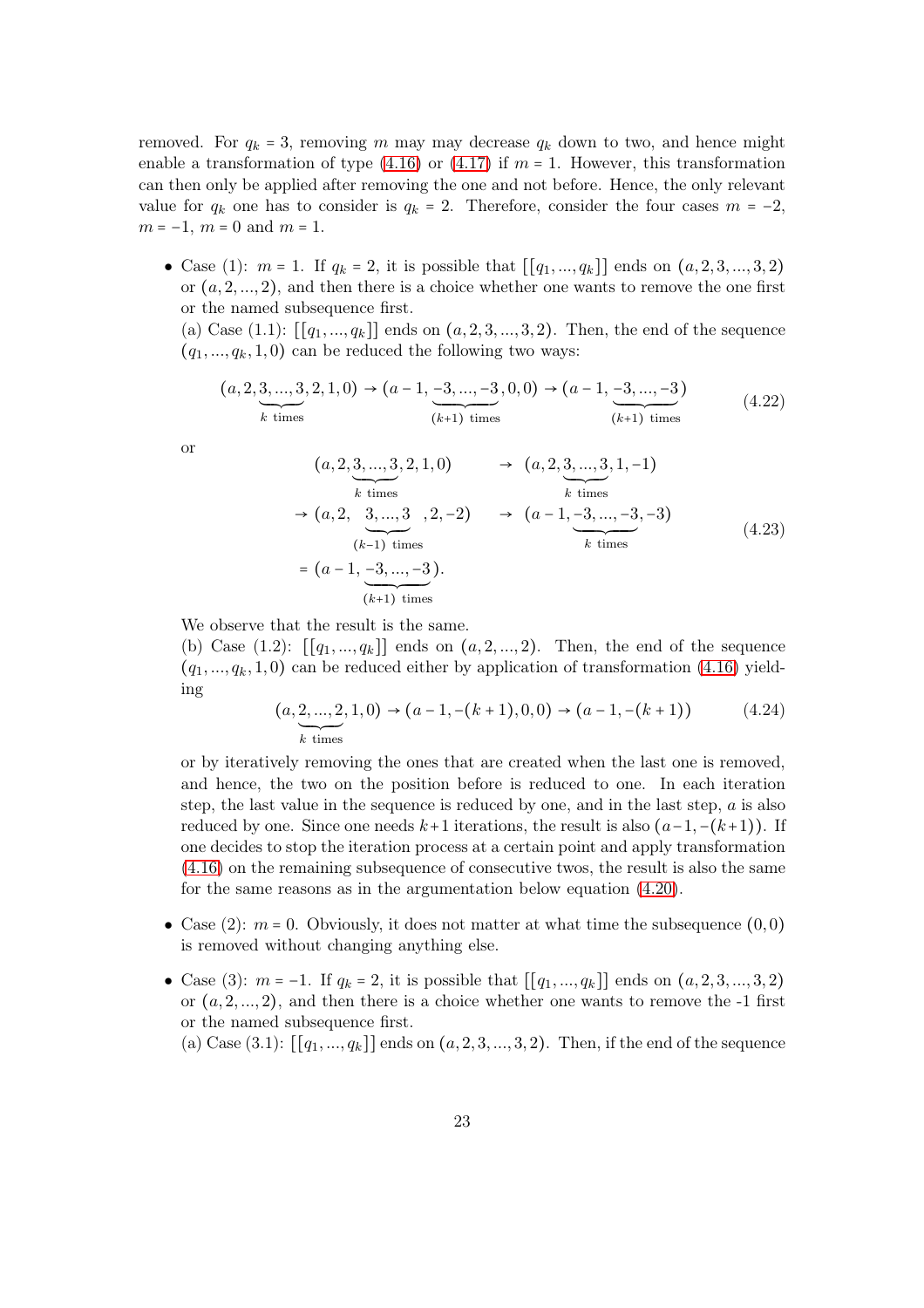removed. For $q_k = 3$, removing $m$ may may decrease $q_k$ down to two, and hence might enable a transformation of type (4.16) or (4.17) if $m = 1$. However, this transformation can then only be applied after removing the one and not before. Hence, the only relevant value for $q_k$ one has to consider is $q_k = 2$. Therefore, consider the four cases $m = -2$, $m = -1$, $m = 0$ and $m = 1$.

- Case (1): $m = 1$. If $q_k = 2$, it is possible that $[[q_1, ..., q_k]]$ ends on $(a, 2, 3, ..., 3, 2)$ or $(a, 2, ..., 2)$, and then there is a choice whether one wants to remove the one first or the named subsequence first.

  (a) Case (1.1): $[[q_1, ..., q_k]]$ ends on $(a, 2, 3, ..., 3, 2)$. Then, the end of the sequence $(q_1, ..., q_k, 1, 0)$ can be reduced the following two ways:

$$(a, 2, \underbrace{3, ..., 3}_{k \text{ times}}, 2, 1, 0) \to (a-1, \underbrace{-3, ..., -3}_{(k+1) \text{ times}}, 0, 0) \to (a-1, \underbrace{-3, ..., -3}_{(k+1) \text{ times}}) \tag{4.22}$$

  or

$$\begin{aligned} (a, 2, \underbrace{3, ..., 3}_{k \text{ times}}, 2, 1, 0) \quad &\to \quad (a, 2, \underbrace{3, ..., 3}_{k \text{ times}}, 1, -1) \\ \to (a, 2, \underbrace{3, ..., 3}_{(k-1) \text{ times}}, 2, -2) \quad &\to \quad (a-1, \underbrace{-3, ..., -3}_{k \text{ times}}, -3) \\ = (a-1, \underbrace{-3, ..., -3}_{(k+1) \text{ times}}). \end{aligned} \tag{4.23}$$

  We observe that the result is the same.

  (b) Case (1.2): $[[q_1, ..., q_k]]$ ends on $(a, 2, ..., 2)$. Then, the end of the sequence $(q_1, ..., q_k, 1, 0)$ can be reduced either by application of transformation (4.16) yielding

$$(a, \underbrace{2, ..., 2}_{k \text{ times}}, 1, 0) \to (a-1, -(k+1), 0, 0) \to (a-1, -(k+1)) \tag{4.24}$$

  or by iteratively removing the ones that are created when the last one is removed, and hence, the two on the position before is reduced to one. In each iteration step, the last value in the sequence is reduced by one, and in the last step, $a$ is also reduced by one. Since one needs $k+1$ iterations, the result is also $(a-1, -(k+1))$. If one decides to stop the iteration process at a certain point and apply transformation (4.16) on the remaining subsequence of consecutive twos, the result is also the same for the same reasons as in the argumentation below equation (4.20).

- Case (2): $m = 0$. Obviously, it does not matter at what time the subsequence $(0, 0)$ is removed without changing anything else.

- Case (3): $m = -1$. If $q_k = 2$, it is possible that $[[q_1, ..., q_k]]$ ends on $(a, 2, 3, ..., 3, 2)$ or $(a, 2, ..., 2)$, and then there is a choice whether one wants to remove the -1 first or the named subsequence first.

  (a) Case (3.1): $[[q_1, ..., q_k]]$ ends on $(a, 2, 3, ..., 3, 2)$. Then, if the end of the sequence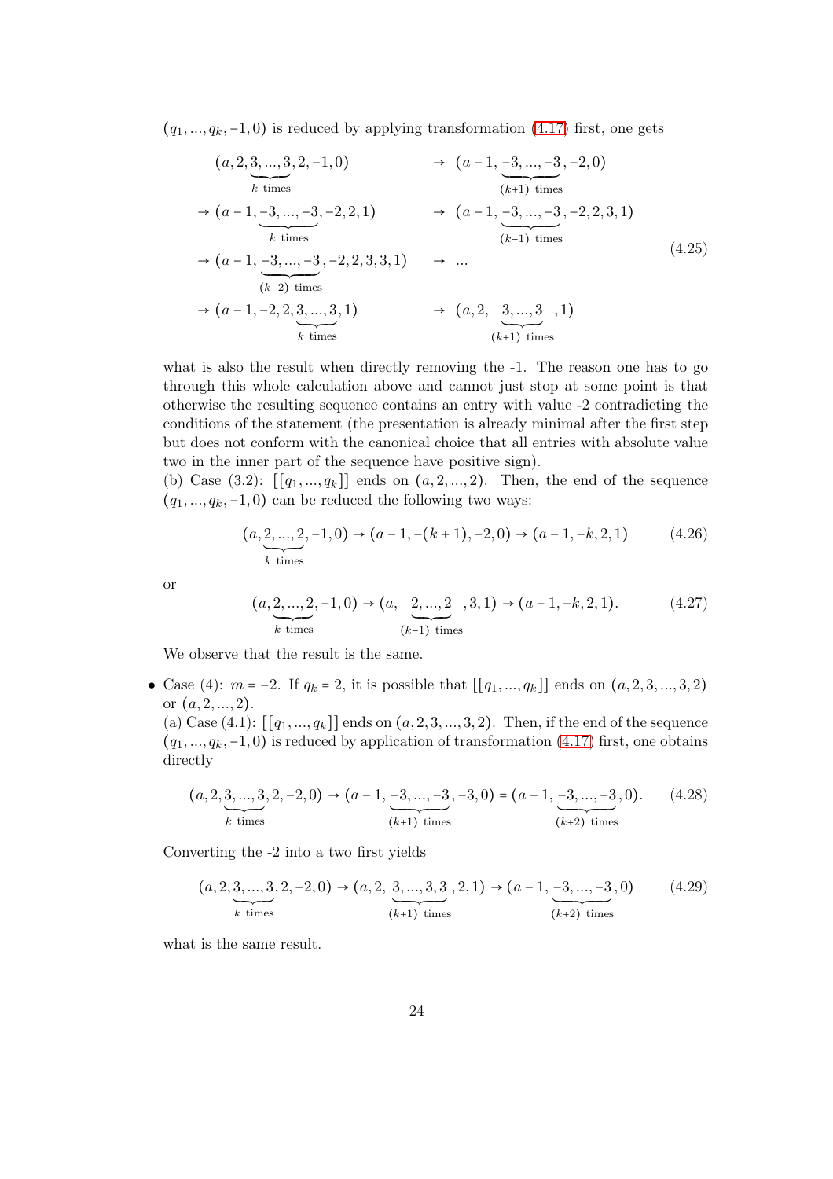$(q_1, ..., q_k, -1, 0)$ is reduced by applying transformation (4.17) first, one gets

$$
\begin{aligned}
&(a, 2, \underbrace{3, ..., 3}_{k \text{ times}}, 2, -1, 0) && \to (a-1, \underbrace{-3, ..., -3}_{(k+1) \text{ times}}, -2, 0) \\
&\to (a-1, \underbrace{-3, ..., -3}_{k \text{ times}}, -2, 2, 1) && \to (a-1, \underbrace{-3, ..., -3}_{(k-1) \text{ times}}, -2, 2, 3, 1) \\
&\to (a-1, \underbrace{-3, ..., -3}_{(k-2) \text{ times}}, -2, 2, 3, 3, 1) && \to \ ... \\
&\to (a-1, -2, 2, \underbrace{3, ..., 3}_{k \text{ times}}, 1) && \to (a, 2, \underbrace{3, ..., 3}_{(k+1) \text{ times}}, 1)
\end{aligned}
\tag{4.25}
$$

what is also the result when directly removing the -1. The reason one has to go through this whole calculation above and cannot just stop at some point is that otherwise the resulting sequence contains an entry with value -2 contradicting the conditions of the statement (the presentation is already minimal after the first step but does not conform with the canonical choice that all entries with absolute value two in the inner part of the sequence have positive sign).

(b) Case (3.2): $[[q_1, ..., q_k]]$ ends on $(a, 2, ..., 2)$. Then, the end of the sequence $(q_1, ..., q_k, -1, 0)$ can be reduced the following two ways:

$$
(a, \underbrace{2, ..., 2}_{k \text{ times}}, -1, 0) \to (a-1, -(k+1), -2, 0) \to (a-1, -k, 2, 1) \tag{4.26}
$$

or

$$
(a, \underbrace{2, ..., 2}_{k \text{ times}}, -1, 0) \to (a, \underbrace{2, ..., 2}_{(k-1) \text{ times}}, 3, 1) \to (a-1, -k, 2, 1). \tag{4.27}
$$

We observe that the result is the same.

- Case (4): $m = -2$. If $q_k = 2$, it is possible that $[[q_1, ..., q_k]]$ ends on $(a, 2, 3, ..., 3, 2)$ or $(a, 2, ..., 2)$.

  (a) Case (4.1): $[[q_1, ..., q_k]]$ ends on $(a, 2, 3, ..., 3, 2)$. Then, if the end of the sequence $(q_1, ..., q_k, -1, 0)$ is reduced by application of transformation (4.17) first, one obtains directly

$$
(a, 2, \underbrace{3, ..., 3}_{k \text{ times}}, 2, -2, 0) \to (a-1, \underbrace{-3, ..., -3}_{(k+1) \text{ times}}, -3, 0) = (a-1, \underbrace{-3, ..., -3}_{(k+2) \text{ times}}, 0). \tag{4.28}
$$

  Converting the -2 into a two first yields

$$
(a, 2, \underbrace{3, ..., 3}_{k \text{ times}}, 2, -2, 0) \to (a, 2, \underbrace{3, ..., 3, 3}_{(k+1) \text{ times}}, 2, 1) \to (a-1, \underbrace{-3, ..., -3}_{(k+2) \text{ times}}, 0) \tag{4.29}
$$

  what is the same result.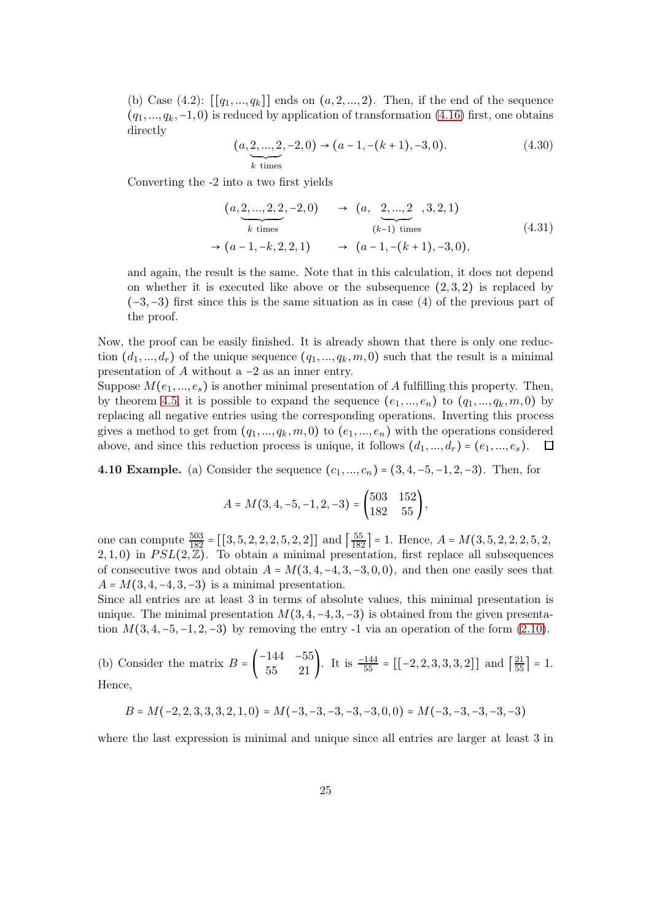(b) Case (4.2): $[[q_1, ..., q_k]]$ ends on $(a, 2, ..., 2)$. Then, if the end of the sequence $(q_1, ..., q_k, -1, 0)$ is reduced by application of transformation (4.16) first, one obtains directly

$$(a, \underbrace{2, ..., 2}_{k \text{ times}}, -2, 0) \to (a-1, -(k+1), -3, 0). \tag{4.30}$$

Converting the -2 into a two first yields

$$\begin{aligned}
(a, \underbrace{2, ..., 2, 2}_{k \text{ times}}, -2, 0) \quad &\to \quad (a, \underbrace{2, ..., 2}_{(k-1) \text{ times}}, 3, 2, 1) \\
\to (a-1, -k, 2, 2, 1) \quad &\to \quad (a-1, -(k+1), -3, 0),
\end{aligned} \tag{4.31}$$

and again, the result is the same. Note that in this calculation, it does not depend on whether it is executed like above or the subsequence $(2, 3, 2)$ is replaced by $(-3, -3)$ first since this is the same situation as in case (4) of the previous part of the proof.

Now, the proof can be easily finished. It is already shown that there is only one reduction $(d_1, ..., d_r)$ of the unique sequence $(q_1, ..., q_k, m, 0)$ such that the result is a minimal presentation of $A$ without a $-2$ as an inner entry.
Suppose $M(e_1, ..., e_s)$ is another minimal presentation of $A$ fulfilling this property. Then, by theorem 4.5, it is possible to expand the sequence $(e_1, ..., e_n)$ to $(q_1, ..., q_k, m, 0)$ by replacing all negative entries using the corresponding operations. Inverting this process gives a method to get from $(q_1, ..., q_k, m, 0)$ to $(e_1, ..., e_n)$ with the operations considered above, and since this reduction process is unique, it follows $(d_1, ..., d_r) = (e_1, ..., e_s)$. $\square$

**4.10 Example.** (a) Consider the sequence $(c_1, ..., c_n) = (3, 4, -5, -1, 2, -3)$. Then, for

$$A = M(3, 4, -5, -1, 2, -3) = \begin{pmatrix} 503 & 152 \\ 182 & 55 \end{pmatrix},$$

one can compute $\frac{503}{182} = [[3, 5, 2, 2, 2, 5, 2, 2]]$ and $\lceil \frac{55}{182} \rceil = 1$. Hence, $A = M(3, 5, 2, 2, 2, 5, 2, 2, 1, 0)$ in $PSL(2, \mathbb{Z})$. To obtain a minimal presentation, first replace all subsequences of consecutive twos and obtain $A = M(3, 4, -4, 3, -3, 0, 0)$, and then one easily sees that $A = M(3, 4, -4, 3, -3)$ is a minimal presentation.
Since all entries are at least 3 in terms of absolute values, this minimal presentation is unique. The minimal presentation $M(3, 4, -4, 3, -3)$ is obtained from the given presentation $M(3, 4, -5, -1, 2, -3)$ by removing the entry -1 via an operation of the form (2.10).

(b) Consider the matrix $B = \begin{pmatrix} -144 & -55 \\ 55 & 21 \end{pmatrix}$. It is $\frac{-144}{55} = [[-2, 2, 3, 3, 3, 2]]$ and $\lceil \frac{21}{55} \rceil = 1$. Hence,

$$B = M(-2, 2, 3, 3, 3, 2, 1, 0) = M(-3, -3, -3, -3, -3, 0, 0) = M(-3, -3, -3, -3, -3)$$

where the last expression is minimal and unique since all entries are larger at least 3 in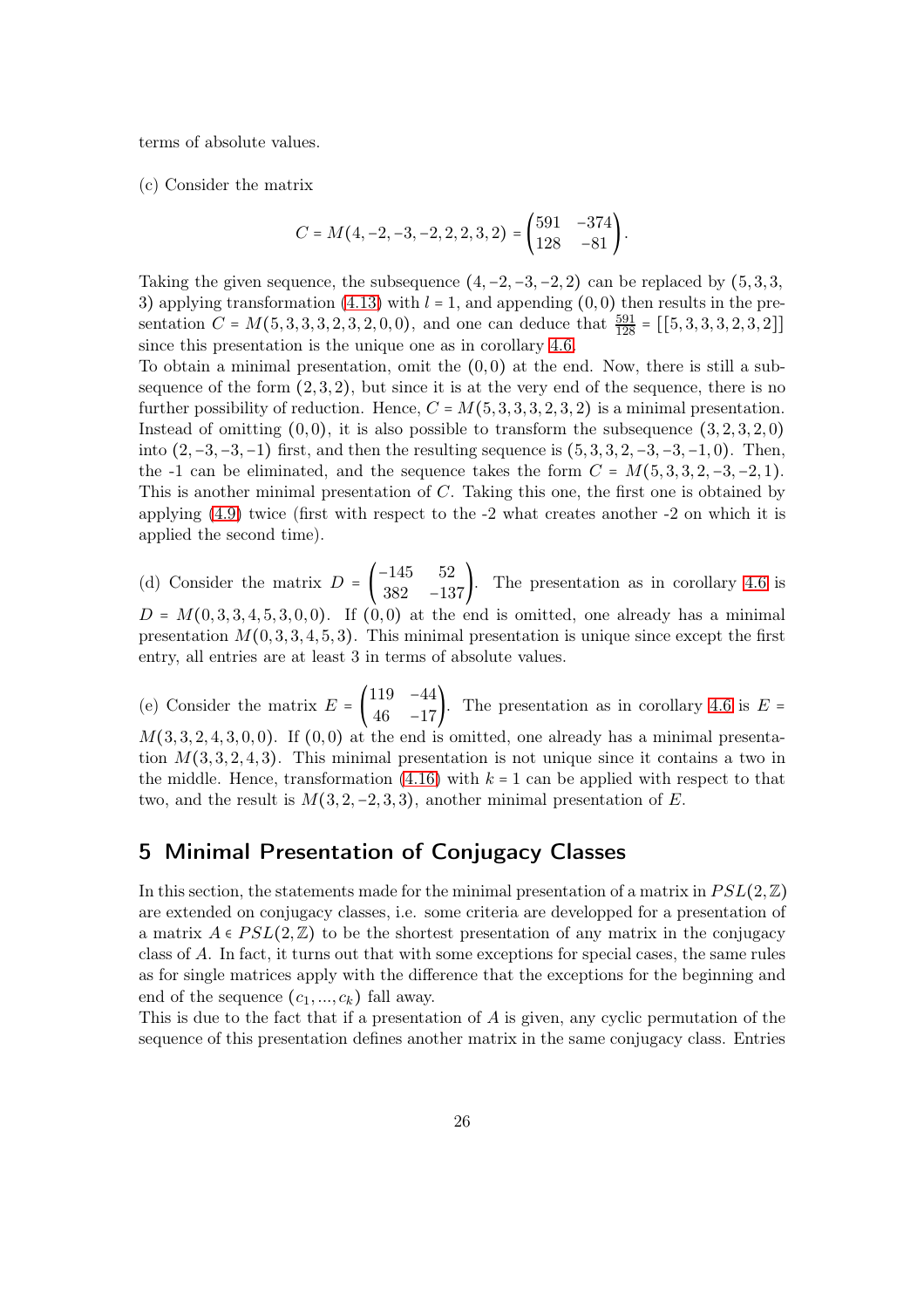terms of absolute values.

(c) Consider the matrix

$$C = M(4,-2,-3,-2,2,2,3,2) = \begin{pmatrix} 591 & -374 \\ 128 & -81 \end{pmatrix}.$$

Taking the given sequence, the subsequence $(4,-2,-3,-2,2)$ can be replaced by $(5,3,3,3)$ applying transformation (4.13) with $l = 1$, and appending $(0,0)$ then results in the presentation $C = M(5,3,3,3,2,3,2,0,0)$, and one can deduce that $\frac{591}{128} = [[5,3,3,3,2,3,2]]$ since this presentation is the unique one as in corollary 4.6.

To obtain a minimal presentation, omit the $(0,0)$ at the end. Now, there is still a subsequence of the form $(2,3,2)$, but since it is at the very end of the sequence, there is no further possibility of reduction. Hence, $C = M(5,3,3,3,2,3,2)$ is a minimal presentation. Instead of omitting $(0,0)$, it is also possible to transform the subsequence $(3,2,3,2,0)$ into $(2,-3,-3,-1)$ first, and then the resulting sequence is $(5,3,3,2,-3,-3,-1,0)$. Then, the -1 can be eliminated, and the sequence takes the form $C = M(5,3,3,2,-3,-2,1)$. This is another minimal presentation of $C$. Taking this one, the first one is obtained by applying (4.9) twice (first with respect to the -2 what creates another -2 on which it is applied the second time).

(d) Consider the matrix $D = \begin{pmatrix} -145 & 52 \\ 382 & -137 \end{pmatrix}$. The presentation as in corollary 4.6 is $D = M(0,3,3,4,5,3,0,0)$. If $(0,0)$ at the end is omitted, one already has a minimal presentation $M(0,3,3,4,5,3)$. This minimal presentation is unique since except the first entry, all entries are at least 3 in terms of absolute values.

(e) Consider the matrix $E = \begin{pmatrix} 119 & -44 \\ 46 & -17 \end{pmatrix}$. The presentation as in corollary 4.6 is $E = M(3,3,2,4,3,0,0)$. If $(0,0)$ at the end is omitted, one already has a minimal presentation $M(3,3,2,4,3)$. This minimal presentation is not unique since it contains a two in the middle. Hence, transformation (4.16) with $k = 1$ can be applied with respect to that two, and the result is $M(3,2,-2,3,3)$, another minimal presentation of $E$.

## 5 Minimal Presentation of Conjugacy Classes

In this section, the statements made for the minimal presentation of a matrix in $PSL(2,\mathbb{Z})$ are extended on conjugacy classes, i.e. some criteria are developped for a presentation of a matrix $A \in PSL(2,\mathbb{Z})$ to be the shortest presentation of any matrix in the conjugacy class of $A$. In fact, it turns out that with some exceptions for special cases, the same rules as for single matrices apply with the difference that the exceptions for the beginning and end of the sequence $(c_1, ..., c_k)$ fall away.

This is due to the fact that if a presentation of $A$ is given, any cyclic permutation of the sequence of this presentation defines another matrix in the same conjugacy class. Entries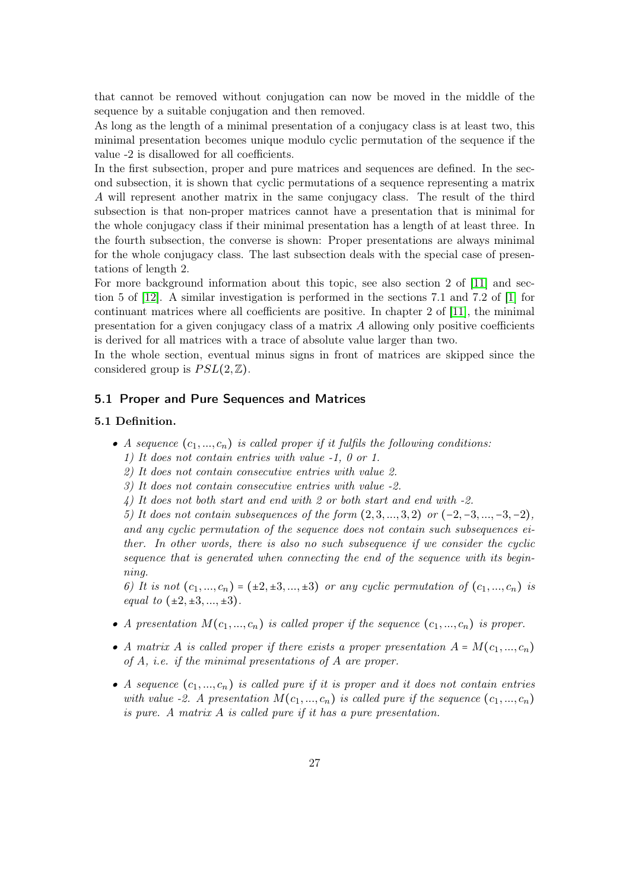that cannot be removed without conjugation can now be moved in the middle of the sequence by a suitable conjugation and then removed.
As long as the length of a minimal presentation of a conjugacy class is at least two, this minimal presentation becomes unique modulo cyclic permutation of the sequence if the value -2 is disallowed for all coefficients.
In the first subsection, proper and pure matrices and sequences are defined. In the second subsection, it is shown that cyclic permutations of a sequence representing a matrix $A$ will represent another matrix in the same conjugacy class. The result of the third subsection is that non-proper matrices cannot have a presentation that is minimal for the whole conjugacy class if their minimal presentation has a length of at least three. In the fourth subsection, the converse is shown: Proper presentations are always minimal for the whole conjugacy class. The last subsection deals with the special case of presentations of length 2.
For more background information about this topic, see also section 2 of [11] and section 5 of [12]. A similar investigation is performed in the sections 7.1 and 7.2 of [1] for continuant matrices where all coefficients are positive. In chapter 2 of [11], the minimal presentation for a given conjugacy class of a matrix $A$ allowing only positive coefficients is derived for all matrices with a trace of absolute value larger than two.
In the whole section, eventual minus signs in front of matrices are skipped since the considered group is $PSL(2,\mathbb{Z})$.

## 5.1 Proper and Pure Sequences and Matrices

### 5.1 Definition.

- *A sequence $(c_1, ..., c_n)$ is called proper if it fulfils the following conditions:*
  *1) It does not contain entries with value -1, 0 or 1.*
  *2) It does not contain consecutive entries with value 2.*
  *3) It does not contain consecutive entries with value -2.*
  *4) It does not both start and end with 2 or both start and end with -2.*
  *5) It does not contain subsequences of the form $(2, 3, ..., 3, 2)$ or $(-2, -3, ..., -3, -2)$, and any cyclic permutation of the sequence does not contain such subsequences either. In other words, there is also no such subsequence if we consider the cyclic sequence that is generated when connecting the end of the sequence with its beginning.*
  *6) It is not $(c_1, ..., c_n) = (\pm 2, \pm 3, ..., \pm 3)$ or any cyclic permutation of $(c_1, ..., c_n)$ is equal to $(\pm 2, \pm 3, ..., \pm 3)$.*
- *A presentation $M(c_1, ..., c_n)$ is called proper if the sequence $(c_1, ..., c_n)$ is proper.*
- *A matrix $A$ is called proper if there exists a proper presentation $A = M(c_1, ..., c_n)$ of $A$, i.e. if the minimal presentations of $A$ are proper.*
- *A sequence $(c_1, ..., c_n)$ is called pure if it is proper and it does not contain entries with value -2. A presentation $M(c_1, ..., c_n)$ is called pure if the sequence $(c_1, ..., c_n)$ is pure. A matrix $A$ is called pure if it has a pure presentation.*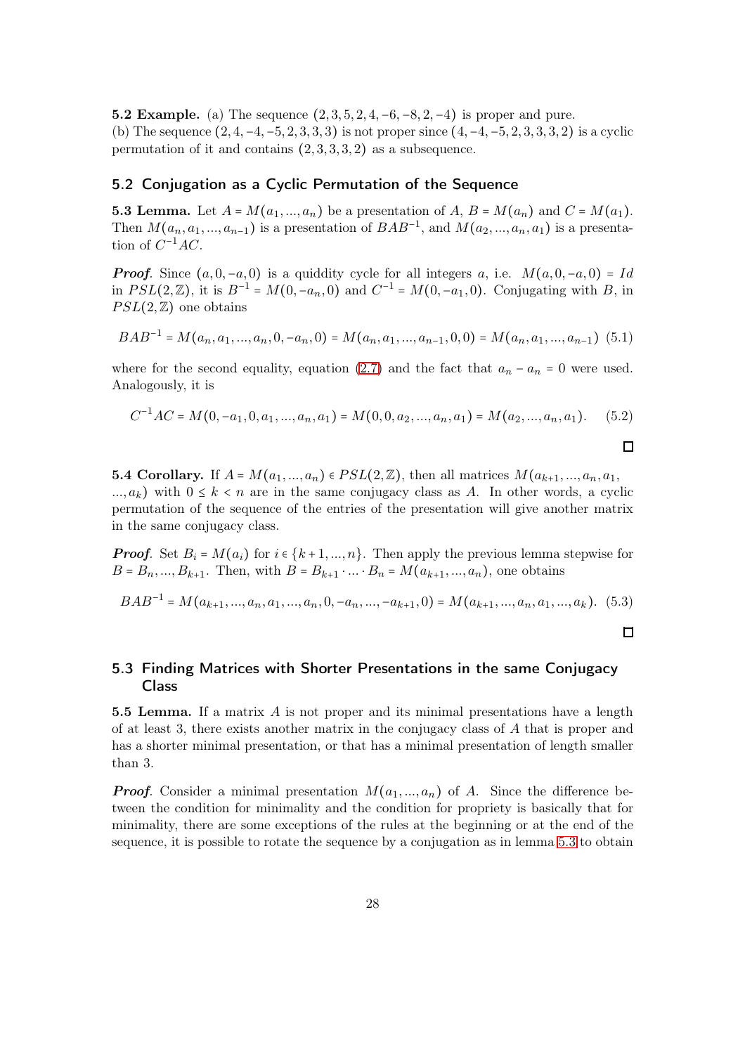**5.2 Example.** (a) The sequence $(2, 3, 5, 2, 4, -6, -8, 2, -4)$ is proper and pure.
(b) The sequence $(2, 4, -4, -5, 2, 3, 3, 3)$ is not proper since $(4, -4, -5, 2, 3, 3, 3, 2)$ is a cyclic permutation of it and contains $(2, 3, 3, 3, 2)$ as a subsequence.

## 5.2 Conjugation as a Cyclic Permutation of the Sequence

**5.3 Lemma.** Let $A = M(a_1, ..., a_n)$ be a presentation of $A$, $B = M(a_n)$ and $C = M(a_1)$. Then $M(a_n, a_1, ..., a_{n-1})$ is a presentation of $BAB^{-1}$, and $M(a_2, ..., a_n, a_1)$ is a presentation of $C^{-1}AC$.

***Proof.*** Since $(a, 0, -a, 0)$ is a quiddity cycle for all integers $a$, i.e. $M(a, 0, -a, 0) = Id$ in $PSL(2, \mathbb{Z})$, it is $B^{-1} = M(0, -a_n, 0)$ and $C^{-1} = M(0, -a_1, 0)$. Conjugating with $B$, in $PSL(2, \mathbb{Z})$ one obtains

$$BAB^{-1} = M(a_n, a_1, ..., a_n, 0, -a_n, 0) = M(a_n, a_1, ..., a_{n-1}, 0, 0) = M(a_n, a_1, ..., a_{n-1}) \quad (5.1)$$

where for the second equality, equation (2.7) and the fact that $a_n - a_n = 0$ were used. Analogously, it is

$$C^{-1}AC = M(0, -a_1, 0, a_1, ..., a_n, a_1) = M(0, 0, a_2, ..., a_n, a_1) = M(a_2, ..., a_n, a_1). \quad (5.2)$$

□

**5.4 Corollary.** If $A = M(a_1, ..., a_n) \in PSL(2, \mathbb{Z})$, then all matrices $M(a_{k+1}, ..., a_n, a_1, ..., a_k)$ with $0 \leq k < n$ are in the same conjugacy class as $A$. In other words, a cyclic permutation of the sequence of the entries of the presentation will give another matrix in the same conjugacy class.

***Proof.*** Set $B_i = M(a_i)$ for $i \in \{k+1, ..., n\}$. Then apply the previous lemma stepwise for $B = B_n, ..., B_{k+1}$. Then, with $B = B_{k+1} \cdot ... \cdot B_n = M(a_{k+1}, ..., a_n)$, one obtains

$$BAB^{-1} = M(a_{k+1}, ..., a_n, a_1, ..., a_n, 0, -a_n, ..., -a_{k+1}, 0) = M(a_{k+1}, ..., a_n, a_1, ..., a_k). \quad (5.3)$$

□

## 5.3 Finding Matrices with Shorter Presentations in the same Conjugacy Class

**5.5 Lemma.** If a matrix $A$ is not proper and its minimal presentations have a length of at least 3, there exists another matrix in the conjugacy class of $A$ that is proper and has a shorter minimal presentation, or that has a minimal presentation of length smaller than 3.

***Proof.*** Consider a minimal presentation $M(a_1, ..., a_n)$ of $A$. Since the difference between the condition for minimality and the condition for propriety is basically that for minimality, there are some exceptions of the rules at the beginning or at the end of the sequence, it is possible to rotate the sequence by a conjugation as in lemma 5.3 to obtain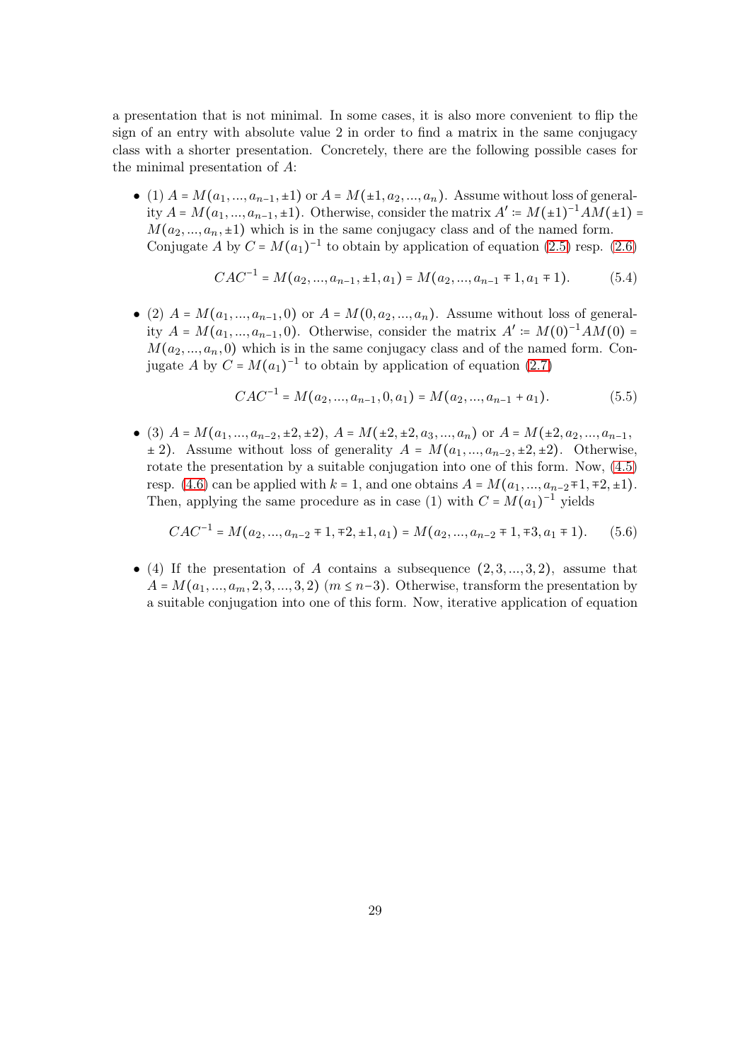a presentation that is not minimal. In some cases, it is also more convenient to flip the sign of an entry with absolute value 2 in order to find a matrix in the same conjugacy class with a shorter presentation. Concretely, there are the following possible cases for the minimal presentation of $A$:

- (1) $A = M(a_1, ..., a_{n-1}, \pm 1)$ or $A = M(\pm 1, a_2, ..., a_n)$. Assume without loss of generality $A = M(a_1, ..., a_{n-1}, \pm 1)$. Otherwise, consider the matrix $A' := M(\pm 1)^{-1} A M(\pm 1) = M(a_2, ..., a_n, \pm 1)$ which is in the same conjugacy class and of the named form. Conjugate $A$ by $C = M(a_1)^{-1}$ to obtain by application of equation (2.5) resp. (2.6)

$$CAC^{-1} = M(a_2, ..., a_{n-1}, \pm 1, a_1) = M(a_2, ..., a_{n-1} \mp 1, a_1 \mp 1). \tag{5.4}$$

- (2) $A = M(a_1, ..., a_{n-1}, 0)$ or $A = M(0, a_2, ..., a_n)$. Assume without loss of generality $A = M(a_1, ..., a_{n-1}, 0)$. Otherwise, consider the matrix $A' := M(0)^{-1} A M(0) = M(a_2, ..., a_n, 0)$ which is in the same conjugacy class and of the named form. Conjugate $A$ by $C = M(a_1)^{-1}$ to obtain by application of equation (2.7)

$$CAC^{-1} = M(a_2, ..., a_{n-1}, 0, a_1) = M(a_2, ..., a_{n-1} + a_1). \tag{5.5}$$

- (3) $A = M(a_1, ..., a_{n-2}, \pm 2, \pm 2)$, $A = M(\pm 2, \pm 2, a_3, ..., a_n)$ or $A = M(\pm 2, a_2, ..., a_{n-1}, \pm 2)$. Assume without loss of generality $A = M(a_1, ..., a_{n-2}, \pm 2, \pm 2)$. Otherwise, rotate the presentation by a suitable conjugation into one of this form. Now, (4.5) resp. (4.6) can be applied with $k = 1$, and one obtains $A = M(a_1, ..., a_{n-2} \mp 1, \mp 2, \pm 1)$. Then, applying the same procedure as in case (1) with $C = M(a_1)^{-1}$ yields

$$CAC^{-1} = M(a_2, ..., a_{n-2} \mp 1, \mp 2, \pm 1, a_1) = M(a_2, ..., a_{n-2} \mp 1, \mp 3, a_1 \mp 1). \tag{5.6}$$

- (4) If the presentation of $A$ contains a subsequence $(2, 3, ..., 3, 2)$, assume that $A = M(a_1, ..., a_m, 2, 3, ..., 3, 2)$ $(m \leq n-3)$. Otherwise, transform the presentation by a suitable conjugation into one of this form. Now, iterative application of equation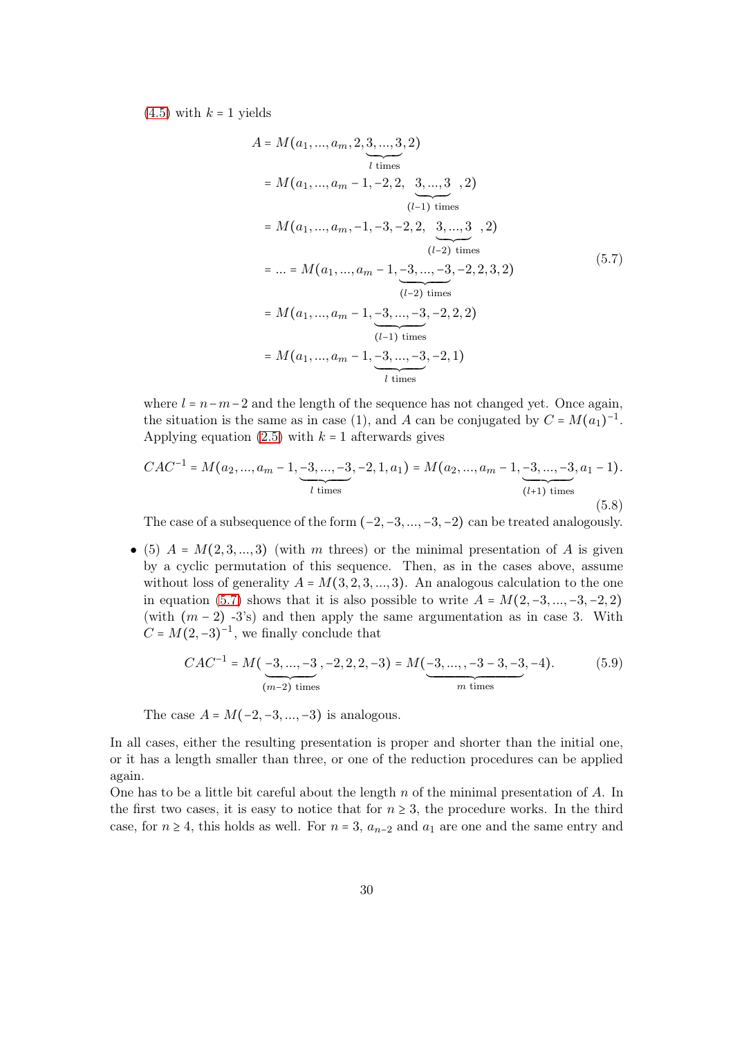(4.5) with $k = 1$ yields

$$
\begin{aligned}
A &= M(a_1, ..., a_m, 2, \underbrace{3, ..., 3}_{l \text{ times}}, 2) \\
&= M(a_1, ..., a_m - 1, -2, 2, \underbrace{3, ..., 3}_{(l-1) \text{ times}}, 2) \\
&= M(a_1, ..., a_m, -1, -3, -2, 2, \underbrace{3, ..., 3}_{(l-2) \text{ times}}, 2) \\
&= ... = M(a_1, ..., a_m - 1, \underbrace{-3, ..., -3}_{(l-2) \text{ times}}, -2, 2, 3, 2) \\
&= M(a_1, ..., a_m - 1, \underbrace{-3, ..., -3}_{(l-1) \text{ times}}, -2, 2, 2) \\
&= M(a_1, ..., a_m - 1, \underbrace{-3, ..., -3}_{l \text{ times}}, -2, 1)
\end{aligned}
\tag{5.7}
$$

where $l = n - m - 2$ and the length of the sequence has not changed yet. Once again, the situation is the same as in case (1), and $A$ can be conjugated by $C = M(a_1)^{-1}$. Applying equation (2.5) with $k = 1$ afterwards gives

$$
CAC^{-1} = M(a_2, ..., a_m - 1, \underbrace{-3, ..., -3}_{l \text{ times}}, -2, 1, a_1) = M(a_2, ..., a_m - 1, \underbrace{-3, ..., -3}_{(l+1) \text{ times}}, a_1 - 1).
\tag{5.8}
$$

The case of a subsequence of the form $(-2, -3, ..., -3, -2)$ can be treated analogously.

- (5) $A = M(2, 3, ..., 3)$ (with $m$ threes) or the minimal presentation of $A$ is given by a cyclic permutation of this sequence. Then, as in the cases above, assume without loss of generality $A = M(3, 2, 3, ..., 3)$. An analogous calculation to the one in equation (5.7) shows that it is also possible to write $A = M(2, -3, ..., -3, -2, 2)$ (with $(m-2)$ -3's) and then apply the same argumentation as in case 3. With $C = M(2, -3)^{-1}$, we finally conclude that

$$
CAC^{-1} = M(\underbrace{-3, ..., -3}_{(m-2) \text{ times}}, -2, 2, 2, -3) = M(\underbrace{-3, ..., , -3 - 3, -3}_{m \text{ times}}, -4).
\tag{5.9}
$$

The case $A = M(-2, -3, ..., -3)$ is analogous.

In all cases, either the resulting presentation is proper and shorter than the initial one, or it has a length smaller than three, or one of the reduction procedures can be applied again.
One has to be a little bit careful about the length $n$ of the minimal presentation of $A$. In the first two cases, it is easy to notice that for $n \geq 3$, the procedure works. In the third case, for $n \geq 4$, this holds as well. For $n = 3$, $a_{n-2}$ and $a_1$ are one and the same entry and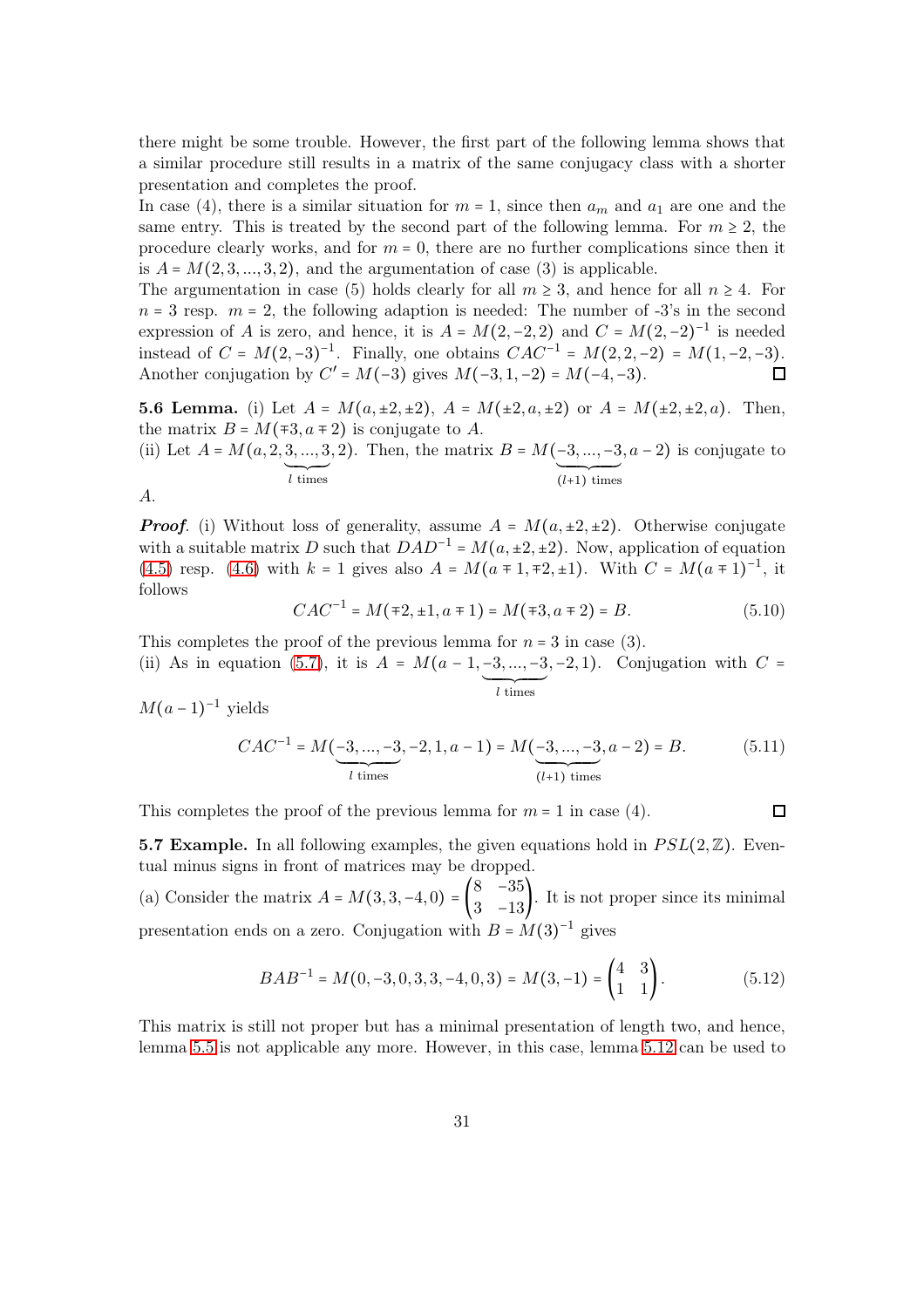there might be some trouble. However, the first part of the following lemma shows that a similar procedure still results in a matrix of the same conjugacy class with a shorter presentation and completes the proof.
In case (4), there is a similar situation for $m = 1$, since then $a_m$ and $a_1$ are one and the same entry. This is treated by the second part of the following lemma. For $m \geq 2$, the procedure clearly works, and for $m = 0$, there are no further complications since then it is $A = M(2, 3, ..., 3, 2)$, and the argumentation of case (3) is applicable.
The argumentation in case (5) holds clearly for all $m \geq 3$, and hence for all $n \geq 4$. For $n = 3$ resp. $m = 2$, the following adaption is needed: The number of -3's in the second expression of $A$ is zero, and hence, it is $A = M(2, -2, 2)$ and $C = M(2, -2)^{-1}$ is needed instead of $C = M(2, -3)^{-1}$. Finally, one obtains $CAC^{-1} = M(2, 2, -2) = M(1, -2, -3)$. Another conjugation by $C' = M(-3)$ gives $M(-3, 1, -2) = M(-4, -3)$. □

**5.6 Lemma.** (i) Let $A = M(a, \pm 2, \pm 2)$, $A = M(\pm 2, a, \pm 2)$ or $A = M(\pm 2, \pm 2, a)$. Then, the matrix $B = M(\mp 3, a \mp 2)$ is conjugate to $A$.
(ii) Let $A = M(a, 2, \underbrace{3, ..., 3}_{l \text{ times}}, 2)$. Then, the matrix $B = M(\underbrace{-3, ..., -3}_{(l+1) \text{ times}}, a - 2)$ is conjugate to $A$.

***Proof.*** (i) Without loss of generality, assume $A = M(a, \pm 2, \pm 2)$. Otherwise conjugate with a suitable matrix $D$ such that $DAD^{-1} = M(a, \pm 2, \pm 2)$. Now, application of equation (4.5) resp. (4.6) with $k = 1$ gives also $A = M(a \mp 1, \mp 2, \pm 1)$. With $C = M(a \mp 1)^{-1}$, it follows

$$CAC^{-1} = M(\mp 2, \pm 1, a \mp 1) = M(\mp 3, a \mp 2) = B. \tag{5.10}$$

This completes the proof of the previous lemma for $n = 3$ in case (3).
(ii) As in equation (5.7), it is $A = M(a - 1, \underbrace{-3, ..., -3}_{l \text{ times}}, -2, 1)$. Conjugation with $C = M(a - 1)^{-1}$ yields

$$CAC^{-1} = M(\underbrace{-3, ..., -3}_{l \text{ times}}, -2, 1, a - 1) = M(\underbrace{-3, ..., -3}_{(l+1) \text{ times}}, a - 2) = B. \tag{5.11}$$

This completes the proof of the previous lemma for $m = 1$ in case (4). □

**5.7 Example.** In all following examples, the given equations hold in $PSL(2, \mathbb{Z})$. Eventual minus signs in front of matrices may be dropped.
(a) Consider the matrix $A = M(3, 3, -4, 0) = \begin{pmatrix} 8 & -35 \\ 3 & -13 \end{pmatrix}$. It is not proper since its minimal presentation ends on a zero. Conjugation with $B = M(3)^{-1}$ gives

$$BAB^{-1} = M(0, -3, 0, 3, 3, -4, 0, 3) = M(3, -1) = \begin{pmatrix} 4 & 3 \\ 1 & 1 \end{pmatrix}. \tag{5.12}$$

This matrix is still not proper but has a minimal presentation of length two, and hence, lemma 5.5 is not applicable any more. However, in this case, lemma 5.12 can be used to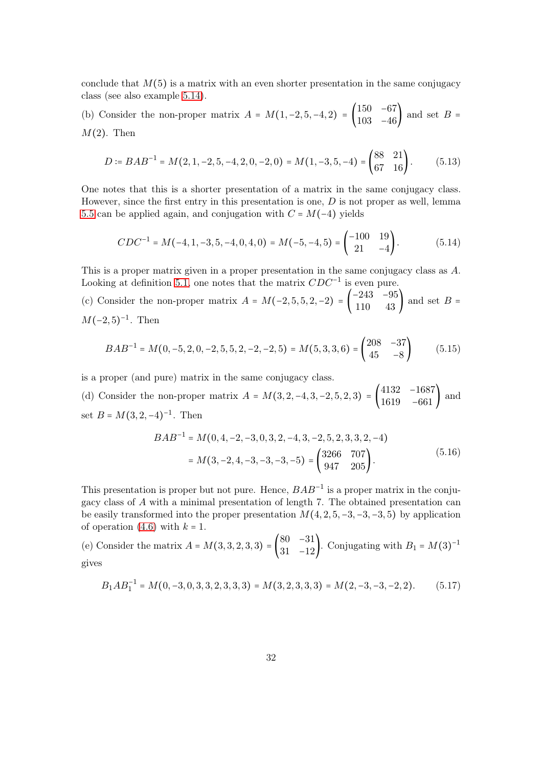conclude that $M(5)$ is a matrix with an even shorter presentation in the same conjugacy class (see also example 5.14).

(b) Consider the non-proper matrix $A = M(1,-2,5,-4,2) = \begin{pmatrix} 150 & -67 \\ 103 & -46 \end{pmatrix}$ and set $B = M(2)$. Then

$$D := BAB^{-1} = M(2,1,-2,5,-4,2,0,-2,0) = M(1,-3,5,-4) = \begin{pmatrix} 88 & 21 \\ 67 & 16 \end{pmatrix}. \tag{5.13}$$

One notes that this is a shorter presentation of a matrix in the same conjugacy class. However, since the first entry in this presentation is one, $D$ is not proper as well, lemma 5.5 can be applied again, and conjugation with $C = M(-4)$ yields

$$CDC^{-1} = M(-4,1,-3,5,-4,0,4,0) = M(-5,-4,5) = \begin{pmatrix} -100 & 19 \\ 21 & -4 \end{pmatrix}. \tag{5.14}$$

This is a proper matrix given in a proper presentation in the same conjugacy class as $A$. Looking at definition 5.1, one notes that the matrix $CDC^{-1}$ is even pure.

(c) Consider the non-proper matrix $A = M(-2,5,5,2,-2) = \begin{pmatrix} -243 & -95 \\ 110 & 43 \end{pmatrix}$ and set $B = M(-2,5)^{-1}$. Then

$$BAB^{-1} = M(0,-5,2,0,-2,5,5,2,-2,-2,5) = M(5,3,3,6) = \begin{pmatrix} 208 & -37 \\ 45 & -8 \end{pmatrix} \tag{5.15}$$

is a proper (and pure) matrix in the same conjugacy class.

(d) Consider the non-proper matrix $A = M(3,2,-4,3,-2,5,2,3) = \begin{pmatrix} 4132 & -1687 \\ 1619 & -661 \end{pmatrix}$ and set $B = M(3,2,-4)^{-1}$. Then

$$\begin{aligned} BAB^{-1} &= M(0,4,-2,-3,0,3,2,-4,3,-2,5,2,3,3,2,-4) \\ &= M(3,-2,4,-3,-3,-3,-5) = \begin{pmatrix} 3266 & 707 \\ 947 & 205 \end{pmatrix}. \end{aligned} \tag{5.16}$$

This presentation is proper but not pure. Hence, $BAB^{-1}$ is a proper matrix in the conjugacy class of $A$ with a minimal presentation of length 7. The obtained presentation can be easily transformed into the proper presentation $M(4,2,5,-3,-3,-3,5)$ by application of operation (4.6) with $k = 1$.

(e) Consider the matrix $A = M(3,3,2,3,3) = \begin{pmatrix} 80 & -31 \\ 31 & -12 \end{pmatrix}$. Conjugating with $B_1 = M(3)^{-1}$ gives

$$B_1AB_1^{-1} = M(0,-3,0,3,3,2,3,3,3) = M(3,2,3,3,3) = M(2,-3,-3,-2,2). \tag{5.17}$$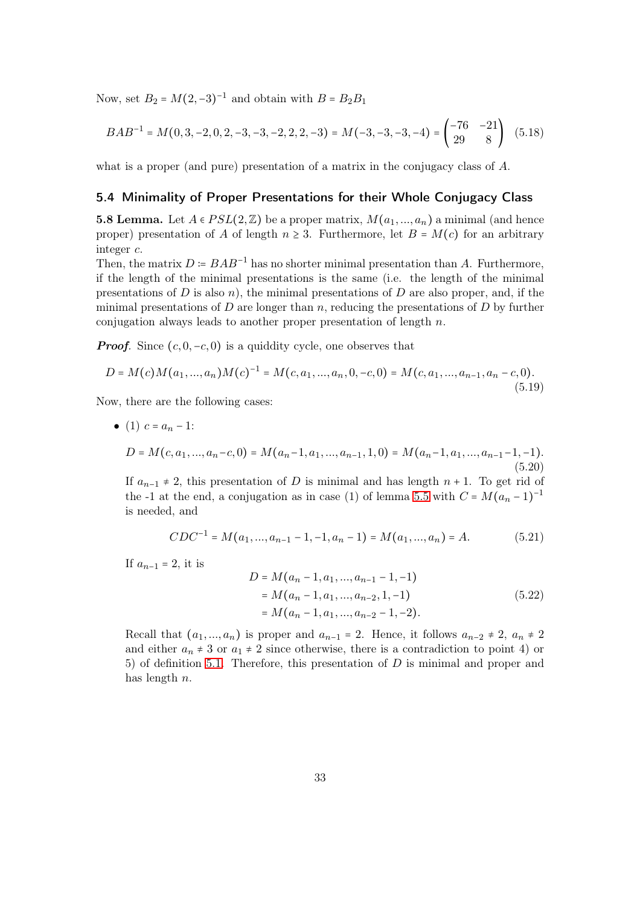Now, set $B_2 = M(2,-3)^{-1}$ and obtain with $B = B_2 B_1$

$$BAB^{-1} = M(0,3,-2,0,2,-3,-3,-2,2,2,-3) = M(-3,-3,-3,-4) = \begin{pmatrix} -76 & -21 \\ 29 & 8 \end{pmatrix} \tag{5.18}$$

what is a proper (and pure) presentation of a matrix in the conjugacy class of $A$.

## 5.4 Minimality of Proper Presentations for their Whole Conjugacy Class

**5.8 Lemma.** Let $A \in PSL(2,\mathbb{Z})$ be a proper matrix, $M(a_1,...,a_n)$ a minimal (and hence proper) presentation of $A$ of length $n \geq 3$. Furthermore, let $B = M(c)$ for an arbitrary integer $c$.
Then, the matrix $D := BAB^{-1}$ has no shorter minimal presentation than $A$. Furthermore, if the length of the minimal presentations is the same (i.e. the length of the minimal presentations of $D$ is also $n$), the minimal presentations of $D$ are also proper, and, if the minimal presentations of $D$ are longer than $n$, reducing the presentations of $D$ by further conjugation always leads to another proper presentation of length $n$.

***Proof.*** Since $(c,0,-c,0)$ is a quiddity cycle, one observes that

$$D = M(c)M(a_1,...,a_n)M(c)^{-1} = M(c,a_1,...,a_n,0,-c,0) = M(c,a_1,...,a_{n-1},a_n-c,0). \tag{5.19}$$

Now, there are the following cases:

- (1) $c = a_n - 1$:

  $$D = M(c,a_1,...,a_n-c,0) = M(a_n-1,a_1,...,a_{n-1},1,0) = M(a_n-1,a_1,...,a_{n-1}-1,-1). \tag{5.20}$$

  If $a_{n-1} \neq 2$, this presentation of $D$ is minimal and has length $n+1$. To get rid of the -1 at the end, a conjugation as in case (1) of lemma 5.5 with $C = M(a_n-1)^{-1}$ is needed, and

  $$CDC^{-1} = M(a_1,...,a_{n-1}-1,-1,a_n-1) = M(a_1,...,a_n) = A. \tag{5.21}$$

  If $a_{n-1} = 2$, it is

  $$\begin{aligned} D &= M(a_n-1,a_1,...,a_{n-1}-1,-1) \\ &= M(a_n-1,a_1,...,a_{n-2},1,-1) \\ &= M(a_n-1,a_1,...,a_{n-2}-1,-2). \end{aligned} \tag{5.22}$$

  Recall that $(a_1,...,a_n)$ is proper and $a_{n-1} = 2$. Hence, it follows $a_{n-2} \neq 2$, $a_n \neq 2$ and either $a_n \neq 3$ or $a_1 \neq 2$ since otherwise, there is a contradiction to point 4) or 5) of definition 5.1. Therefore, this presentation of $D$ is minimal and proper and has length $n$.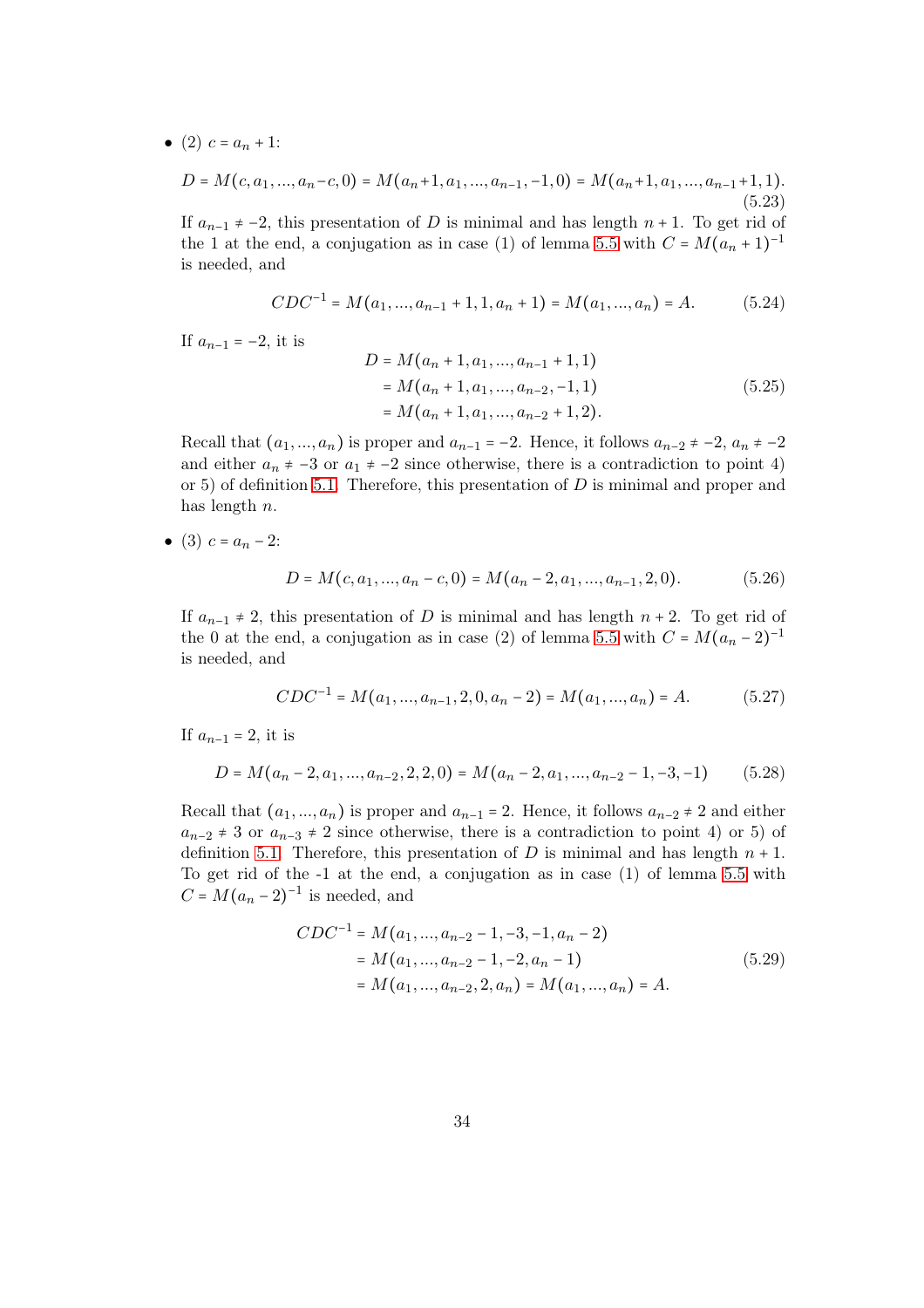- (2) $c = a_n + 1$:

$$D = M(c, a_1, ..., a_n - c, 0) = M(a_n + 1, a_1, ..., a_{n-1}, -1, 0) = M(a_n + 1, a_1, ..., a_{n-1} + 1, 1). \tag{5.23}$$

If $a_{n-1} \neq -2$, this presentation of $D$ is minimal and has length $n+1$. To get rid of the 1 at the end, a conjugation as in case (1) of lemma 5.5 with $C = M(a_n + 1)^{-1}$ is needed, and

$$CDC^{-1} = M(a_1, ..., a_{n-1} + 1, 1, a_n + 1) = M(a_1, ..., a_n) = A. \tag{5.24}$$

If $a_{n-1} = -2$, it is

$$\begin{aligned} D &= M(a_n + 1, a_1, ..., a_{n-1} + 1, 1) \\ &= M(a_n + 1, a_1, ..., a_{n-2}, -1, 1) \\ &= M(a_n + 1, a_1, ..., a_{n-2} + 1, 2). \end{aligned} \tag{5.25}$$

Recall that $(a_1, ..., a_n)$ is proper and $a_{n-1} = -2$. Hence, it follows $a_{n-2} \neq -2$, $a_n \neq -2$ and either $a_n \neq -3$ or $a_1 \neq -2$ since otherwise, there is a contradiction to point 4) or 5) of definition 5.1. Therefore, this presentation of $D$ is minimal and proper and has length $n$.

- (3) $c = a_n - 2$:

$$D = M(c, a_1, ..., a_n - c, 0) = M(a_n - 2, a_1, ..., a_{n-1}, 2, 0). \tag{5.26}$$

If $a_{n-1} \neq 2$, this presentation of $D$ is minimal and has length $n+2$. To get rid of the 0 at the end, a conjugation as in case (2) of lemma 5.5 with $C = M(a_n - 2)^{-1}$ is needed, and

$$CDC^{-1} = M(a_1, ..., a_{n-1}, 2, 0, a_n - 2) = M(a_1, ..., a_n) = A. \tag{5.27}$$

If $a_{n-1} = 2$, it is

$$D = M(a_n - 2, a_1, ..., a_{n-2}, 2, 2, 0) = M(a_n - 2, a_1, ..., a_{n-2} - 1, -3, -1) \tag{5.28}$$

Recall that $(a_1, ..., a_n)$ is proper and $a_{n-1} = 2$. Hence, it follows $a_{n-2} \neq 2$ and either $a_{n-2} \neq 3$ or $a_{n-3} \neq 2$ since otherwise, there is a contradiction to point 4) or 5) of definition 5.1. Therefore, this presentation of $D$ is minimal and has length $n+1$. To get rid of the -1 at the end, a conjugation as in case (1) of lemma 5.5 with $C = M(a_n - 2)^{-1}$ is needed, and

$$\begin{aligned} CDC^{-1} &= M(a_1, ..., a_{n-2} - 1, -3, -1, a_n - 2) \\ &= M(a_1, ..., a_{n-2} - 1, -2, a_n - 1) \\ &= M(a_1, ..., a_{n-2}, 2, a_n) = M(a_1, ..., a_n) = A. \end{aligned} \tag{5.29}$$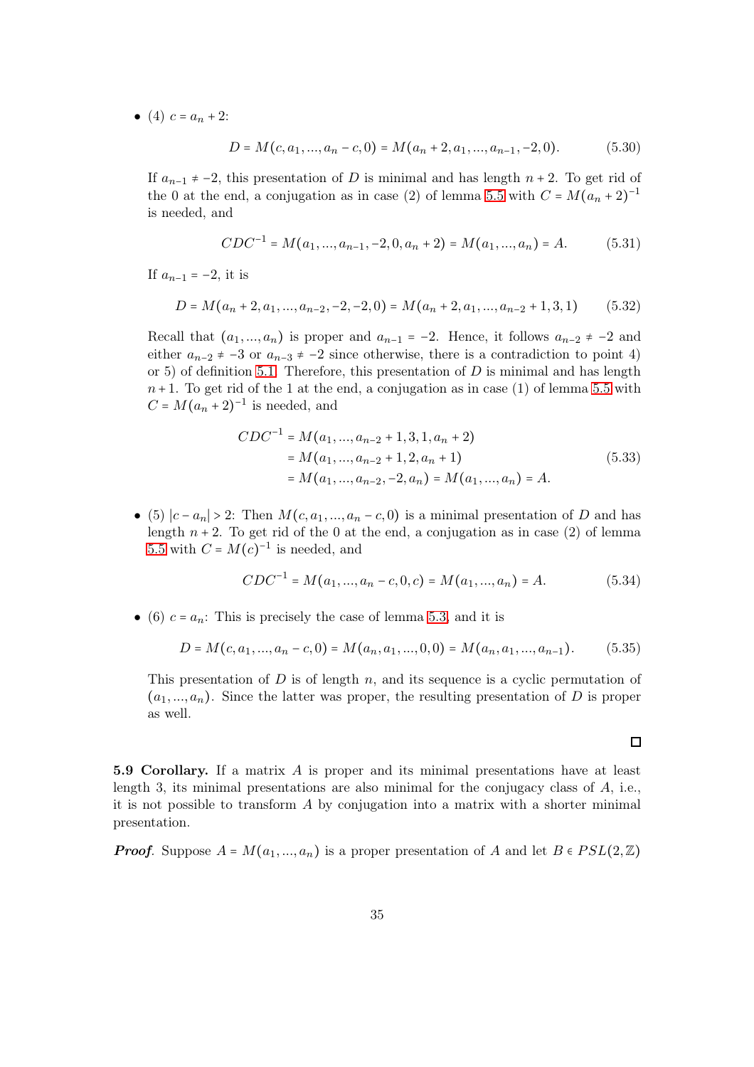- (4) $c = a_n + 2$:

$$D = M(c, a_1, ..., a_n - c, 0) = M(a_n + 2, a_1, ..., a_{n-1}, -2, 0). \tag{5.30}$$

If $a_{n-1} \neq -2$, this presentation of $D$ is minimal and has length $n+2$. To get rid of the 0 at the end, a conjugation as in case (2) of lemma 5.5 with $C = M(a_n + 2)^{-1}$ is needed, and

$$CDC^{-1} = M(a_1, ..., a_{n-1}, -2, 0, a_n + 2) = M(a_1, ..., a_n) = A. \tag{5.31}$$

If $a_{n-1} = -2$, it is

$$D = M(a_n + 2, a_1, ..., a_{n-2}, -2, -2, 0) = M(a_n + 2, a_1, ..., a_{n-2} + 1, 3, 1) \tag{5.32}$$

Recall that $(a_1, ..., a_n)$ is proper and $a_{n-1} = -2$. Hence, it follows $a_{n-2} \neq -2$ and either $a_{n-2} \neq -3$ or $a_{n-3} \neq -2$ since otherwise, there is a contradiction to point 4) or 5) of definition 5.1. Therefore, this presentation of $D$ is minimal and has length $n+1$. To get rid of the 1 at the end, a conjugation as in case (1) of lemma 5.5 with $C = M(a_n + 2)^{-1}$ is needed, and

$$\begin{aligned} CDC^{-1} &= M(a_1, ..., a_{n-2} + 1, 3, 1, a_n + 2) \\ &= M(a_1, ..., a_{n-2} + 1, 2, a_n + 1) \\ &= M(a_1, ..., a_{n-2}, -2, a_n) = M(a_1, ..., a_n) = A. \end{aligned} \tag{5.33}$$

- (5) $|c - a_n| > 2$: Then $M(c, a_1, ..., a_n - c, 0)$ is a minimal presentation of $D$ and has length $n+2$. To get rid of the 0 at the end, a conjugation as in case (2) of lemma 5.5 with $C = M(c)^{-1}$ is needed, and

$$CDC^{-1} = M(a_1, ..., a_n - c, 0, c) = M(a_1, ..., a_n) = A. \tag{5.34}$$

- (6) $c = a_n$: This is precisely the case of lemma 5.3, and it is

$$D = M(c, a_1, ..., a_n - c, 0) = M(a_n, a_1, ..., 0, 0) = M(a_n, a_1, ..., a_{n-1}). \tag{5.35}$$

This presentation of $D$ is of length $n$, and its sequence is a cyclic permutation of $(a_1, ..., a_n)$. Since the latter was proper, the resulting presentation of $D$ is proper as well.

□

**5.9 Corollary.** If a matrix $A$ is proper and its minimal presentations have at least length 3, its minimal presentations are also minimal for the conjugacy class of $A$, i.e., it is not possible to transform $A$ by conjugation into a matrix with a shorter minimal presentation.

***Proof.*** Suppose $A = M(a_1, ..., a_n)$ is a proper presentation of $A$ and let $B \in PSL(2, \mathbb{Z})$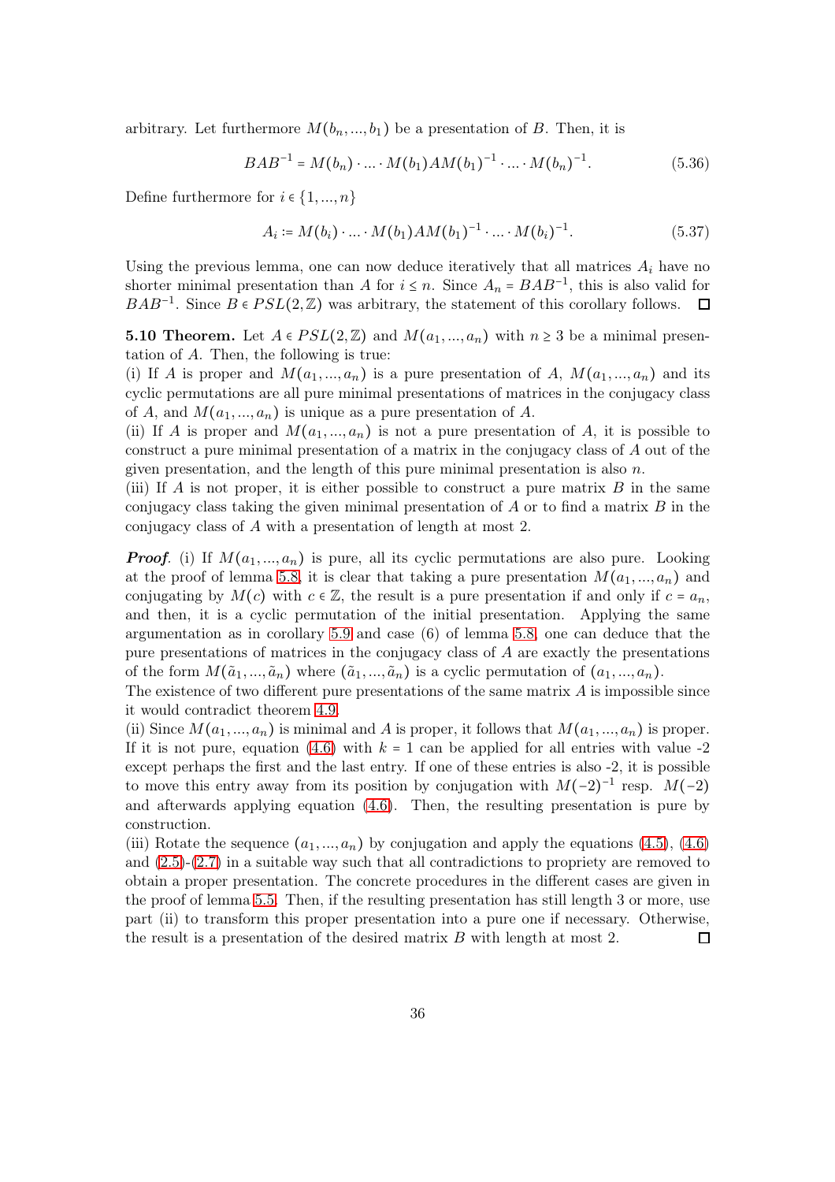arbitrary. Let furthermore $M(b_n, ..., b_1)$ be a presentation of $B$. Then, it is

$$BAB^{-1} = M(b_n) \cdot ... \cdot M(b_1) A M(b_1)^{-1} \cdot ... \cdot M(b_n)^{-1}. \tag{5.36}$$

Define furthermore for $i \in \{1, ..., n\}$

$$A_i := M(b_i) \cdot ... \cdot M(b_1) A M(b_1)^{-1} \cdot ... \cdot M(b_i)^{-1}. \tag{5.37}$$

Using the previous lemma, one can now deduce iteratively that all matrices $A_i$ have no shorter minimal presentation than $A$ for $i \leq n$. Since $A_n = BAB^{-1}$, this is also valid for $BAB^{-1}$. Since $B \in PSL(2, \mathbb{Z})$ was arbitrary, the statement of this corollary follows. □

**5.10 Theorem.** Let $A \in PSL(2, \mathbb{Z})$ and $M(a_1, ..., a_n)$ with $n \geq 3$ be a minimal presentation of $A$. Then, the following is true:
(i) If $A$ is proper and $M(a_1, ..., a_n)$ is a pure presentation of $A$, $M(a_1, ..., a_n)$ and its cyclic permutations are all pure minimal presentations of matrices in the conjugacy class of $A$, and $M(a_1, ..., a_n)$ is unique as a pure presentation of $A$.
(ii) If $A$ is proper and $M(a_1, ..., a_n)$ is not a pure presentation of $A$, it is possible to construct a pure minimal presentation of a matrix in the conjugacy class of $A$ out of the given presentation, and the length of this pure minimal presentation is also $n$.
(iii) If $A$ is not proper, it is either possible to construct a pure matrix $B$ in the same conjugacy class taking the given minimal presentation of $A$ or to find a matrix $B$ in the conjugacy class of $A$ with a presentation of length at most 2.

***Proof.*** (i) If $M(a_1, ..., a_n)$ is pure, all its cyclic permutations are also pure. Looking at the proof of lemma 5.8, it is clear that taking a pure presentation $M(a_1, ..., a_n)$ and conjugating by $M(c)$ with $c \in \mathbb{Z}$, the result is a pure presentation if and only if $c = a_n$, and then, it is a cyclic permutation of the initial presentation. Applying the same argumentation as in corollary 5.9 and case (6) of lemma 5.8, one can deduce that the pure presentations of matrices in the conjugacy class of $A$ are exactly the presentations of the form $M(\tilde{a}_1, ..., \tilde{a}_n)$ where $(\tilde{a}_1, ..., \tilde{a}_n)$ is a cyclic permutation of $(a_1, ..., a_n)$.
The existence of two different pure presentations of the same matrix $A$ is impossible since it would contradict theorem 4.9.
(ii) Since $M(a_1, ..., a_n)$ is minimal and $A$ is proper, it follows that $M(a_1, ..., a_n)$ is proper. If it is not pure, equation (4.6) with $k = 1$ can be applied for all entries with value -2 except perhaps the first and the last entry. If one of these entries is also -2, it is possible to move this entry away from its position by conjugation with $M(-2)^{-1}$ resp. $M(-2)$ and afterwards applying equation (4.6). Then, the resulting presentation is pure by construction.
(iii) Rotate the sequence $(a_1, ..., a_n)$ by conjugation and apply the equations (4.5), (4.6) and (2.5)-(2.7) in a suitable way such that all contradictions to propriety are removed to obtain a proper presentation. The concrete procedures in the different cases are given in the proof of lemma 5.5. Then, if the resulting presentation has still length 3 or more, use part (ii) to transform this proper presentation into a pure one if necessary. Otherwise, the result is a presentation of the desired matrix $B$ with length at most 2. □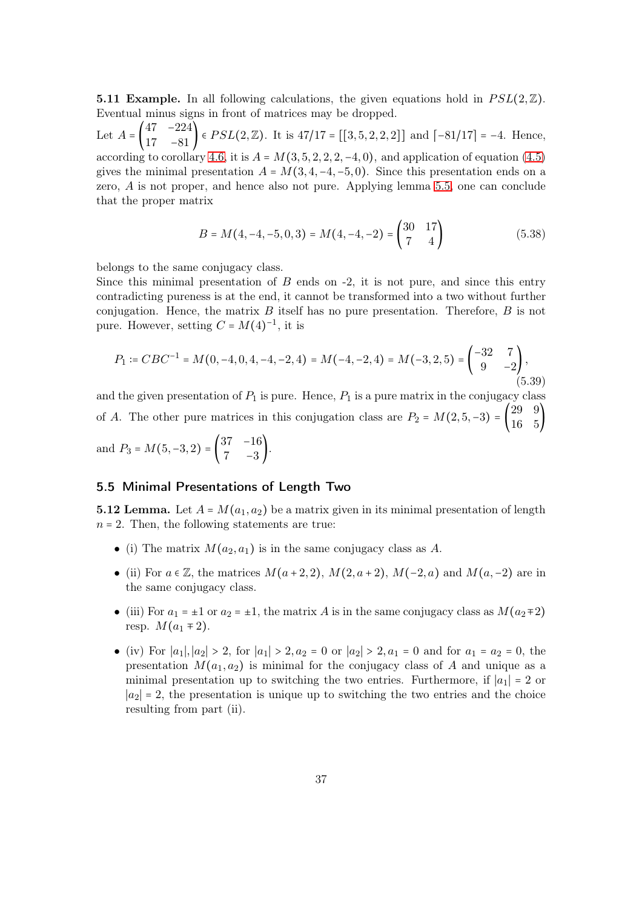**5.11 Example.** In all following calculations, the given equations hold in $PSL(2,\mathbb{Z})$. Eventual minus signs in front of matrices may be dropped.

Let $A = \begin{pmatrix} 47 & -224 \\ 17 & -81 \end{pmatrix} \in PSL(2,\mathbb{Z})$. It is $47/17 = [[3,5,2,2,2]]$ and $\lceil -81/17 \rceil = -4$. Hence, according to corollary 4.6, it is $A = M(3,5,2,2,2,-4,0)$, and application of equation (4.5) gives the minimal presentation $A = M(3,4,-4,-5,0)$. Since this presentation ends on a zero, $A$ is not proper, and hence also not pure. Applying lemma 5.5, one can conclude that the proper matrix

$$B = M(4,-4,-5,0,3) = M(4,-4,-2) = \begin{pmatrix} 30 & 17 \\ 7 & 4 \end{pmatrix} \tag{5.38}$$

belongs to the same conjugacy class.

Since this minimal presentation of $B$ ends on -2, it is not pure, and since this entry contradicting pureness is at the end, it cannot be transformed into a two without further conjugation. Hence, the matrix $B$ itself has no pure presentation. Therefore, $B$ is not pure. However, setting $C = M(4)^{-1}$, it is

$$P_1 := CBC^{-1} = M(0,-4,0,4,-4,-2,4) = M(-4,-2,4) = M(-3,2,5) = \begin{pmatrix} -32 & 7 \\ 9 & -2 \end{pmatrix}, \tag{5.39}$$

and the given presentation of $P_1$ is pure. Hence, $P_1$ is a pure matrix in the conjugacy class of $A$. The other pure matrices in this conjugation class are $P_2 = M(2,5,-3) = \begin{pmatrix} 29 & 9 \\ 16 & 5 \end{pmatrix}$ and $P_3 = M(5,-3,2) = \begin{pmatrix} 37 & -16 \\ 7 & -3 \end{pmatrix}$.

## 5.5 Minimal Presentations of Length Two

**5.12 Lemma.** Let $A = M(a_1,a_2)$ be a matrix given in its minimal presentation of length $n = 2$. Then, the following statements are true:

- (i) The matrix $M(a_2,a_1)$ is in the same conjugacy class as $A$.
- (ii) For $a \in \mathbb{Z}$, the matrices $M(a+2,2)$, $M(2,a+2)$, $M(-2,a)$ and $M(a,-2)$ are in the same conjugacy class.
- (iii) For $a_1 = \pm 1$ or $a_2 = \pm 1$, the matrix $A$ is in the same conjugacy class as $M(a_2 \mp 2)$ resp. $M(a_1 \mp 2)$.
- (iv) For $|a_1|,|a_2| > 2$, for $|a_1| > 2, a_2 = 0$ or $|a_2| > 2, a_1 = 0$ and for $a_1 = a_2 = 0$, the presentation $M(a_1,a_2)$ is minimal for the conjugacy class of $A$ and unique as a minimal presentation up to switching the two entries. Furthermore, if $|a_1| = 2$ or $|a_2| = 2$, the presentation is unique up to switching the two entries and the choice resulting from part (ii).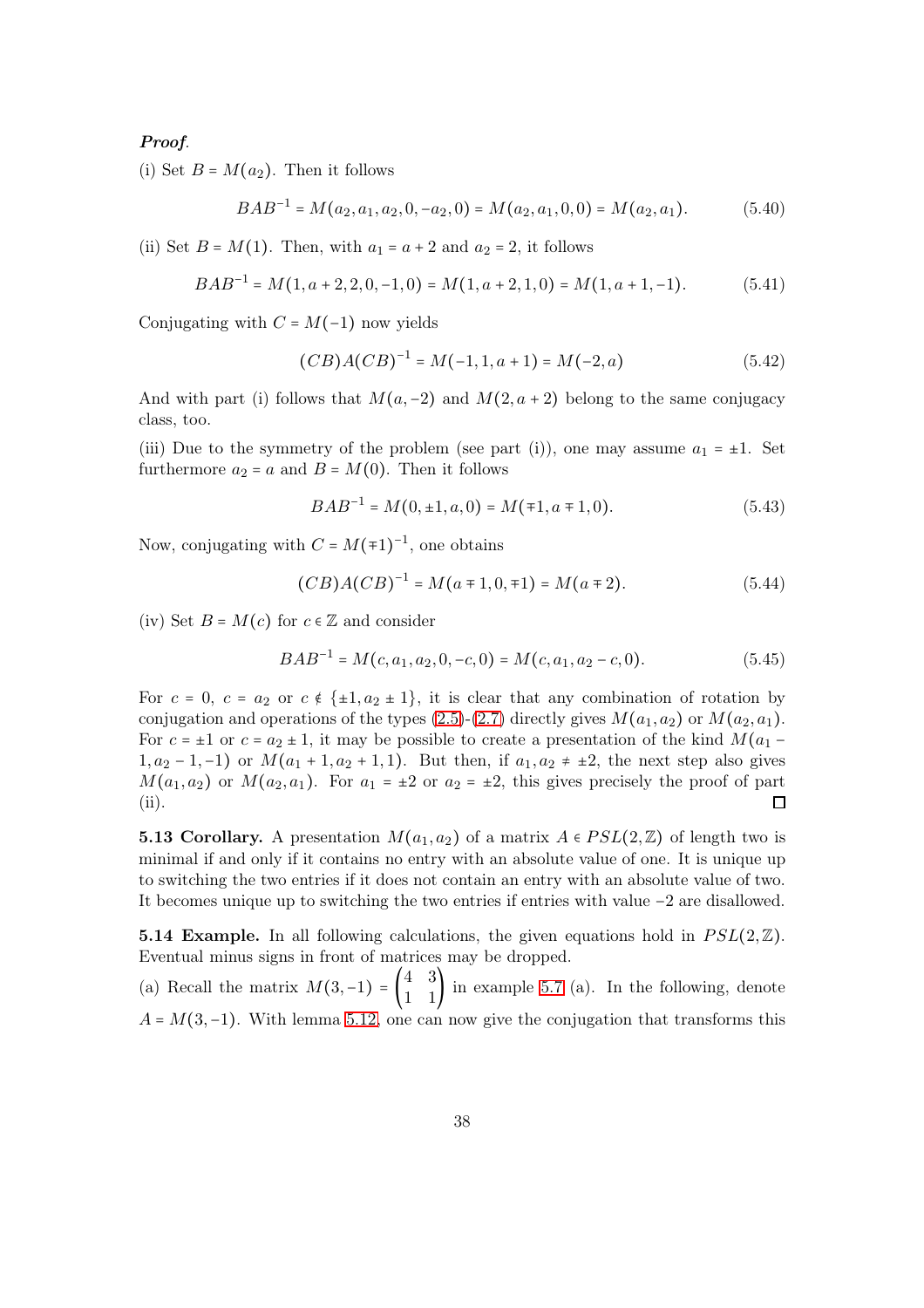***Proof.***

(i) Set $B = M(a_2)$. Then it follows

$$BAB^{-1} = M(a_2, a_1, a_2, 0, -a_2, 0) = M(a_2, a_1, 0, 0) = M(a_2, a_1). \tag{5.40}$$

(ii) Set $B = M(1)$. Then, with $a_1 = a + 2$ and $a_2 = 2$, it follows

$$BAB^{-1} = M(1, a + 2, 2, 0, -1, 0) = M(1, a + 2, 1, 0) = M(1, a + 1, -1). \tag{5.41}$$

Conjugating with $C = M(-1)$ now yields

$$(CB)A(CB)^{-1} = M(-1, 1, a + 1) = M(-2, a) \tag{5.42}$$

And with part (i) follows that $M(a, -2)$ and $M(2, a + 2)$ belong to the same conjugacy class, too.

(iii) Due to the symmetry of the problem (see part (i)), one may assume $a_1 = \pm 1$. Set furthermore $a_2 = a$ and $B = M(0)$. Then it follows

$$BAB^{-1} = M(0, \pm 1, a, 0) = M(\mp 1, a \mp 1, 0). \tag{5.43}$$

Now, conjugating with $C = M(\mp 1)^{-1}$, one obtains

$$(CB)A(CB)^{-1} = M(a \mp 1, 0, \mp 1) = M(a \mp 2). \tag{5.44}$$

(iv) Set $B = M(c)$ for $c \in \mathbb{Z}$ and consider

$$BAB^{-1} = M(c, a_1, a_2, 0, -c, 0) = M(c, a_1, a_2 - c, 0). \tag{5.45}$$

For $c = 0$, $c = a_2$ or $c \notin \{\pm 1, a_2 \pm 1\}$, it is clear that any combination of rotation by conjugation and operations of the types (2.5)-(2.7) directly gives $M(a_1, a_2)$ or $M(a_2, a_1)$. For $c = \pm 1$ or $c = a_2 \pm 1$, it may be possible to create a presentation of the kind $M(a_1 - 1, a_2 - 1, -1)$ or $M(a_1 + 1, a_2 + 1, 1)$. But then, if $a_1, a_2 \neq \pm 2$, the next step also gives $M(a_1, a_2)$ or $M(a_2, a_1)$. For $a_1 = \pm 2$ or $a_2 = \pm 2$, this gives precisely the proof of part (ii). ◻

**5.13 Corollary.** A presentation $M(a_1, a_2)$ of a matrix $A \in PSL(2, \mathbb{Z})$ of length two is minimal if and only if it contains no entry with an absolute value of one. It is unique up to switching the two entries if it does not contain an entry with an absolute value of two. It becomes unique up to switching the two entries if entries with value $-2$ are disallowed.

**5.14 Example.** In all following calculations, the given equations hold in $PSL(2, \mathbb{Z})$. Eventual minus signs in front of matrices may be dropped.

(a) Recall the matrix $M(3, -1) = \begin{pmatrix} 4 & 3 \\ 1 & 1 \end{pmatrix}$ in example 5.7 (a). In the following, denote $A = M(3, -1)$. With lemma 5.12, one can now give the conjugation that transforms this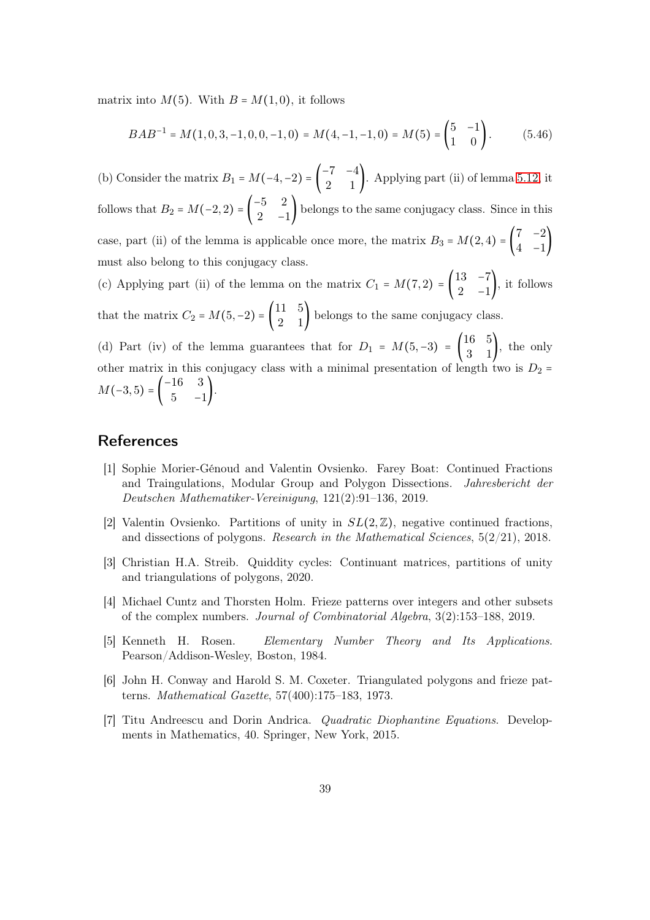matrix into $M(5)$. With $B = M(1,0)$, it follows

$$BAB^{-1} = M(1,0,3,-1,0,0,-1,0) = M(4,-1,-1,0) = M(5) = \begin{pmatrix} 5 & -1 \\ 1 & 0 \end{pmatrix}. \tag{5.46}$$

(b) Consider the matrix $B_1 = M(-4,-2) = \begin{pmatrix} -7 & -4 \\ 2 & 1 \end{pmatrix}$. Applying part (ii) of lemma 5.12, it follows that $B_2 = M(-2,2) = \begin{pmatrix} -5 & 2 \\ 2 & -1 \end{pmatrix}$ belongs to the same conjugacy class. Since in this case, part (ii) of the lemma is applicable once more, the matrix $B_3 = M(2,4) = \begin{pmatrix} 7 & -2 \\ 4 & -1 \end{pmatrix}$ must also belong to this conjugacy class.

(c) Applying part (ii) of the lemma on the matrix $C_1 = M(7,2) = \begin{pmatrix} 13 & -7 \\ 2 & -1 \end{pmatrix}$, it follows that the matrix $C_2 = M(5,-2) = \begin{pmatrix} 11 & 5 \\ 2 & 1 \end{pmatrix}$ belongs to the same conjugacy class.

(d) Part (iv) of the lemma guarantees that for $D_1 = M(5,-3) = \begin{pmatrix} 16 & 5 \\ 3 & 1 \end{pmatrix}$, the only other matrix in this conjugacy class with a minimal presentation of length two is $D_2 = M(-3,5) = \begin{pmatrix} -16 & 3 \\ 5 & -1 \end{pmatrix}$.

## References

[1] Sophie Morier-Génoud and Valentin Ovsienko. Farey Boat: Continued Fractions and Traingulations, Modular Group and Polygon Dissections. *Jahresbericht der Deutschen Mathematiker-Vereinigung*, 121(2):91–136, 2019.

[2] Valentin Ovsienko. Partitions of unity in $SL(2,\mathbb{Z})$, negative continued fractions, and dissections of polygons. *Research in the Mathematical Sciences*, 5(2/21), 2018.

[3] Christian H.A. Streib. Quiddity cycles: Continuant matrices, partitions of unity and triangulations of polygons, 2020.

[4] Michael Cuntz and Thorsten Holm. Frieze patterns over integers and other subsets of the complex numbers. *Journal of Combinatorial Algebra*, 3(2):153–188, 2019.

[5] Kenneth H. Rosen. *Elementary Number Theory and Its Applications*. Pearson/Addison-Wesley, Boston, 1984.

[6] John H. Conway and Harold S. M. Coxeter. Triangulated polygons and frieze patterns. *Mathematical Gazette*, 57(400):175–183, 1973.

[7] Titu Andreescu and Dorin Andrica. *Quadratic Diophantine Equations*. Developments in Mathematics, 40. Springer, New York, 2015.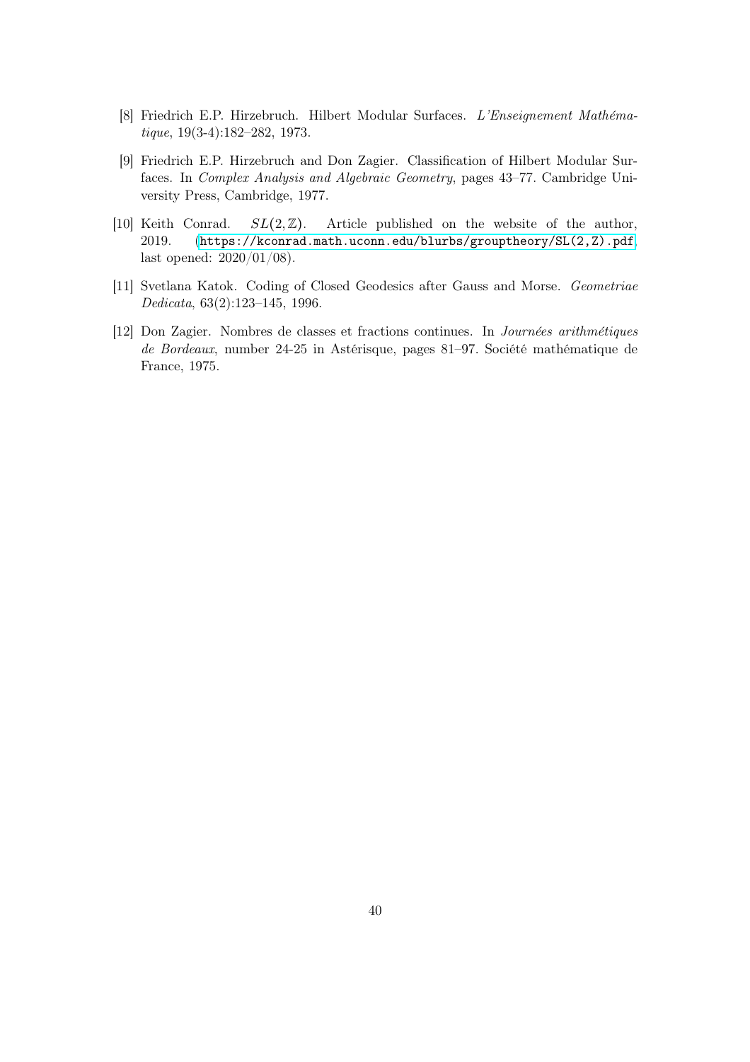[8] Friedrich E.P. Hirzebruch. Hilbert Modular Surfaces. *L'Enseignement Mathématique*, 19(3-4):182–282, 1973.

[9] Friedrich E.P. Hirzebruch and Don Zagier. Classification of Hilbert Modular Surfaces. In *Complex Analysis and Algebraic Geometry*, pages 43–77. Cambridge University Press, Cambridge, 1977.

[10] Keith Conrad. $SL(2, \mathbb{Z})$. Article published on the website of the author, 2019. (https://kconrad.math.uconn.edu/blurbs/grouptheory/SL(2,Z).pdf, last opened: 2020/01/08).

[11] Svetlana Katok. Coding of Closed Geodesics after Gauss and Morse. *Geometriae Dedicata*, 63(2):123–145, 1996.

[12] Don Zagier. Nombres de classes et fractions continues. In *Journées arithmétiques de Bordeaux*, number 24-25 in Astérisque, pages 81–97. Société mathématique de France, 1975.